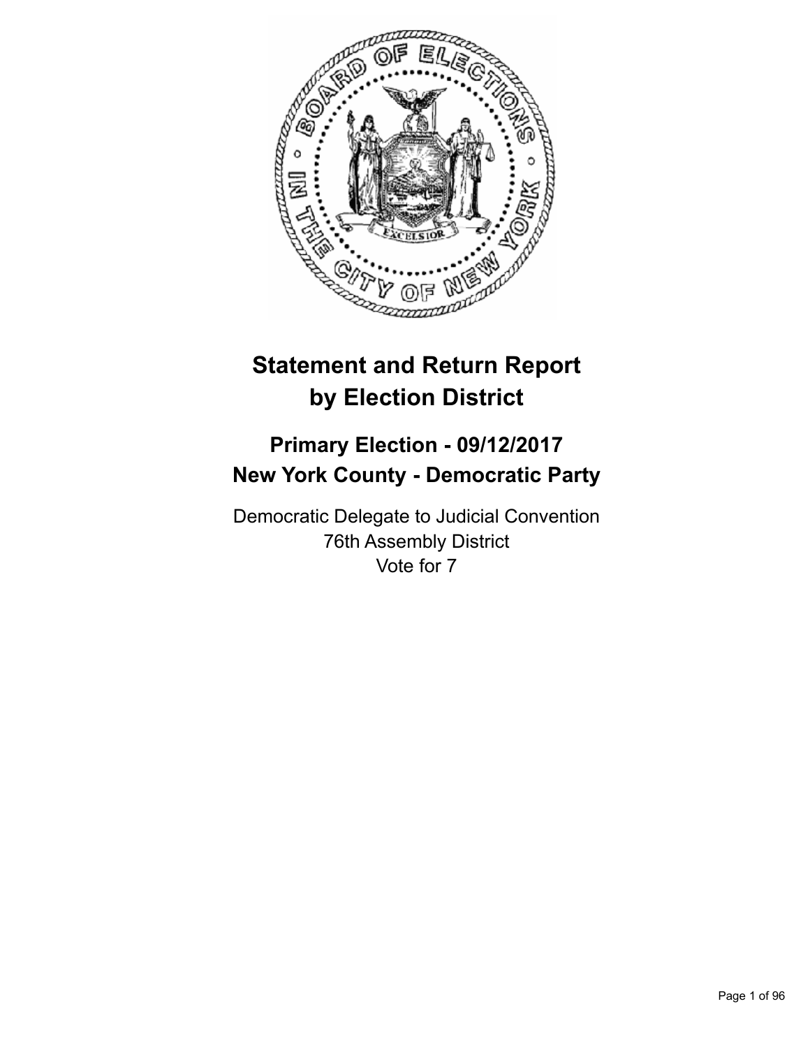# Statement and Return Report by Election District

## Primary Election - 09/12/2017
## New York County - Democratic Party

Democratic Delegate to Judicial Convention
76th Assembly District
Vote for 7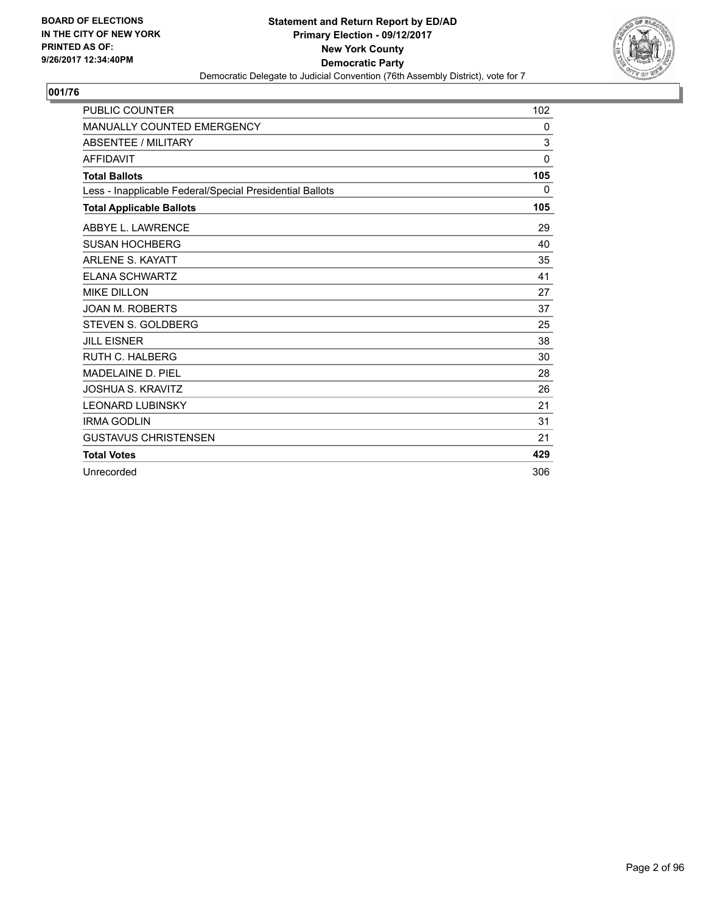BOARD OF ELECTIONS
IN THE CITY OF NEW YORK
PRINTED AS OF:
9/26/2017 12:34:40PM

**Statement and Return Report by ED/AD**
**Primary Election - 09/12/2017**
**New York County**
**Democratic Party**
Democratic Delegate to Judicial Convention (76th Assembly District), vote for 7

## 001/76

| | |
|---|---|
| PUBLIC COUNTER | 102 |
| MANUALLY COUNTED EMERGENCY | 0 |
| ABSENTEE / MILITARY | 3 |
| AFFIDAVIT | 0 |
| **Total Ballots** | **105** |
| Less - Inapplicable Federal/Special Presidential Ballots | 0 |
| **Total Applicable Ballots** | **105** |
| ABBYE L. LAWRENCE | 29 |
| SUSAN HOCHBERG | 40 |
| ARLENE S. KAYATT | 35 |
| ELANA SCHWARTZ | 41 |
| MIKE DILLON | 27 |
| JOAN M. ROBERTS | 37 |
| STEVEN S. GOLDBERG | 25 |
| JILL EISNER | 38 |
| RUTH C. HALBERG | 30 |
| MADELAINE D. PIEL | 28 |
| JOSHUA S. KRAVITZ | 26 |
| LEONARD LUBINSKY | 21 |
| IRMA GODLIN | 31 |
| GUSTAVUS CHRISTENSEN | 21 |
| **Total Votes** | **429** |
| Unrecorded | 306 |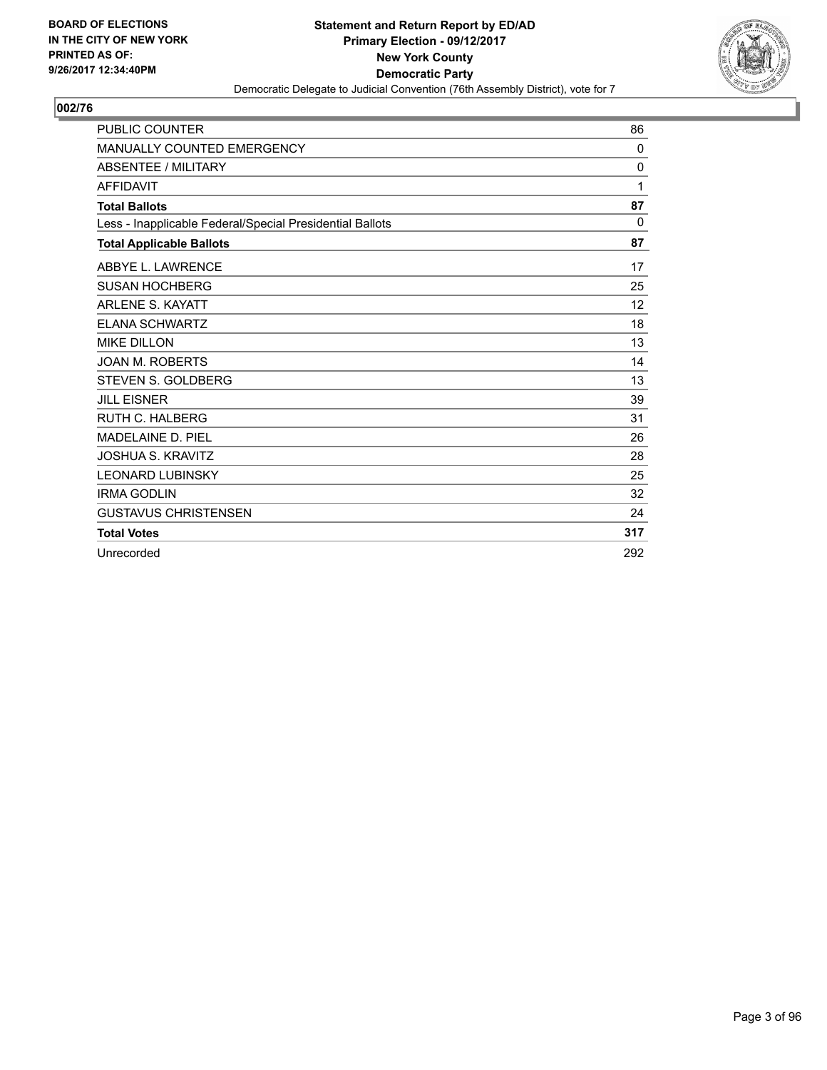BOARD OF ELECTIONS
IN THE CITY OF NEW YORK
PRINTED AS OF:
9/26/2017 12:34:40PM

**Statement and Return Report by ED/AD**
**Primary Election - 09/12/2017**
**New York County**
**Democratic Party**
Democratic Delegate to Judicial Convention (76th Assembly District), vote for 7

## 002/76

| | |
|---|---|
| PUBLIC COUNTER | 86 |
| MANUALLY COUNTED EMERGENCY | 0 |
| ABSENTEE / MILITARY | 0 |
| AFFIDAVIT | 1 |
| **Total Ballots** | **87** |
| Less - Inapplicable Federal/Special Presidential Ballots | 0 |
| **Total Applicable Ballots** | **87** |
| ABBYE L. LAWRENCE | 17 |
| SUSAN HOCHBERG | 25 |
| ARLENE S. KAYATT | 12 |
| ELANA SCHWARTZ | 18 |
| MIKE DILLON | 13 |
| JOAN M. ROBERTS | 14 |
| STEVEN S. GOLDBERG | 13 |
| JILL EISNER | 39 |
| RUTH C. HALBERG | 31 |
| MADELAINE D. PIEL | 26 |
| JOSHUA S. KRAVITZ | 28 |
| LEONARD LUBINSKY | 25 |
| IRMA GODLIN | 32 |
| GUSTAVUS CHRISTENSEN | 24 |
| **Total Votes** | **317** |
| Unrecorded | 292 |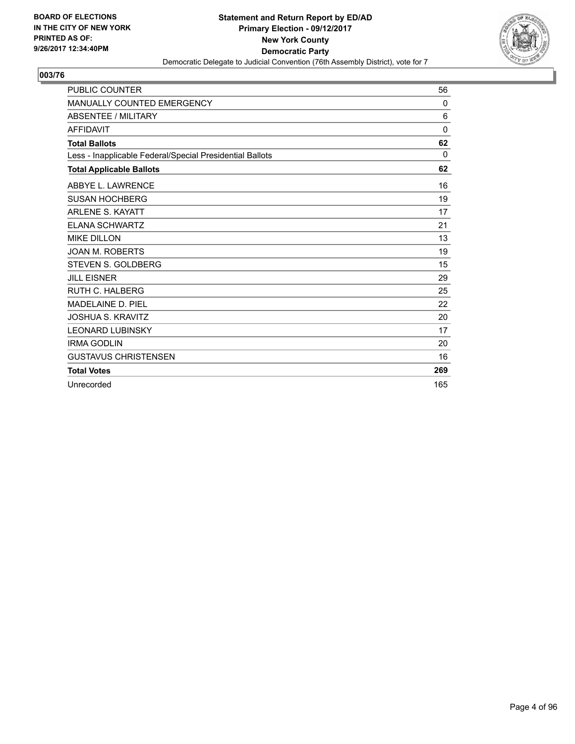BOARD OF ELECTIONS
IN THE CITY OF NEW YORK
PRINTED AS OF:
9/26/2017 12:34:40PM

**Statement and Return Report by ED/AD**
**Primary Election - 09/12/2017**
**New York County**
**Democratic Party**
Democratic Delegate to Judicial Convention (76th Assembly District), vote for 7

## 003/76

| | |
|---|---|
| PUBLIC COUNTER | 56 |
| MANUALLY COUNTED EMERGENCY | 0 |
| ABSENTEE / MILITARY | 6 |
| AFFIDAVIT | 0 |
| **Total Ballots** | **62** |
| Less - Inapplicable Federal/Special Presidential Ballots | 0 |
| **Total Applicable Ballots** | **62** |
| ABBYE L. LAWRENCE | 16 |
| SUSAN HOCHBERG | 19 |
| ARLENE S. KAYATT | 17 |
| ELANA SCHWARTZ | 21 |
| MIKE DILLON | 13 |
| JOAN M. ROBERTS | 19 |
| STEVEN S. GOLDBERG | 15 |
| JILL EISNER | 29 |
| RUTH C. HALBERG | 25 |
| MADELAINE D. PIEL | 22 |
| JOSHUA S. KRAVITZ | 20 |
| LEONARD LUBINSKY | 17 |
| IRMA GODLIN | 20 |
| GUSTAVUS CHRISTENSEN | 16 |
| **Total Votes** | **269** |
| Unrecorded | 165 |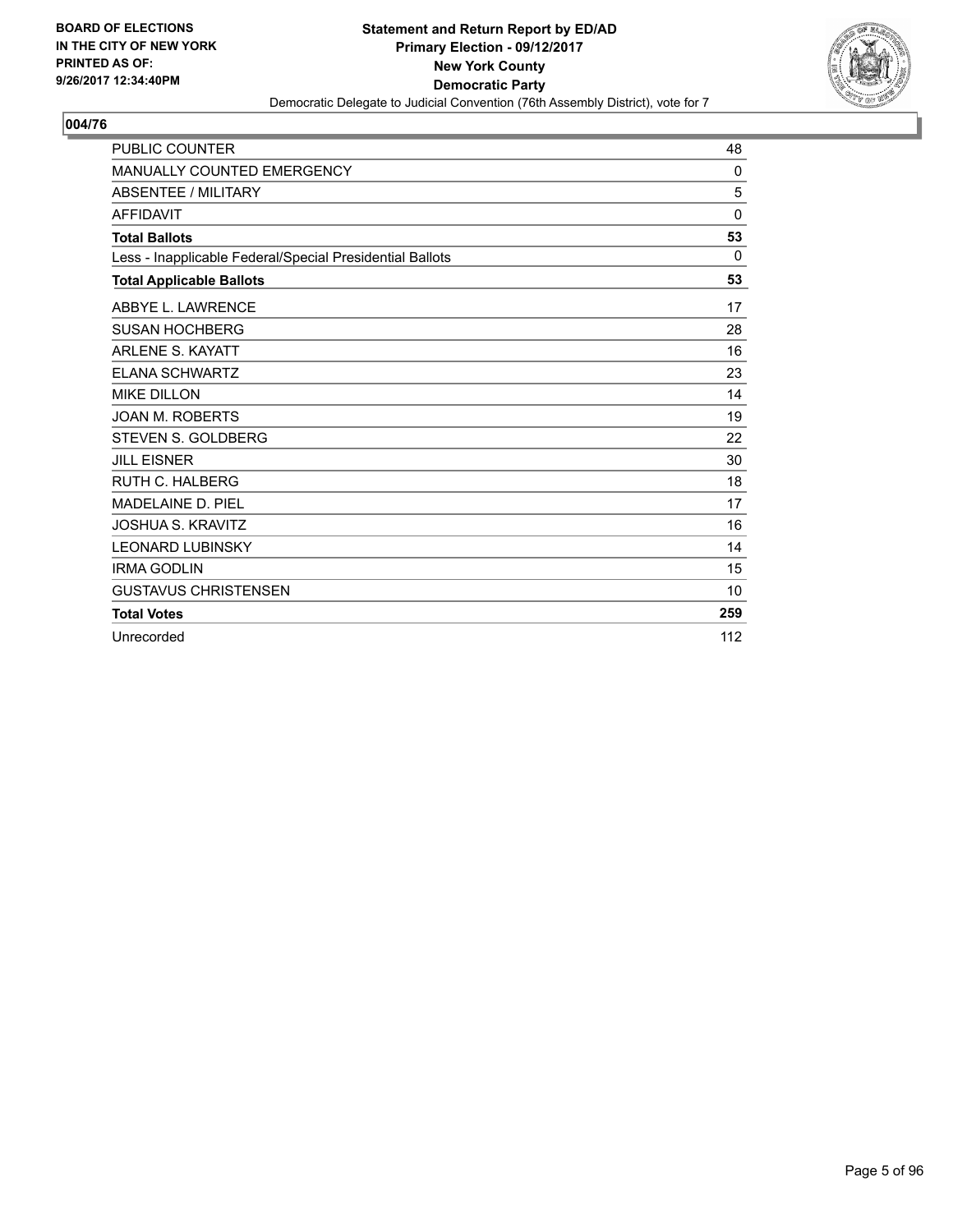BOARD OF ELECTIONS
IN THE CITY OF NEW YORK
PRINTED AS OF:
9/26/2017 12:34:40PM

**Statement and Return Report by ED/AD**
**Primary Election - 09/12/2017**
**New York County**
**Democratic Party**
Democratic Delegate to Judicial Convention (76th Assembly District), vote for 7

## 004/76

| | |
|---|---|
| PUBLIC COUNTER | 48 |
| MANUALLY COUNTED EMERGENCY | 0 |
| ABSENTEE / MILITARY | 5 |
| AFFIDAVIT | 0 |
| **Total Ballots** | **53** |
| Less - Inapplicable Federal/Special Presidential Ballots | 0 |
| **Total Applicable Ballots** | **53** |
| ABBYE L. LAWRENCE | 17 |
| SUSAN HOCHBERG | 28 |
| ARLENE S. KAYATT | 16 |
| ELANA SCHWARTZ | 23 |
| MIKE DILLON | 14 |
| JOAN M. ROBERTS | 19 |
| STEVEN S. GOLDBERG | 22 |
| JILL EISNER | 30 |
| RUTH C. HALBERG | 18 |
| MADELAINE D. PIEL | 17 |
| JOSHUA S. KRAVITZ | 16 |
| LEONARD LUBINSKY | 14 |
| IRMA GODLIN | 15 |
| GUSTAVUS CHRISTENSEN | 10 |
| **Total Votes** | **259** |
| Unrecorded | 112 |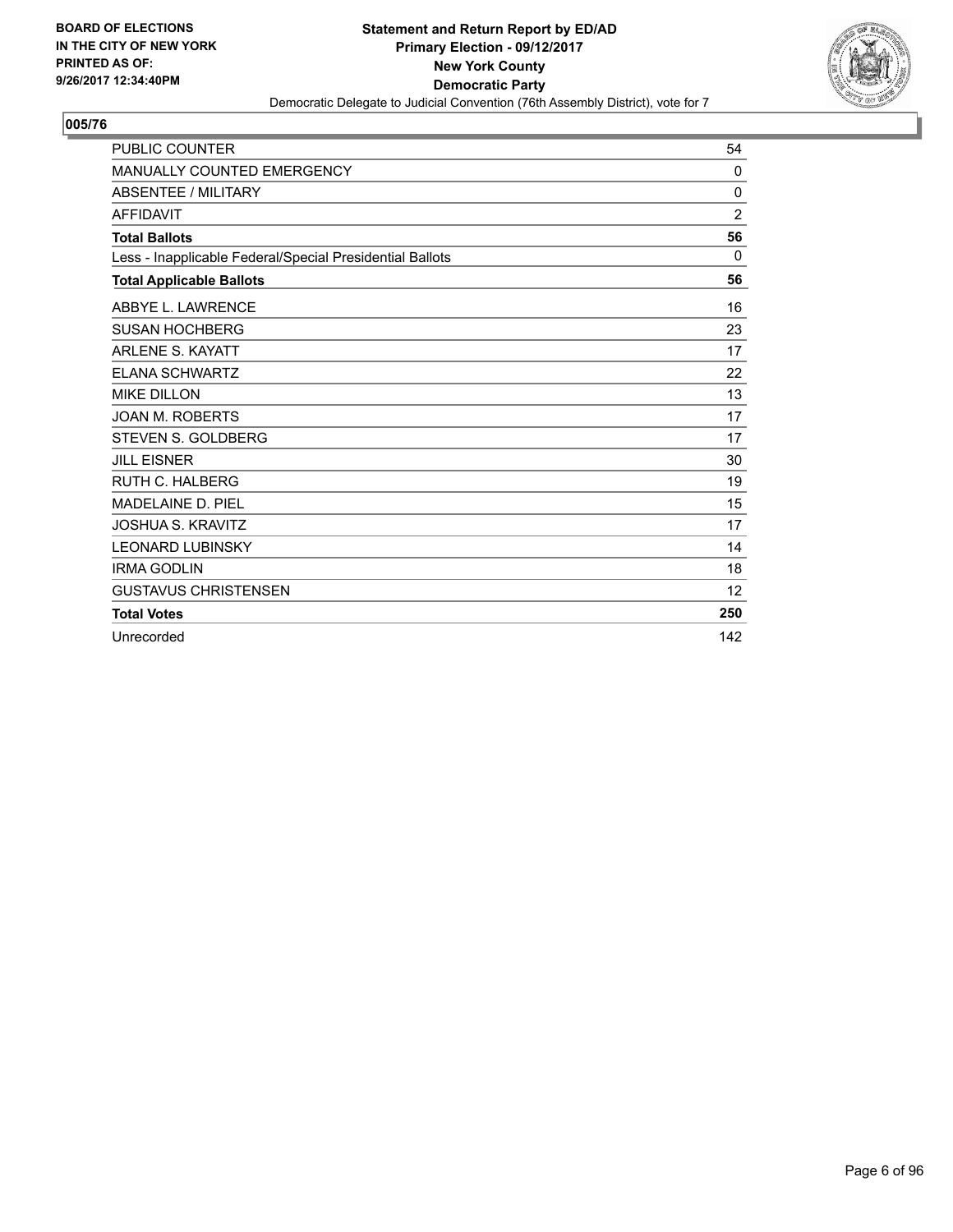**BOARD OF ELECTIONS IN THE CITY OF NEW YORK PRINTED AS OF: 9/26/2017 12:34:40PM**

**Statement and Return Report by ED/AD**
**Primary Election - 09/12/2017**
**New York County**
**Democratic Party**
Democratic Delegate to Judicial Convention (76th Assembly District), vote for 7

## 005/76

| | |
|---|---|
| PUBLIC COUNTER | 54 |
| MANUALLY COUNTED EMERGENCY | 0 |
| ABSENTEE / MILITARY | 0 |
| AFFIDAVIT | 2 |
| **Total Ballots** | **56** |
| Less - Inapplicable Federal/Special Presidential Ballots | 0 |
| **Total Applicable Ballots** | **56** |
| ABBYE L. LAWRENCE | 16 |
| SUSAN HOCHBERG | 23 |
| ARLENE S. KAYATT | 17 |
| ELANA SCHWARTZ | 22 |
| MIKE DILLON | 13 |
| JOAN M. ROBERTS | 17 |
| STEVEN S. GOLDBERG | 17 |
| JILL EISNER | 30 |
| RUTH C. HALBERG | 19 |
| MADELAINE D. PIEL | 15 |
| JOSHUA S. KRAVITZ | 17 |
| LEONARD LUBINSKY | 14 |
| IRMA GODLIN | 18 |
| GUSTAVUS CHRISTENSEN | 12 |
| **Total Votes** | **250** |
| Unrecorded | 142 |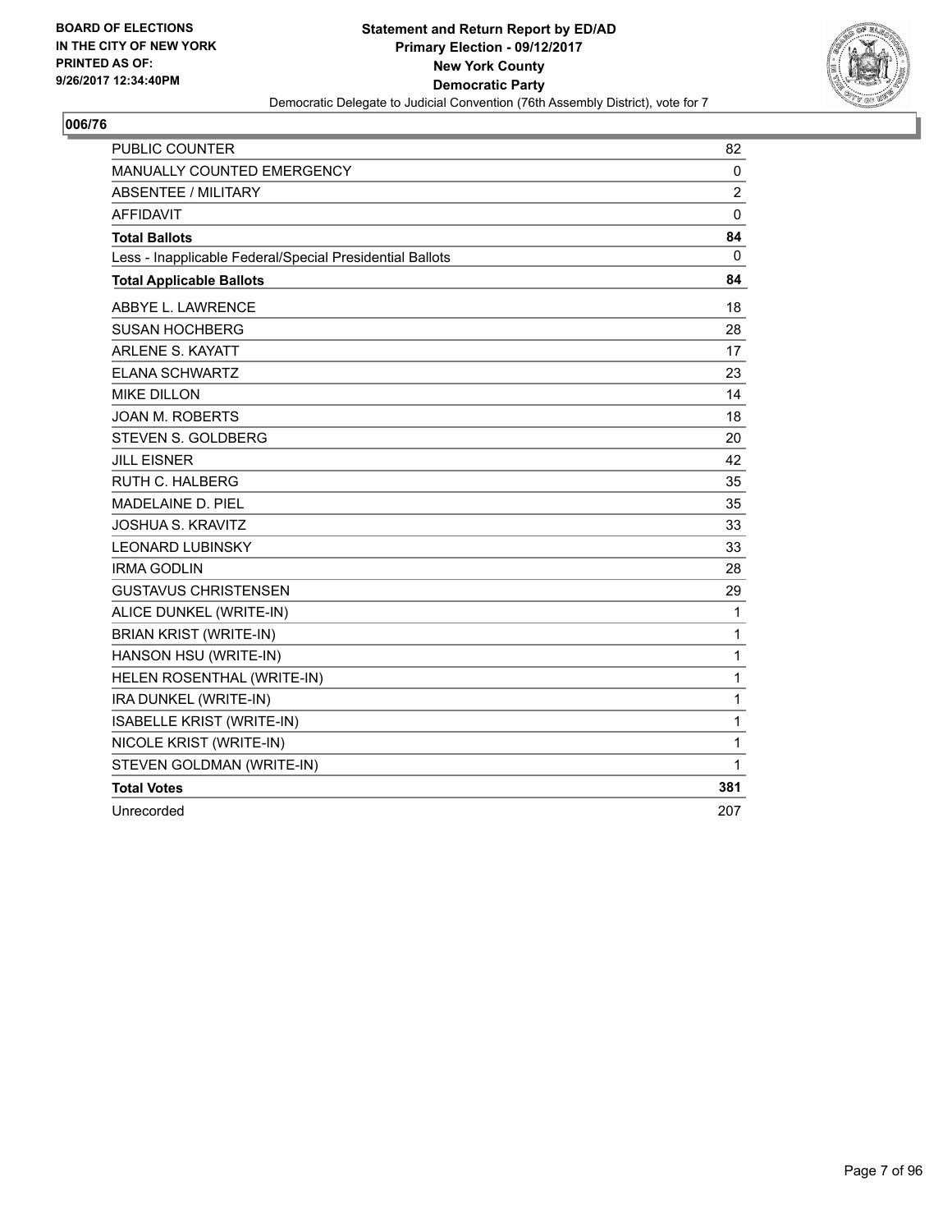BOARD OF ELECTIONS
IN THE CITY OF NEW YORK
PRINTED AS OF:
9/26/2017 12:34:40PM

**Statement and Return Report by ED/AD**
**Primary Election - 09/12/2017**
**New York County**
**Democratic Party**
Democratic Delegate to Judicial Convention (76th Assembly District), vote for 7

## 006/76

| | |
|---|---|
| PUBLIC COUNTER | 82 |
| MANUALLY COUNTED EMERGENCY | 0 |
| ABSENTEE / MILITARY | 2 |
| AFFIDAVIT | 0 |
| **Total Ballots** | **84** |
| Less - Inapplicable Federal/Special Presidential Ballots | 0 |
| **Total Applicable Ballots** | **84** |
| ABBYE L. LAWRENCE | 18 |
| SUSAN HOCHBERG | 28 |
| ARLENE S. KAYATT | 17 |
| ELANA SCHWARTZ | 23 |
| MIKE DILLON | 14 |
| JOAN M. ROBERTS | 18 |
| STEVEN S. GOLDBERG | 20 |
| JILL EISNER | 42 |
| RUTH C. HALBERG | 35 |
| MADELAINE D. PIEL | 35 |
| JOSHUA S. KRAVITZ | 33 |
| LEONARD LUBINSKY | 33 |
| IRMA GODLIN | 28 |
| GUSTAVUS CHRISTENSEN | 29 |
| ALICE DUNKEL (WRITE-IN) | 1 |
| BRIAN KRIST (WRITE-IN) | 1 |
| HANSON HSU (WRITE-IN) | 1 |
| HELEN ROSENTHAL (WRITE-IN) | 1 |
| IRA DUNKEL (WRITE-IN) | 1 |
| ISABELLE KRIST (WRITE-IN) | 1 |
| NICOLE KRIST (WRITE-IN) | 1 |
| STEVEN GOLDMAN (WRITE-IN) | 1 |
| **Total Votes** | **381** |
| Unrecorded | 207 |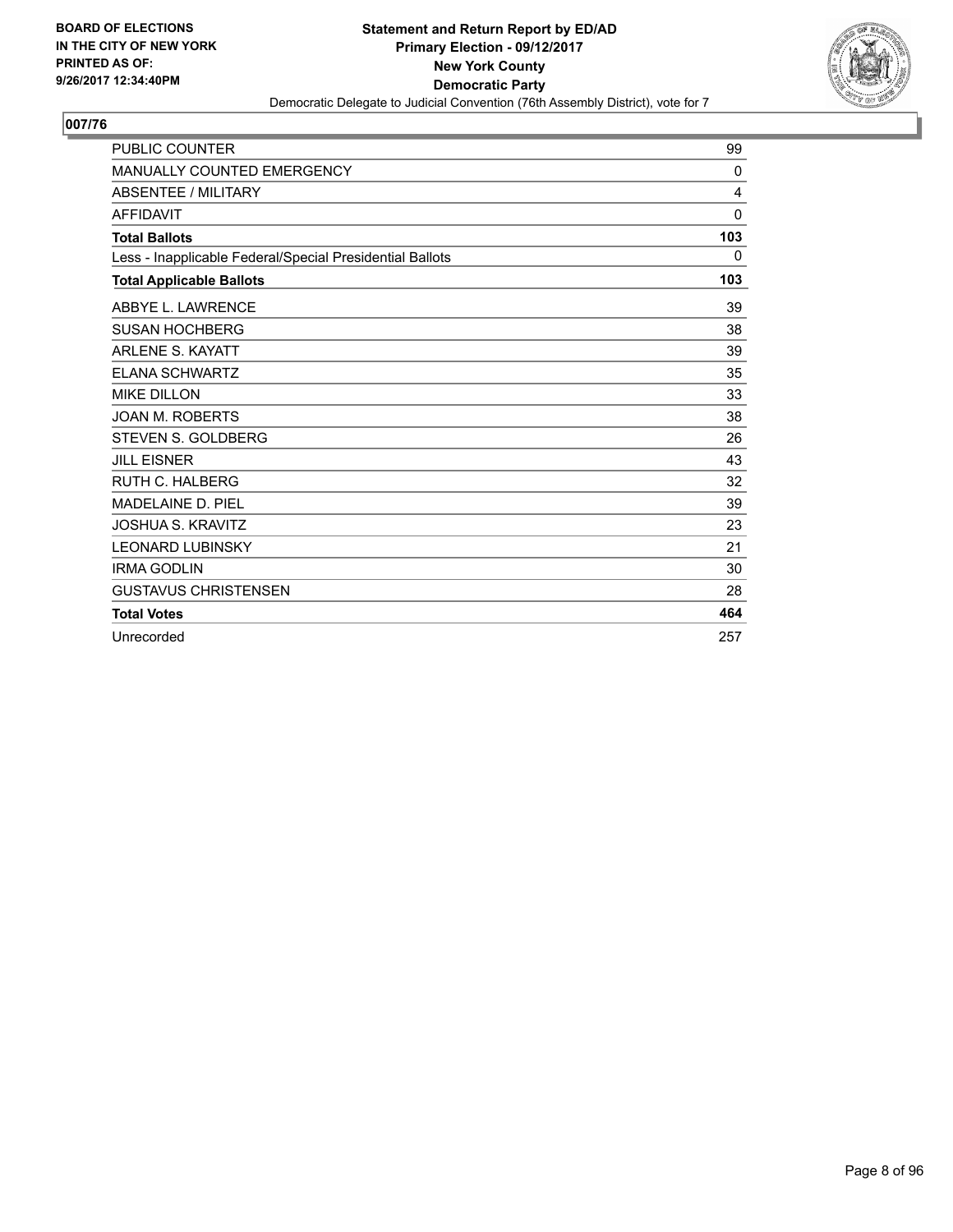BOARD OF ELECTIONS
IN THE CITY OF NEW YORK
PRINTED AS OF:
9/26/2017 12:34:40PM

**Statement and Return Report by ED/AD**
**Primary Election - 09/12/2017**
**New York County**
**Democratic Party**
Democratic Delegate to Judicial Convention (76th Assembly District), vote for 7

## 007/76

| | |
|---|---|
| PUBLIC COUNTER | 99 |
| MANUALLY COUNTED EMERGENCY | 0 |
| ABSENTEE / MILITARY | 4 |
| AFFIDAVIT | 0 |
| **Total Ballots** | **103** |
| Less - Inapplicable Federal/Special Presidential Ballots | 0 |
| **Total Applicable Ballots** | **103** |
| ABBYE L. LAWRENCE | 39 |
| SUSAN HOCHBERG | 38 |
| ARLENE S. KAYATT | 39 |
| ELANA SCHWARTZ | 35 |
| MIKE DILLON | 33 |
| JOAN M. ROBERTS | 38 |
| STEVEN S. GOLDBERG | 26 |
| JILL EISNER | 43 |
| RUTH C. HALBERG | 32 |
| MADELAINE D. PIEL | 39 |
| JOSHUA S. KRAVITZ | 23 |
| LEONARD LUBINSKY | 21 |
| IRMA GODLIN | 30 |
| GUSTAVUS CHRISTENSEN | 28 |
| **Total Votes** | **464** |
| Unrecorded | 257 |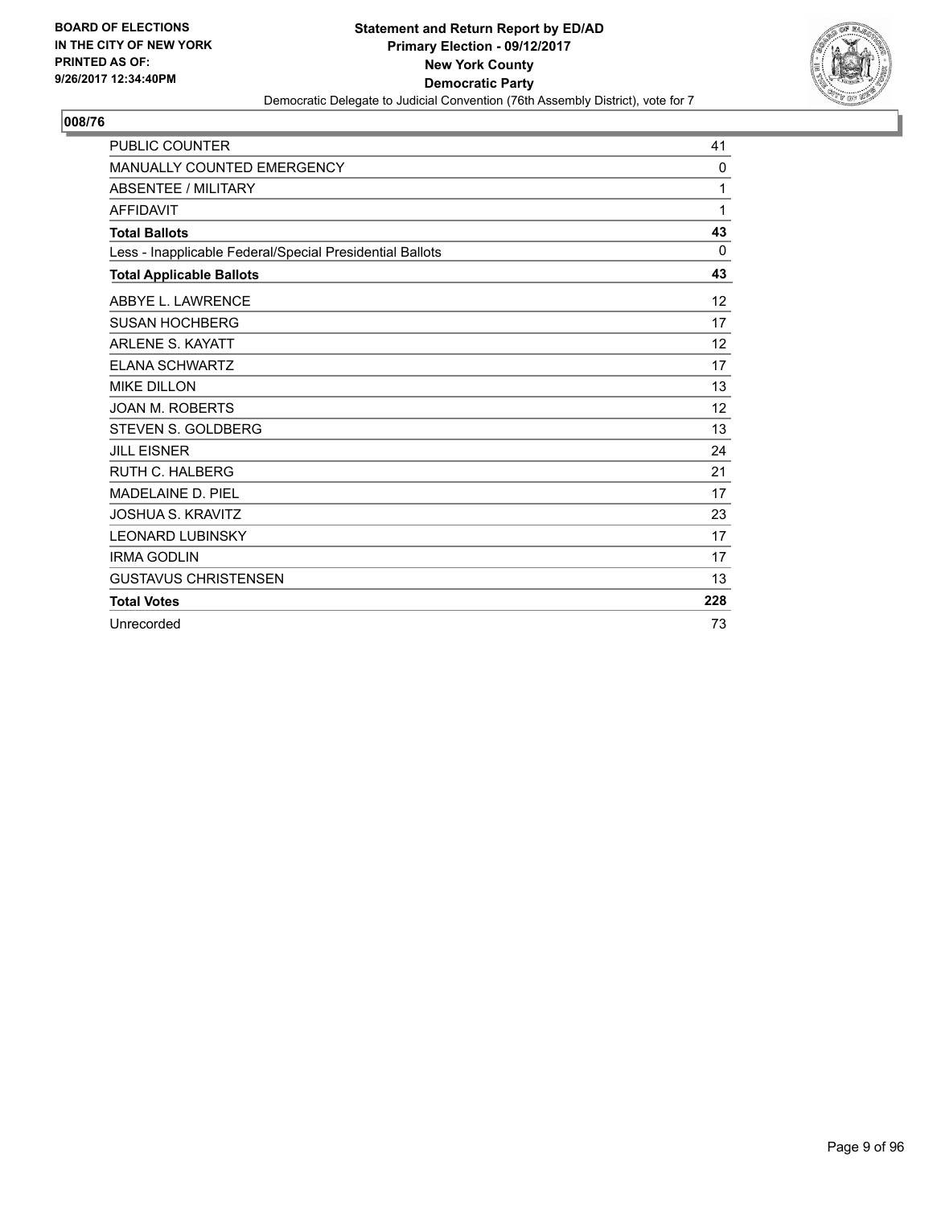**BOARD OF ELECTIONS IN THE CITY OF NEW YORK PRINTED AS OF: 9/26/2017 12:34:40PM**

**Statement and Return Report by ED/AD**
**Primary Election - 09/12/2017**
**New York County**
**Democratic Party**
Democratic Delegate to Judicial Convention (76th Assembly District), vote for 7

## 008/76

| | |
|---|---|
| PUBLIC COUNTER | 41 |
| MANUALLY COUNTED EMERGENCY | 0 |
| ABSENTEE / MILITARY | 1 |
| AFFIDAVIT | 1 |
| **Total Ballots** | **43** |
| Less - Inapplicable Federal/Special Presidential Ballots | 0 |
| **Total Applicable Ballots** | **43** |
| ABBYE L. LAWRENCE | 12 |
| SUSAN HOCHBERG | 17 |
| ARLENE S. KAYATT | 12 |
| ELANA SCHWARTZ | 17 |
| MIKE DILLON | 13 |
| JOAN M. ROBERTS | 12 |
| STEVEN S. GOLDBERG | 13 |
| JILL EISNER | 24 |
| RUTH C. HALBERG | 21 |
| MADELAINE D. PIEL | 17 |
| JOSHUA S. KRAVITZ | 23 |
| LEONARD LUBINSKY | 17 |
| IRMA GODLIN | 17 |
| GUSTAVUS CHRISTENSEN | 13 |
| **Total Votes** | **228** |
| Unrecorded | 73 |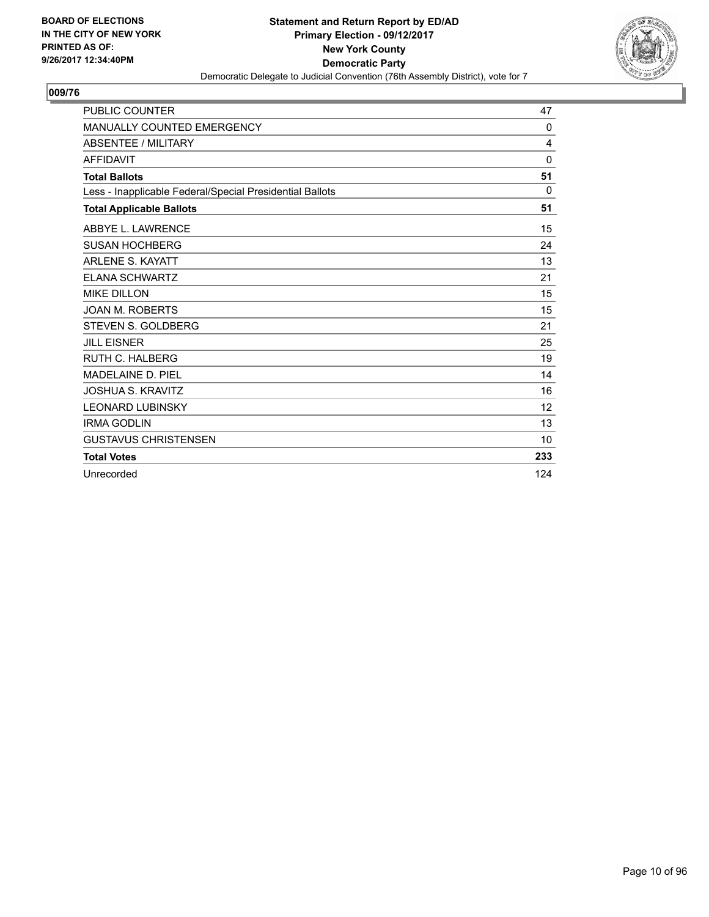BOARD OF ELECTIONS
IN THE CITY OF NEW YORK
PRINTED AS OF:
9/26/2017 12:34:40PM

**Statement and Return Report by ED/AD**
**Primary Election - 09/12/2017**
**New York County**
**Democratic Party**
Democratic Delegate to Judicial Convention (76th Assembly District), vote for 7

## 009/76

| | |
|---|---|
| PUBLIC COUNTER | 47 |
| MANUALLY COUNTED EMERGENCY | 0 |
| ABSENTEE / MILITARY | 4 |
| AFFIDAVIT | 0 |
| **Total Ballots** | **51** |
| Less - Inapplicable Federal/Special Presidential Ballots | 0 |
| **Total Applicable Ballots** | **51** |
| ABBYE L. LAWRENCE | 15 |
| SUSAN HOCHBERG | 24 |
| ARLENE S. KAYATT | 13 |
| ELANA SCHWARTZ | 21 |
| MIKE DILLON | 15 |
| JOAN M. ROBERTS | 15 |
| STEVEN S. GOLDBERG | 21 |
| JILL EISNER | 25 |
| RUTH C. HALBERG | 19 |
| MADELAINE D. PIEL | 14 |
| JOSHUA S. KRAVITZ | 16 |
| LEONARD LUBINSKY | 12 |
| IRMA GODLIN | 13 |
| GUSTAVUS CHRISTENSEN | 10 |
| **Total Votes** | **233** |
| Unrecorded | 124 |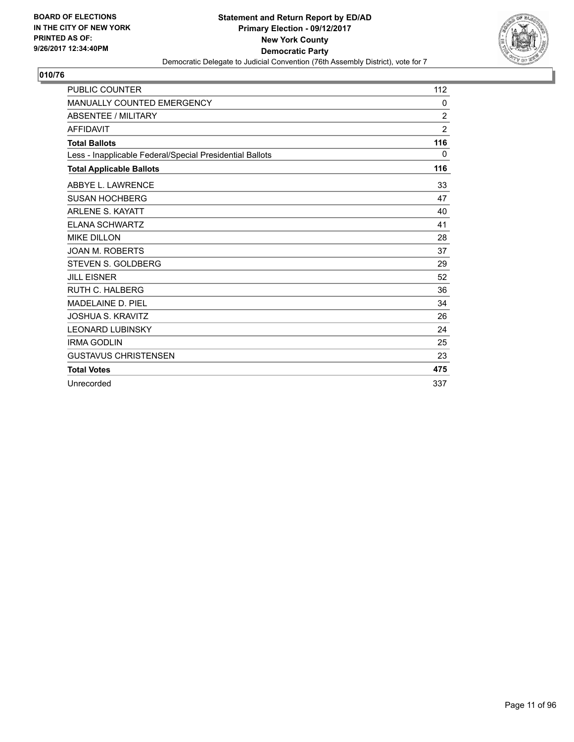BOARD OF ELECTIONS
IN THE CITY OF NEW YORK
PRINTED AS OF:
9/26/2017 12:34:40PM

**Statement and Return Report by ED/AD**
**Primary Election - 09/12/2017**
**New York County**
**Democratic Party**
Democratic Delegate to Judicial Convention (76th Assembly District), vote for 7

## 010/76

| | |
|---|---|
| PUBLIC COUNTER | 112 |
| MANUALLY COUNTED EMERGENCY | 0 |
| ABSENTEE / MILITARY | 2 |
| AFFIDAVIT | 2 |
| **Total Ballots** | **116** |
| Less - Inapplicable Federal/Special Presidential Ballots | 0 |
| **Total Applicable Ballots** | **116** |
| ABBYE L. LAWRENCE | 33 |
| SUSAN HOCHBERG | 47 |
| ARLENE S. KAYATT | 40 |
| ELANA SCHWARTZ | 41 |
| MIKE DILLON | 28 |
| JOAN M. ROBERTS | 37 |
| STEVEN S. GOLDBERG | 29 |
| JILL EISNER | 52 |
| RUTH C. HALBERG | 36 |
| MADELAINE D. PIEL | 34 |
| JOSHUA S. KRAVITZ | 26 |
| LEONARD LUBINSKY | 24 |
| IRMA GODLIN | 25 |
| GUSTAVUS CHRISTENSEN | 23 |
| **Total Votes** | **475** |
| Unrecorded | 337 |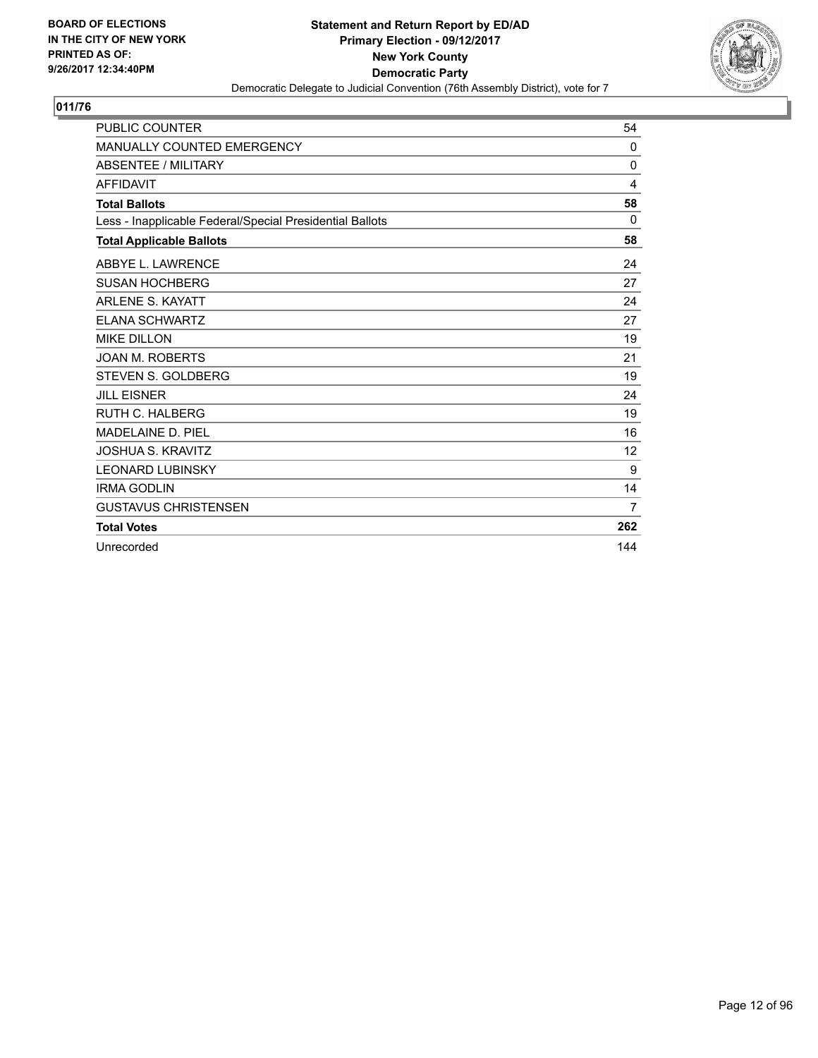BOARD OF ELECTIONS
IN THE CITY OF NEW YORK
PRINTED AS OF:
9/26/2017 12:34:40PM

**Statement and Return Report by ED/AD**
**Primary Election - 09/12/2017**
**New York County**
**Democratic Party**
Democratic Delegate to Judicial Convention (76th Assembly District), vote for 7

## 011/76

| | |
|---|---|
| PUBLIC COUNTER | 54 |
| MANUALLY COUNTED EMERGENCY | 0 |
| ABSENTEE / MILITARY | 0 |
| AFFIDAVIT | 4 |
| **Total Ballots** | **58** |
| Less - Inapplicable Federal/Special Presidential Ballots | 0 |
| **Total Applicable Ballots** | **58** |
| ABBYE L. LAWRENCE | 24 |
| SUSAN HOCHBERG | 27 |
| ARLENE S. KAYATT | 24 |
| ELANA SCHWARTZ | 27 |
| MIKE DILLON | 19 |
| JOAN M. ROBERTS | 21 |
| STEVEN S. GOLDBERG | 19 |
| JILL EISNER | 24 |
| RUTH C. HALBERG | 19 |
| MADELAINE D. PIEL | 16 |
| JOSHUA S. KRAVITZ | 12 |
| LEONARD LUBINSKY | 9 |
| IRMA GODLIN | 14 |
| GUSTAVUS CHRISTENSEN | 7 |
| **Total Votes** | **262** |
| Unrecorded | 144 |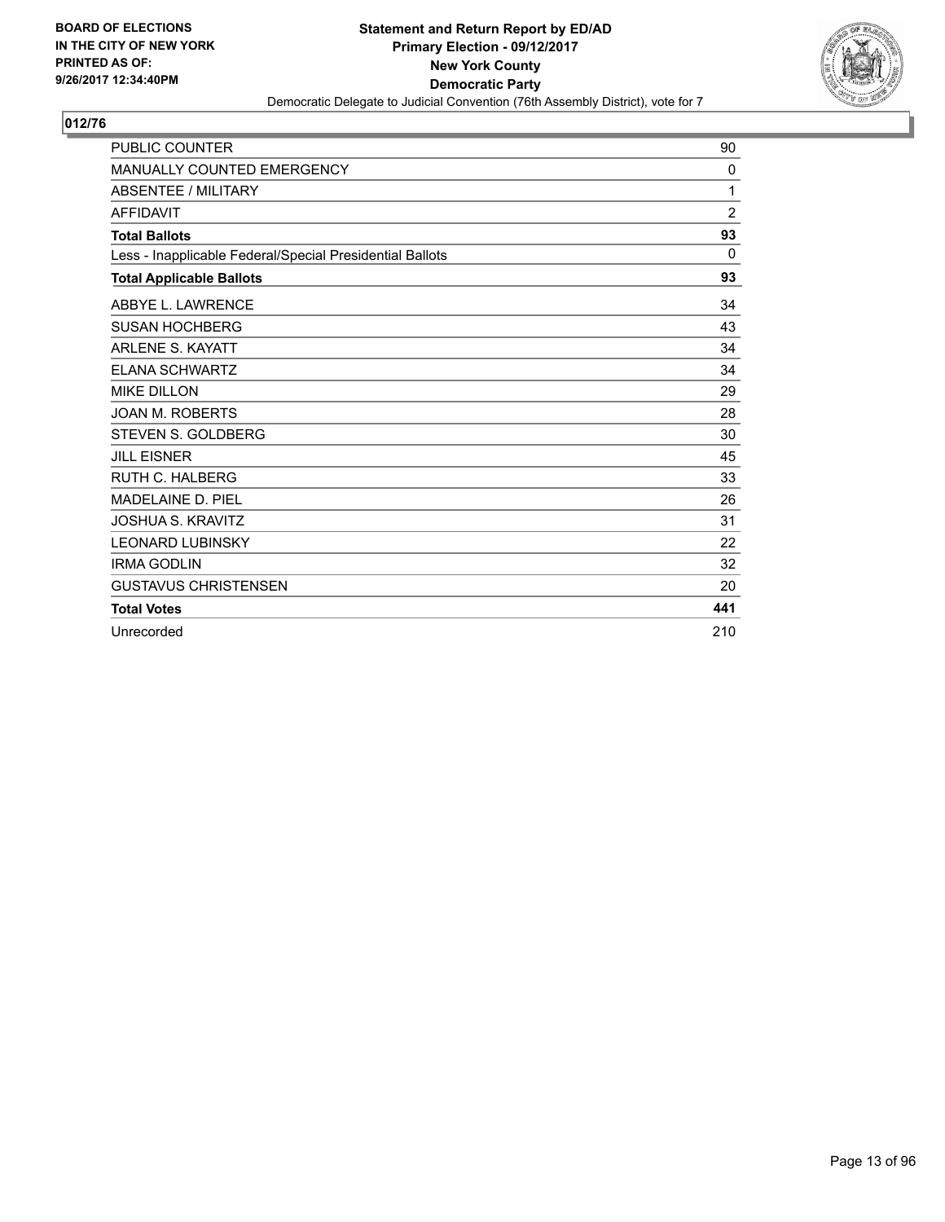BOARD OF ELECTIONS
IN THE CITY OF NEW YORK
PRINTED AS OF:
9/26/2017 12:34:40PM

**Statement and Return Report by ED/AD**
**Primary Election - 09/12/2017**
**New York County**
**Democratic Party**
Democratic Delegate to Judicial Convention (76th Assembly District), vote for 7

## 012/76

| | |
|---|---|
| PUBLIC COUNTER | 90 |
| MANUALLY COUNTED EMERGENCY | 0 |
| ABSENTEE / MILITARY | 1 |
| AFFIDAVIT | 2 |
| **Total Ballots** | **93** |
| Less - Inapplicable Federal/Special Presidential Ballots | 0 |
| **Total Applicable Ballots** | **93** |
| ABBYE L. LAWRENCE | 34 |
| SUSAN HOCHBERG | 43 |
| ARLENE S. KAYATT | 34 |
| ELANA SCHWARTZ | 34 |
| MIKE DILLON | 29 |
| JOAN M. ROBERTS | 28 |
| STEVEN S. GOLDBERG | 30 |
| JILL EISNER | 45 |
| RUTH C. HALBERG | 33 |
| MADELAINE D. PIEL | 26 |
| JOSHUA S. KRAVITZ | 31 |
| LEONARD LUBINSKY | 22 |
| IRMA GODLIN | 32 |
| GUSTAVUS CHRISTENSEN | 20 |
| **Total Votes** | **441** |
| Unrecorded | 210 |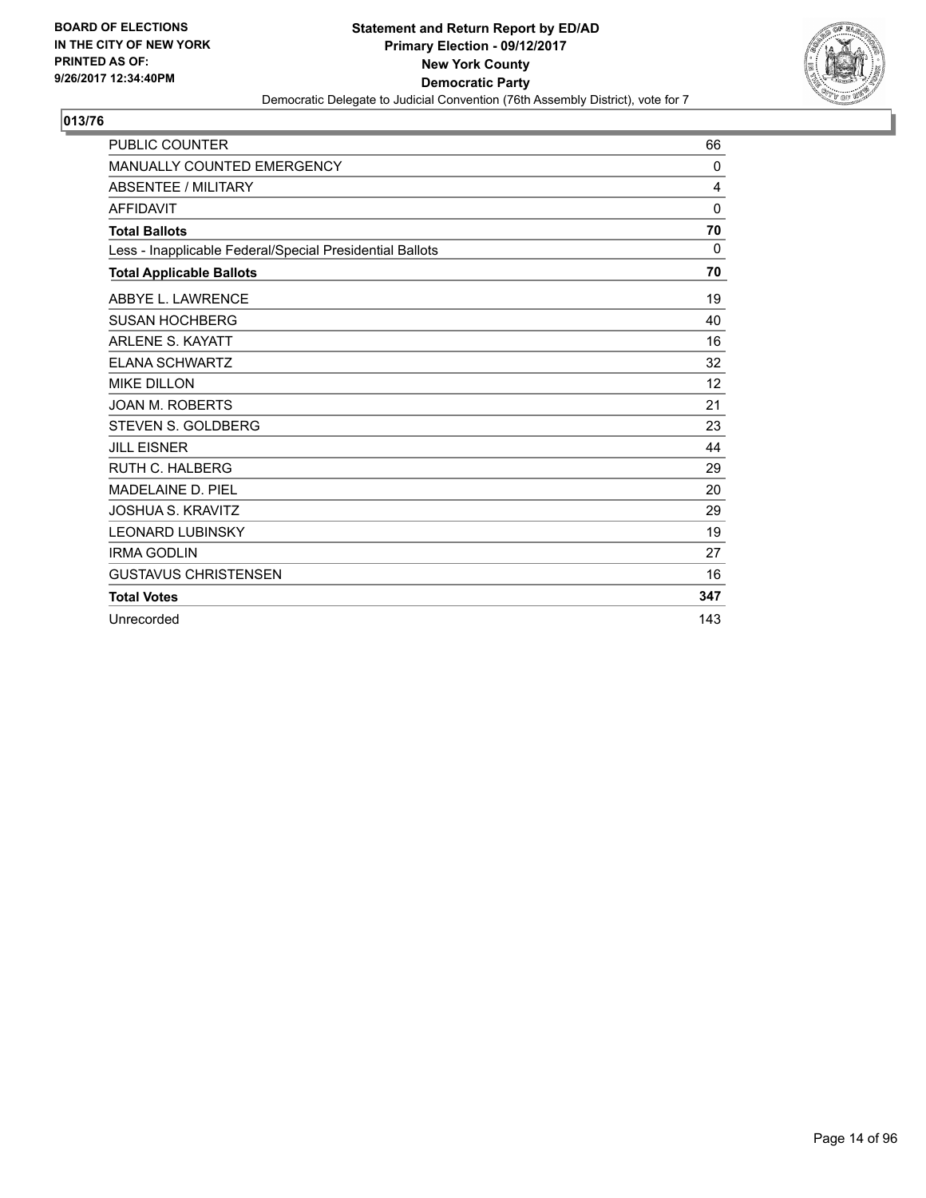BOARD OF ELECTIONS
IN THE CITY OF NEW YORK
PRINTED AS OF:
9/26/2017 12:34:40PM

**Statement and Return Report by ED/AD**
**Primary Election - 09/12/2017**
**New York County**
**Democratic Party**
Democratic Delegate to Judicial Convention (76th Assembly District), vote for 7

## 013/76

| | |
|---|---|
| PUBLIC COUNTER | 66 |
| MANUALLY COUNTED EMERGENCY | 0 |
| ABSENTEE / MILITARY | 4 |
| AFFIDAVIT | 0 |
| **Total Ballots** | **70** |
| Less - Inapplicable Federal/Special Presidential Ballots | 0 |
| **Total Applicable Ballots** | **70** |
| ABBYE L. LAWRENCE | 19 |
| SUSAN HOCHBERG | 40 |
| ARLENE S. KAYATT | 16 |
| ELANA SCHWARTZ | 32 |
| MIKE DILLON | 12 |
| JOAN M. ROBERTS | 21 |
| STEVEN S. GOLDBERG | 23 |
| JILL EISNER | 44 |
| RUTH C. HALBERG | 29 |
| MADELAINE D. PIEL | 20 |
| JOSHUA S. KRAVITZ | 29 |
| LEONARD LUBINSKY | 19 |
| IRMA GODLIN | 27 |
| GUSTAVUS CHRISTENSEN | 16 |
| **Total Votes** | **347** |
| Unrecorded | 143 |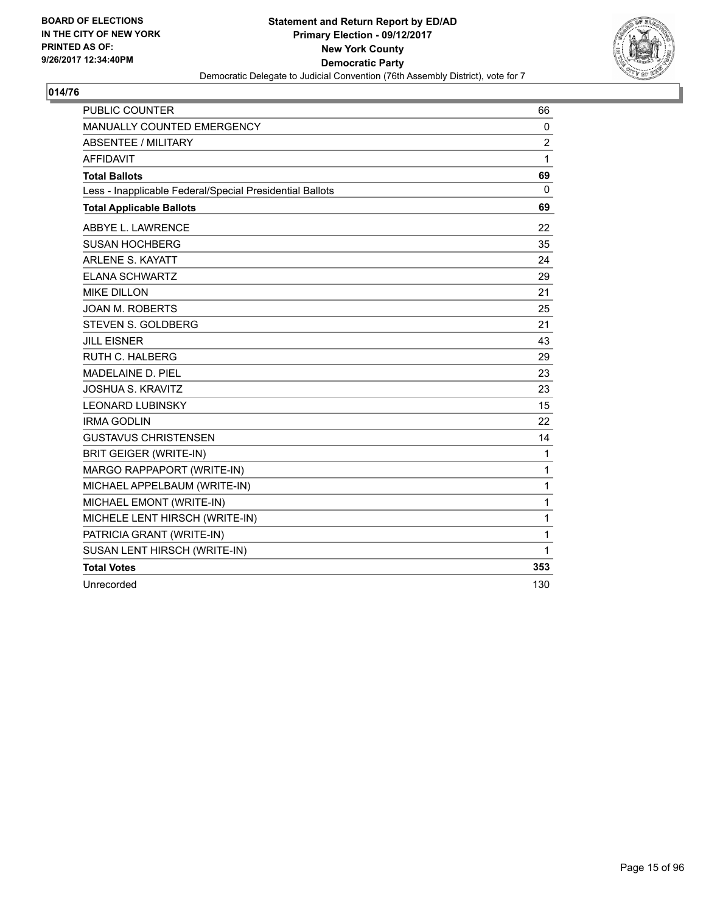BOARD OF ELECTIONS
IN THE CITY OF NEW YORK
PRINTED AS OF:
9/26/2017 12:34:40PM

**Statement and Return Report by ED/AD**
**Primary Election - 09/12/2017**
**New York County**
**Democratic Party**
Democratic Delegate to Judicial Convention (76th Assembly District), vote for 7

## 014/76

| | |
|---|---|
| PUBLIC COUNTER | 66 |
| MANUALLY COUNTED EMERGENCY | 0 |
| ABSENTEE / MILITARY | 2 |
| AFFIDAVIT | 1 |
| **Total Ballots** | **69** |
| Less - Inapplicable Federal/Special Presidential Ballots | 0 |
| **Total Applicable Ballots** | **69** |
| ABBYE L. LAWRENCE | 22 |
| SUSAN HOCHBERG | 35 |
| ARLENE S. KAYATT | 24 |
| ELANA SCHWARTZ | 29 |
| MIKE DILLON | 21 |
| JOAN M. ROBERTS | 25 |
| STEVEN S. GOLDBERG | 21 |
| JILL EISNER | 43 |
| RUTH C. HALBERG | 29 |
| MADELAINE D. PIEL | 23 |
| JOSHUA S. KRAVITZ | 23 |
| LEONARD LUBINSKY | 15 |
| IRMA GODLIN | 22 |
| GUSTAVUS CHRISTENSEN | 14 |
| BRIT GEIGER (WRITE-IN) | 1 |
| MARGO RAPPAPORT (WRITE-IN) | 1 |
| MICHAEL APPELBAUM (WRITE-IN) | 1 |
| MICHAEL EMONT (WRITE-IN) | 1 |
| MICHELE LENT HIRSCH (WRITE-IN) | 1 |
| PATRICIA GRANT (WRITE-IN) | 1 |
| SUSAN LENT HIRSCH (WRITE-IN) | 1 |
| **Total Votes** | **353** |
| Unrecorded | 130 |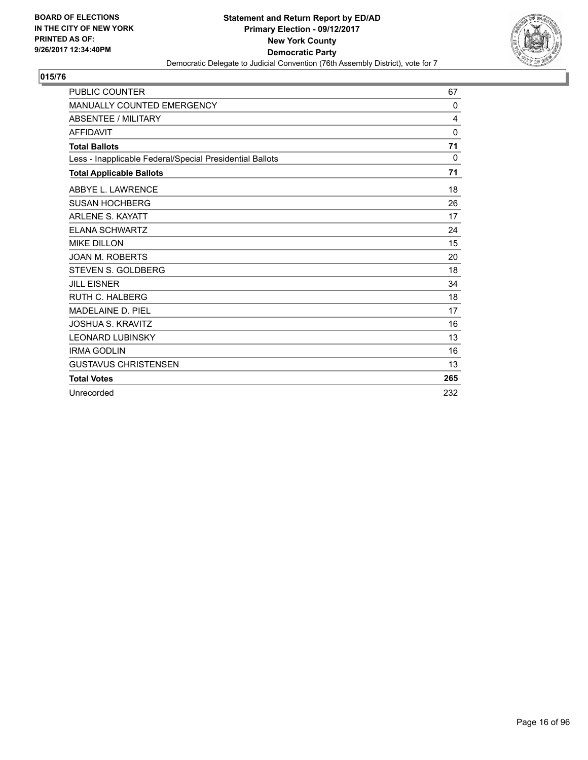BOARD OF ELECTIONS
IN THE CITY OF NEW YORK
PRINTED AS OF:
9/26/2017 12:34:40PM

**Statement and Return Report by ED/AD**
**Primary Election - 09/12/2017**
**New York County**
**Democratic Party**
Democratic Delegate to Judicial Convention (76th Assembly District), vote for 7

## 015/76

| | |
|---|---|
| PUBLIC COUNTER | 67 |
| MANUALLY COUNTED EMERGENCY | 0 |
| ABSENTEE / MILITARY | 4 |
| AFFIDAVIT | 0 |
| **Total Ballots** | **71** |
| Less - Inapplicable Federal/Special Presidential Ballots | 0 |
| **Total Applicable Ballots** | **71** |
| ABBYE L. LAWRENCE | 18 |
| SUSAN HOCHBERG | 26 |
| ARLENE S. KAYATT | 17 |
| ELANA SCHWARTZ | 24 |
| MIKE DILLON | 15 |
| JOAN M. ROBERTS | 20 |
| STEVEN S. GOLDBERG | 18 |
| JILL EISNER | 34 |
| RUTH C. HALBERG | 18 |
| MADELAINE D. PIEL | 17 |
| JOSHUA S. KRAVITZ | 16 |
| LEONARD LUBINSKY | 13 |
| IRMA GODLIN | 16 |
| GUSTAVUS CHRISTENSEN | 13 |
| **Total Votes** | **265** |
| Unrecorded | 232 |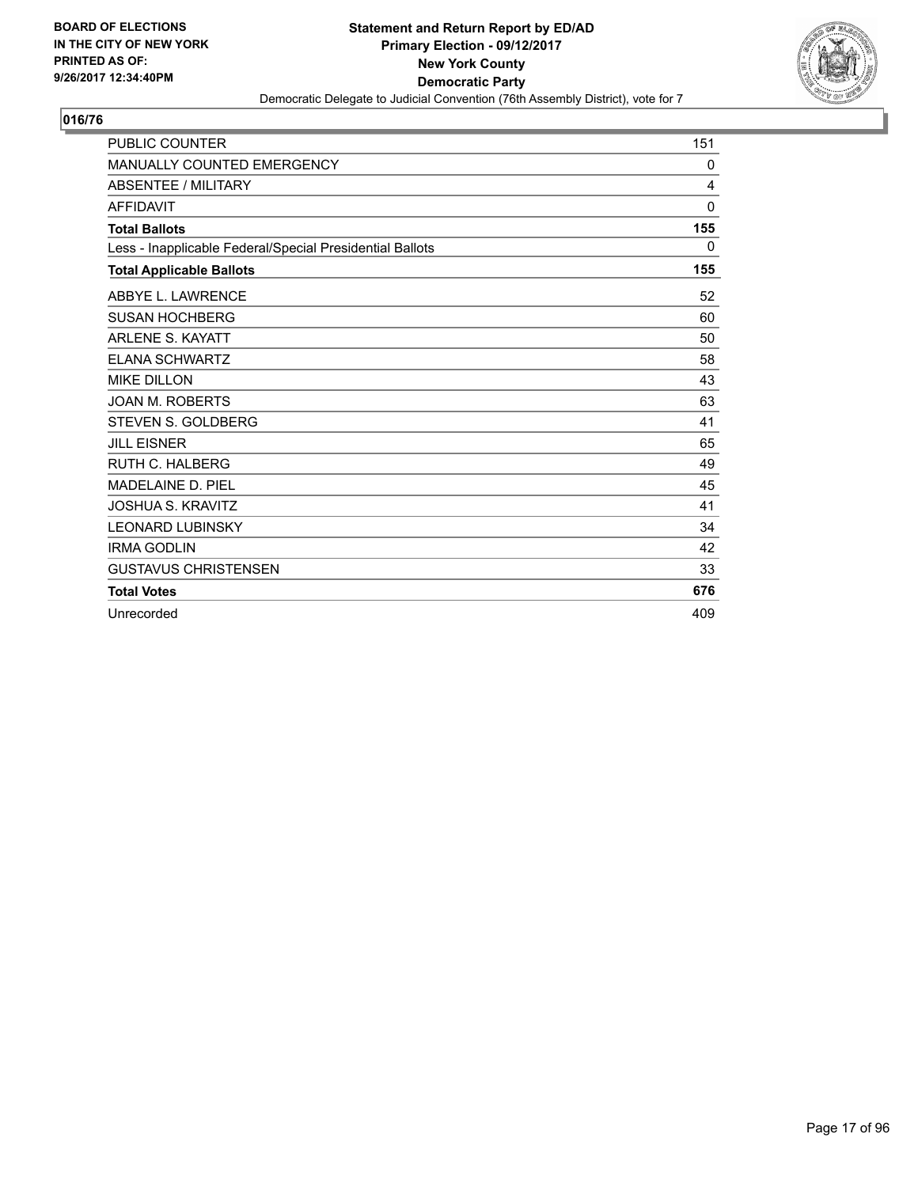BOARD OF ELECTIONS
IN THE CITY OF NEW YORK
PRINTED AS OF:
9/26/2017 12:34:40PM

**Statement and Return Report by ED/AD**
**Primary Election - 09/12/2017**
**New York County**
**Democratic Party**
Democratic Delegate to Judicial Convention (76th Assembly District), vote for 7

## 016/76

| | |
|---|---|
| PUBLIC COUNTER | 151 |
| MANUALLY COUNTED EMERGENCY | 0 |
| ABSENTEE / MILITARY | 4 |
| AFFIDAVIT | 0 |
| **Total Ballots** | **155** |
| Less - Inapplicable Federal/Special Presidential Ballots | 0 |
| **Total Applicable Ballots** | **155** |
| ABBYE L. LAWRENCE | 52 |
| SUSAN HOCHBERG | 60 |
| ARLENE S. KAYATT | 50 |
| ELANA SCHWARTZ | 58 |
| MIKE DILLON | 43 |
| JOAN M. ROBERTS | 63 |
| STEVEN S. GOLDBERG | 41 |
| JILL EISNER | 65 |
| RUTH C. HALBERG | 49 |
| MADELAINE D. PIEL | 45 |
| JOSHUA S. KRAVITZ | 41 |
| LEONARD LUBINSKY | 34 |
| IRMA GODLIN | 42 |
| GUSTAVUS CHRISTENSEN | 33 |
| **Total Votes** | **676** |
| Unrecorded | 409 |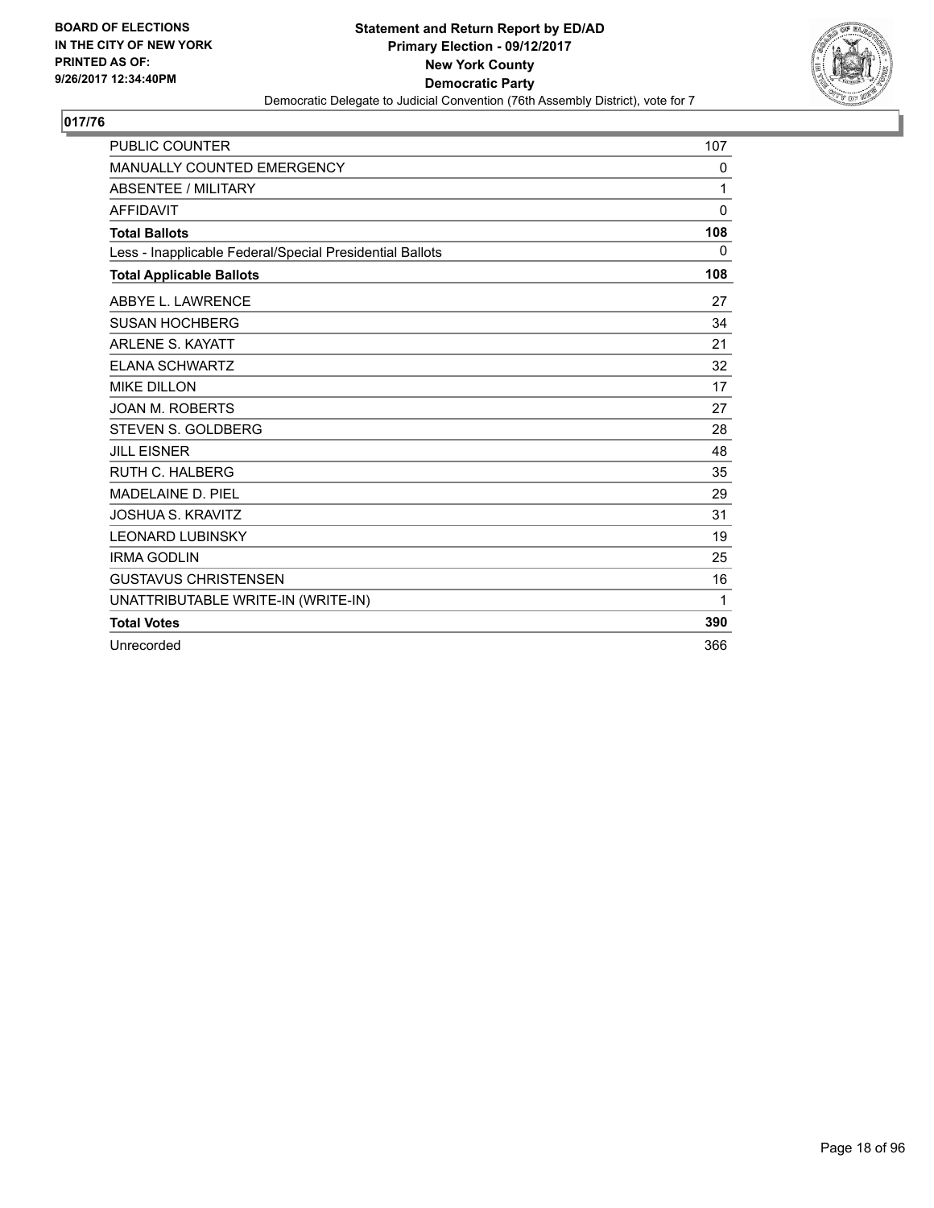BOARD OF ELECTIONS
IN THE CITY OF NEW YORK
PRINTED AS OF:
9/26/2017 12:34:40PM

**Statement and Return Report by ED/AD**
**Primary Election - 09/12/2017**
**New York County**
**Democratic Party**
Democratic Delegate to Judicial Convention (76th Assembly District), vote for 7

## 017/76

| | |
|---|---|
| PUBLIC COUNTER | 107 |
| MANUALLY COUNTED EMERGENCY | 0 |
| ABSENTEE / MILITARY | 1 |
| AFFIDAVIT | 0 |
| **Total Ballots** | **108** |
| Less - Inapplicable Federal/Special Presidential Ballots | 0 |
| **Total Applicable Ballots** | **108** |
| ABBYE L. LAWRENCE | 27 |
| SUSAN HOCHBERG | 34 |
| ARLENE S. KAYATT | 21 |
| ELANA SCHWARTZ | 32 |
| MIKE DILLON | 17 |
| JOAN M. ROBERTS | 27 |
| STEVEN S. GOLDBERG | 28 |
| JILL EISNER | 48 |
| RUTH C. HALBERG | 35 |
| MADELAINE D. PIEL | 29 |
| JOSHUA S. KRAVITZ | 31 |
| LEONARD LUBINSKY | 19 |
| IRMA GODLIN | 25 |
| GUSTAVUS CHRISTENSEN | 16 |
| UNATTRIBUTABLE WRITE-IN (WRITE-IN) | 1 |
| **Total Votes** | **390** |
| Unrecorded | 366 |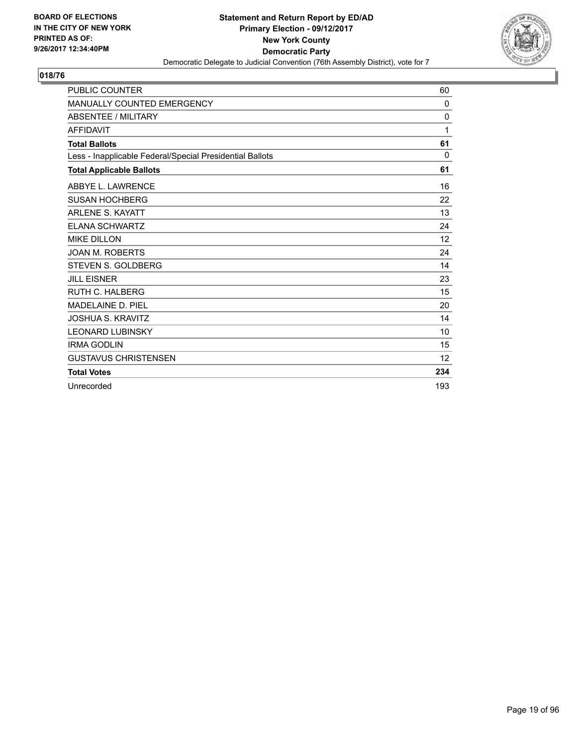**BOARD OF ELECTIONS IN THE CITY OF NEW YORK PRINTED AS OF: 9/26/2017 12:34:40PM**

**Statement and Return Report by ED/AD**
**Primary Election - 09/12/2017**
**New York County**
**Democratic Party**
Democratic Delegate to Judicial Convention (76th Assembly District), vote for 7

## 018/76

| | |
|---|---|
| PUBLIC COUNTER | 60 |
| MANUALLY COUNTED EMERGENCY | 0 |
| ABSENTEE / MILITARY | 0 |
| AFFIDAVIT | 1 |
| **Total Ballots** | **61** |
| Less - Inapplicable Federal/Special Presidential Ballots | 0 |
| **Total Applicable Ballots** | **61** |
| ABBYE L. LAWRENCE | 16 |
| SUSAN HOCHBERG | 22 |
| ARLENE S. KAYATT | 13 |
| ELANA SCHWARTZ | 24 |
| MIKE DILLON | 12 |
| JOAN M. ROBERTS | 24 |
| STEVEN S. GOLDBERG | 14 |
| JILL EISNER | 23 |
| RUTH C. HALBERG | 15 |
| MADELAINE D. PIEL | 20 |
| JOSHUA S. KRAVITZ | 14 |
| LEONARD LUBINSKY | 10 |
| IRMA GODLIN | 15 |
| GUSTAVUS CHRISTENSEN | 12 |
| **Total Votes** | **234** |
| Unrecorded | 193 |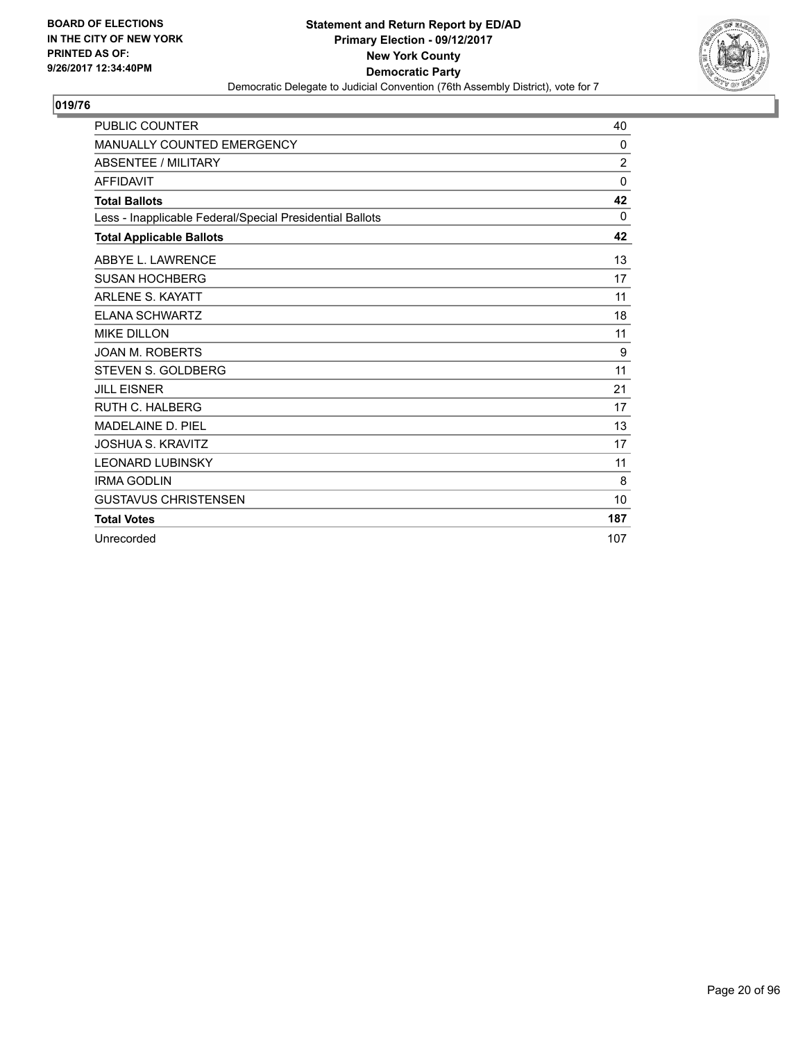BOARD OF ELECTIONS
IN THE CITY OF NEW YORK
PRINTED AS OF:
9/26/2017 12:34:40PM

**Statement and Return Report by ED/AD**
**Primary Election - 09/12/2017**
**New York County**
**Democratic Party**
Democratic Delegate to Judicial Convention (76th Assembly District), vote for 7

## 019/76

| | |
|---|---|
| PUBLIC COUNTER | 40 |
| MANUALLY COUNTED EMERGENCY | 0 |
| ABSENTEE / MILITARY | 2 |
| AFFIDAVIT | 0 |
| **Total Ballots** | **42** |
| Less - Inapplicable Federal/Special Presidential Ballots | 0 |
| **Total Applicable Ballots** | **42** |
| ABBYE L. LAWRENCE | 13 |
| SUSAN HOCHBERG | 17 |
| ARLENE S. KAYATT | 11 |
| ELANA SCHWARTZ | 18 |
| MIKE DILLON | 11 |
| JOAN M. ROBERTS | 9 |
| STEVEN S. GOLDBERG | 11 |
| JILL EISNER | 21 |
| RUTH C. HALBERG | 17 |
| MADELAINE D. PIEL | 13 |
| JOSHUA S. KRAVITZ | 17 |
| LEONARD LUBINSKY | 11 |
| IRMA GODLIN | 8 |
| GUSTAVUS CHRISTENSEN | 10 |
| **Total Votes** | **187** |
| Unrecorded | 107 |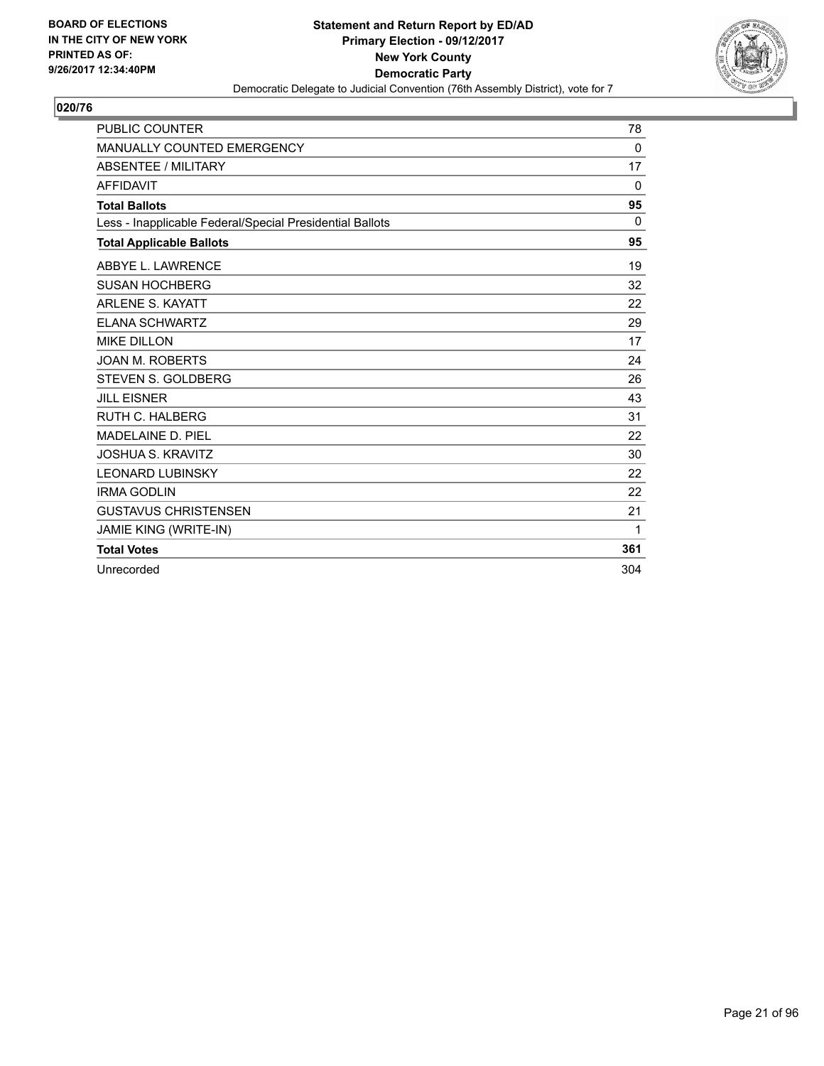**BOARD OF ELECTIONS IN THE CITY OF NEW YORK PRINTED AS OF: 9/26/2017 12:34:40PM**

**Statement and Return Report by ED/AD**
**Primary Election - 09/12/2017**
**New York County**
**Democratic Party**
Democratic Delegate to Judicial Convention (76th Assembly District), vote for 7

## 020/76

| | |
|---|---|
| PUBLIC COUNTER | 78 |
| MANUALLY COUNTED EMERGENCY | 0 |
| ABSENTEE / MILITARY | 17 |
| AFFIDAVIT | 0 |
| **Total Ballots** | **95** |
| Less - Inapplicable Federal/Special Presidential Ballots | 0 |
| **Total Applicable Ballots** | **95** |
| ABBYE L. LAWRENCE | 19 |
| SUSAN HOCHBERG | 32 |
| ARLENE S. KAYATT | 22 |
| ELANA SCHWARTZ | 29 |
| MIKE DILLON | 17 |
| JOAN M. ROBERTS | 24 |
| STEVEN S. GOLDBERG | 26 |
| JILL EISNER | 43 |
| RUTH C. HALBERG | 31 |
| MADELAINE D. PIEL | 22 |
| JOSHUA S. KRAVITZ | 30 |
| LEONARD LUBINSKY | 22 |
| IRMA GODLIN | 22 |
| GUSTAVUS CHRISTENSEN | 21 |
| JAMIE KING (WRITE-IN) | 1 |
| **Total Votes** | **361** |
| Unrecorded | 304 |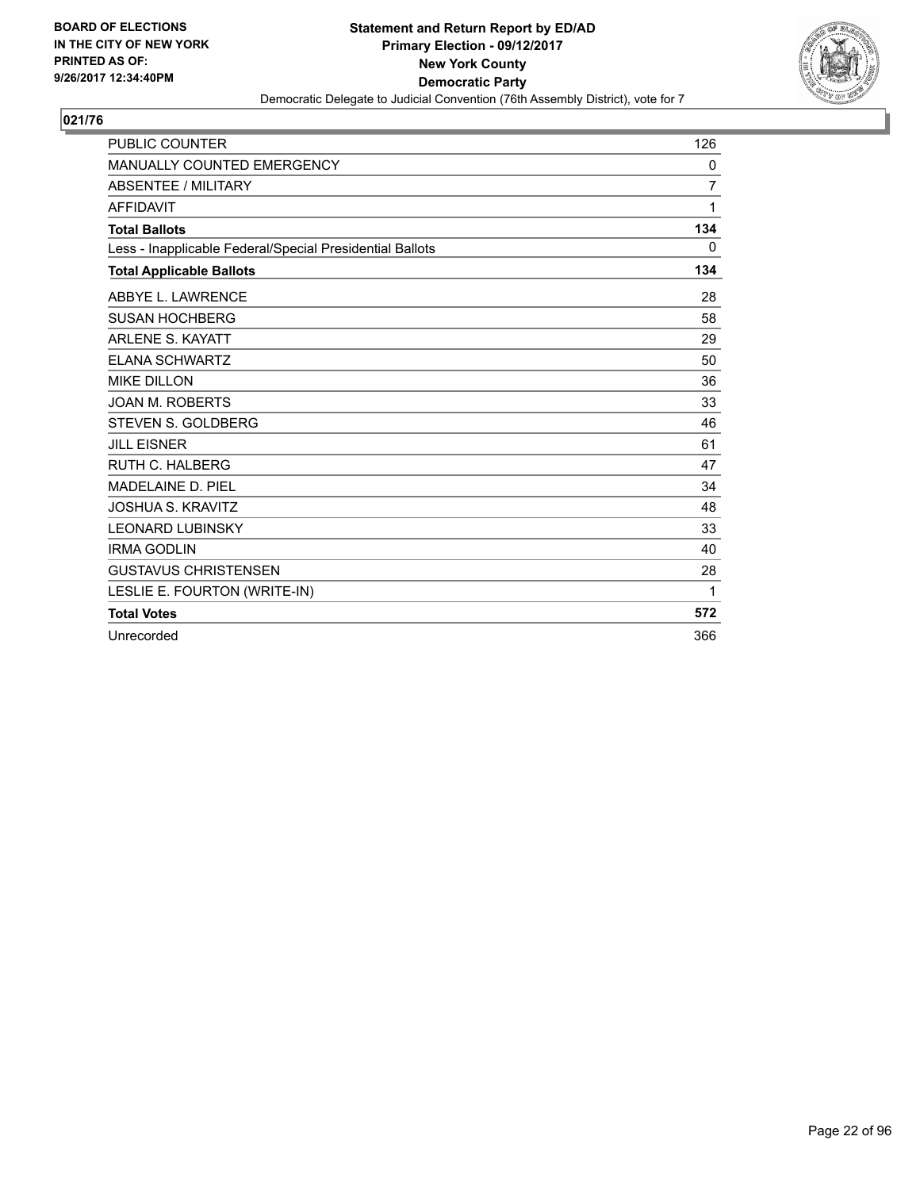BOARD OF ELECTIONS
IN THE CITY OF NEW YORK
PRINTED AS OF:
9/26/2017 12:34:40PM

**Statement and Return Report by ED/AD**
**Primary Election - 09/12/2017**
**New York County**
**Democratic Party**
Democratic Delegate to Judicial Convention (76th Assembly District), vote for 7

## 021/76

| | |
|---|---|
| PUBLIC COUNTER | 126 |
| MANUALLY COUNTED EMERGENCY | 0 |
| ABSENTEE / MILITARY | 7 |
| AFFIDAVIT | 1 |
| **Total Ballots** | **134** |
| Less - Inapplicable Federal/Special Presidential Ballots | 0 |
| **Total Applicable Ballots** | **134** |
| ABBYE L. LAWRENCE | 28 |
| SUSAN HOCHBERG | 58 |
| ARLENE S. KAYATT | 29 |
| ELANA SCHWARTZ | 50 |
| MIKE DILLON | 36 |
| JOAN M. ROBERTS | 33 |
| STEVEN S. GOLDBERG | 46 |
| JILL EISNER | 61 |
| RUTH C. HALBERG | 47 |
| MADELAINE D. PIEL | 34 |
| JOSHUA S. KRAVITZ | 48 |
| LEONARD LUBINSKY | 33 |
| IRMA GODLIN | 40 |
| GUSTAVUS CHRISTENSEN | 28 |
| LESLIE E. FOURTON (WRITE-IN) | 1 |
| **Total Votes** | **572** |
| Unrecorded | 366 |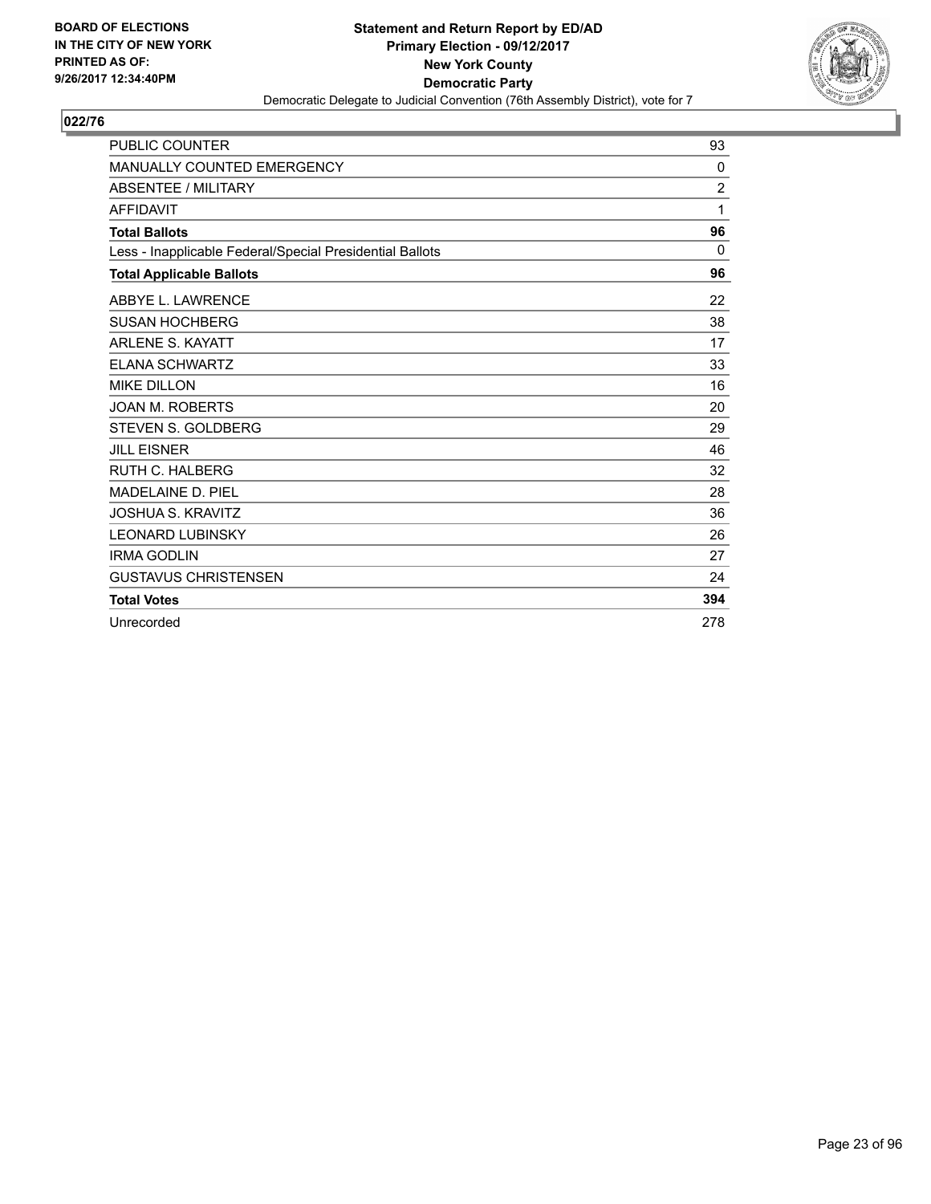**BOARD OF ELECTIONS IN THE CITY OF NEW YORK PRINTED AS OF: 9/26/2017 12:34:40PM**

**Statement and Return Report by ED/AD**
**Primary Election - 09/12/2017**
**New York County**
**Democratic Party**
Democratic Delegate to Judicial Convention (76th Assembly District), vote for 7

## 022/76

| | |
|---|---|
| PUBLIC COUNTER | 93 |
| MANUALLY COUNTED EMERGENCY | 0 |
| ABSENTEE / MILITARY | 2 |
| AFFIDAVIT | 1 |
| **Total Ballots** | **96** |
| Less - Inapplicable Federal/Special Presidential Ballots | 0 |
| **Total Applicable Ballots** | **96** |
| ABBYE L. LAWRENCE | 22 |
| SUSAN HOCHBERG | 38 |
| ARLENE S. KAYATT | 17 |
| ELANA SCHWARTZ | 33 |
| MIKE DILLON | 16 |
| JOAN M. ROBERTS | 20 |
| STEVEN S. GOLDBERG | 29 |
| JILL EISNER | 46 |
| RUTH C. HALBERG | 32 |
| MADELAINE D. PIEL | 28 |
| JOSHUA S. KRAVITZ | 36 |
| LEONARD LUBINSKY | 26 |
| IRMA GODLIN | 27 |
| GUSTAVUS CHRISTENSEN | 24 |
| **Total Votes** | **394** |
| Unrecorded | 278 |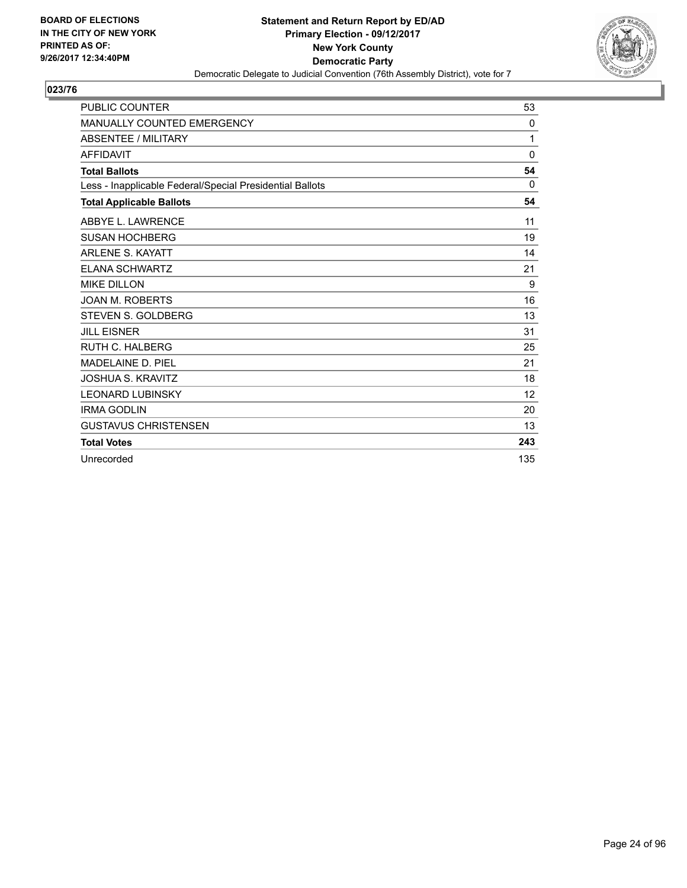**BOARD OF ELECTIONS IN THE CITY OF NEW YORK PRINTED AS OF: 9/26/2017 12:34:40PM**

**Statement and Return Report by ED/AD**
**Primary Election - 09/12/2017**
**New York County**
**Democratic Party**
Democratic Delegate to Judicial Convention (76th Assembly District), vote for 7

## 023/76

| | |
|---|---|
| PUBLIC COUNTER | 53 |
| MANUALLY COUNTED EMERGENCY | 0 |
| ABSENTEE / MILITARY | 1 |
| AFFIDAVIT | 0 |
| **Total Ballots** | **54** |
| Less - Inapplicable Federal/Special Presidential Ballots | 0 |
| **Total Applicable Ballots** | **54** |
| ABBYE L. LAWRENCE | 11 |
| SUSAN HOCHBERG | 19 |
| ARLENE S. KAYATT | 14 |
| ELANA SCHWARTZ | 21 |
| MIKE DILLON | 9 |
| JOAN M. ROBERTS | 16 |
| STEVEN S. GOLDBERG | 13 |
| JILL EISNER | 31 |
| RUTH C. HALBERG | 25 |
| MADELAINE D. PIEL | 21 |
| JOSHUA S. KRAVITZ | 18 |
| LEONARD LUBINSKY | 12 |
| IRMA GODLIN | 20 |
| GUSTAVUS CHRISTENSEN | 13 |
| **Total Votes** | **243** |
| Unrecorded | 135 |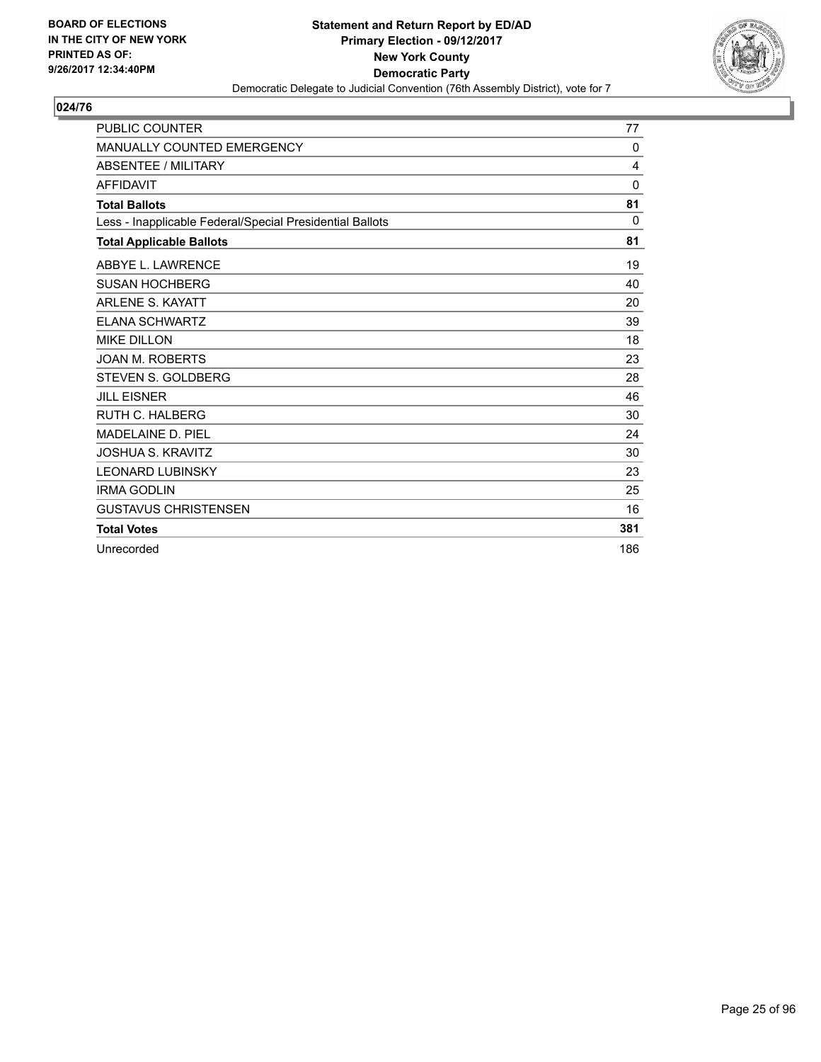BOARD OF ELECTIONS
IN THE CITY OF NEW YORK
PRINTED AS OF:
9/26/2017 12:34:40PM

**Statement and Return Report by ED/AD**
**Primary Election - 09/12/2017**
**New York County**
**Democratic Party**
Democratic Delegate to Judicial Convention (76th Assembly District), vote for 7

## 024/76

| | |
|---|---|
| PUBLIC COUNTER | 77 |
| MANUALLY COUNTED EMERGENCY | 0 |
| ABSENTEE / MILITARY | 4 |
| AFFIDAVIT | 0 |
| **Total Ballots** | **81** |
| Less - Inapplicable Federal/Special Presidential Ballots | 0 |
| **Total Applicable Ballots** | **81** |
| ABBYE L. LAWRENCE | 19 |
| SUSAN HOCHBERG | 40 |
| ARLENE S. KAYATT | 20 |
| ELANA SCHWARTZ | 39 |
| MIKE DILLON | 18 |
| JOAN M. ROBERTS | 23 |
| STEVEN S. GOLDBERG | 28 |
| JILL EISNER | 46 |
| RUTH C. HALBERG | 30 |
| MADELAINE D. PIEL | 24 |
| JOSHUA S. KRAVITZ | 30 |
| LEONARD LUBINSKY | 23 |
| IRMA GODLIN | 25 |
| GUSTAVUS CHRISTENSEN | 16 |
| **Total Votes** | **381** |
| Unrecorded | 186 |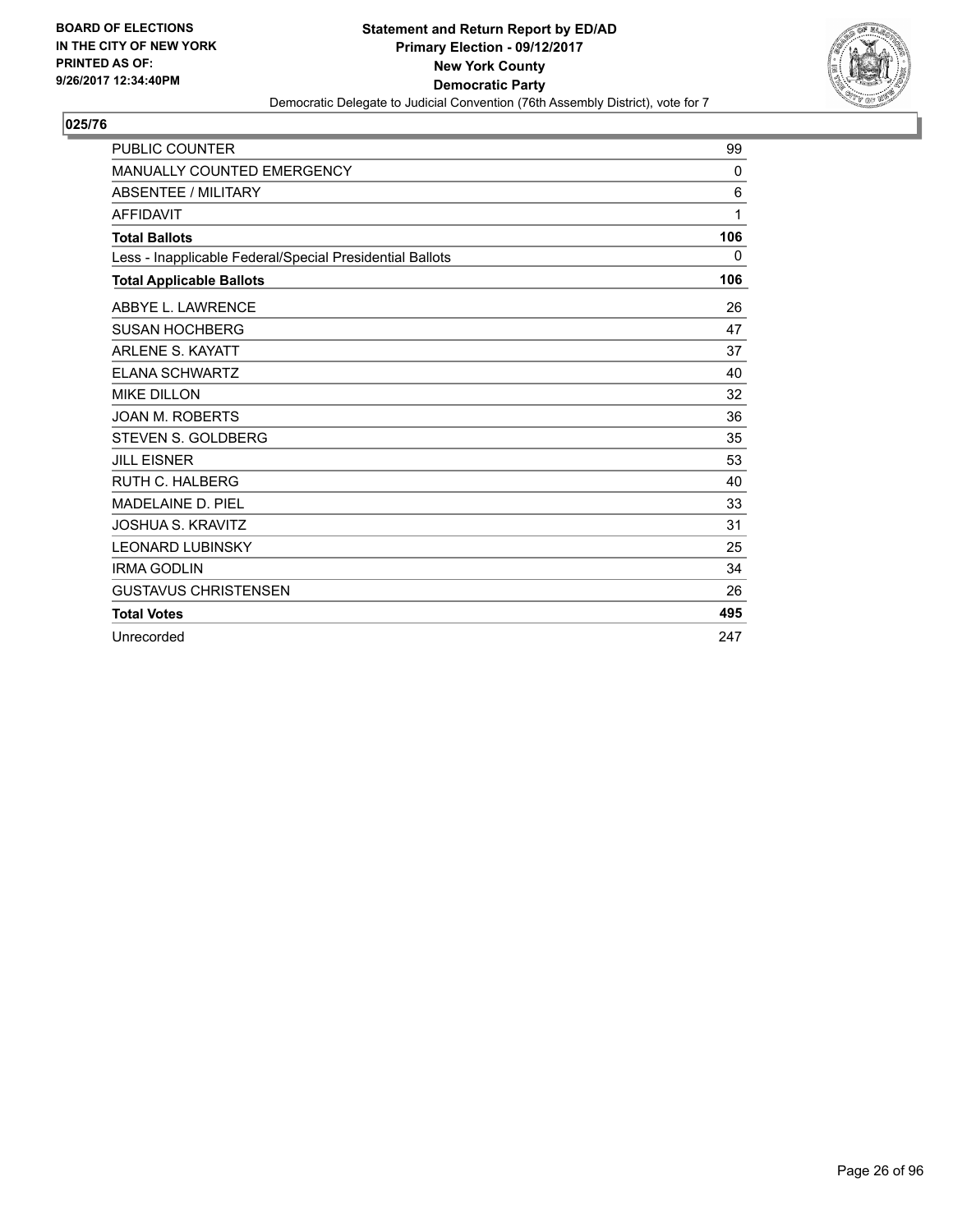**BOARD OF ELECTIONS IN THE CITY OF NEW YORK PRINTED AS OF: 9/26/2017 12:34:40PM**

**Statement and Return Report by ED/AD**
**Primary Election - 09/12/2017**
**New York County**
**Democratic Party**
Democratic Delegate to Judicial Convention (76th Assembly District), vote for 7

## 025/76

| | |
|---|---|
| PUBLIC COUNTER | 99 |
| MANUALLY COUNTED EMERGENCY | 0 |
| ABSENTEE / MILITARY | 6 |
| AFFIDAVIT | 1 |
| **Total Ballots** | **106** |
| Less - Inapplicable Federal/Special Presidential Ballots | 0 |
| **Total Applicable Ballots** | **106** |
| ABBYE L. LAWRENCE | 26 |
| SUSAN HOCHBERG | 47 |
| ARLENE S. KAYATT | 37 |
| ELANA SCHWARTZ | 40 |
| MIKE DILLON | 32 |
| JOAN M. ROBERTS | 36 |
| STEVEN S. GOLDBERG | 35 |
| JILL EISNER | 53 |
| RUTH C. HALBERG | 40 |
| MADELAINE D. PIEL | 33 |
| JOSHUA S. KRAVITZ | 31 |
| LEONARD LUBINSKY | 25 |
| IRMA GODLIN | 34 |
| GUSTAVUS CHRISTENSEN | 26 |
| **Total Votes** | **495** |
| Unrecorded | 247 |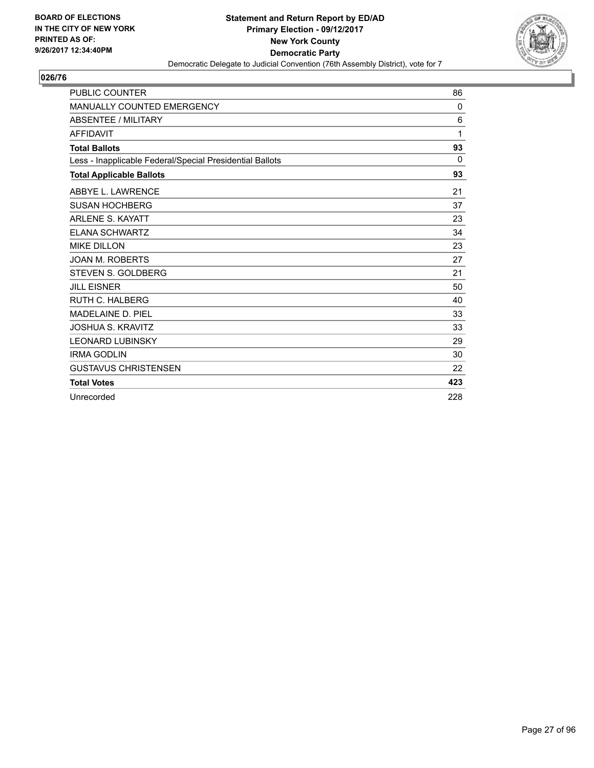BOARD OF ELECTIONS
IN THE CITY OF NEW YORK
PRINTED AS OF:
9/26/2017 12:34:40PM

**Statement and Return Report by ED/AD**
**Primary Election - 09/12/2017**
**New York County**
**Democratic Party**
Democratic Delegate to Judicial Convention (76th Assembly District), vote for 7

## 026/76

| | |
|---|---|
| PUBLIC COUNTER | 86 |
| MANUALLY COUNTED EMERGENCY | 0 |
| ABSENTEE / MILITARY | 6 |
| AFFIDAVIT | 1 |
| **Total Ballots** | **93** |
| Less - Inapplicable Federal/Special Presidential Ballots | 0 |
| **Total Applicable Ballots** | **93** |
| ABBYE L. LAWRENCE | 21 |
| SUSAN HOCHBERG | 37 |
| ARLENE S. KAYATT | 23 |
| ELANA SCHWARTZ | 34 |
| MIKE DILLON | 23 |
| JOAN M. ROBERTS | 27 |
| STEVEN S. GOLDBERG | 21 |
| JILL EISNER | 50 |
| RUTH C. HALBERG | 40 |
| MADELAINE D. PIEL | 33 |
| JOSHUA S. KRAVITZ | 33 |
| LEONARD LUBINSKY | 29 |
| IRMA GODLIN | 30 |
| GUSTAVUS CHRISTENSEN | 22 |
| **Total Votes** | **423** |
| Unrecorded | 228 |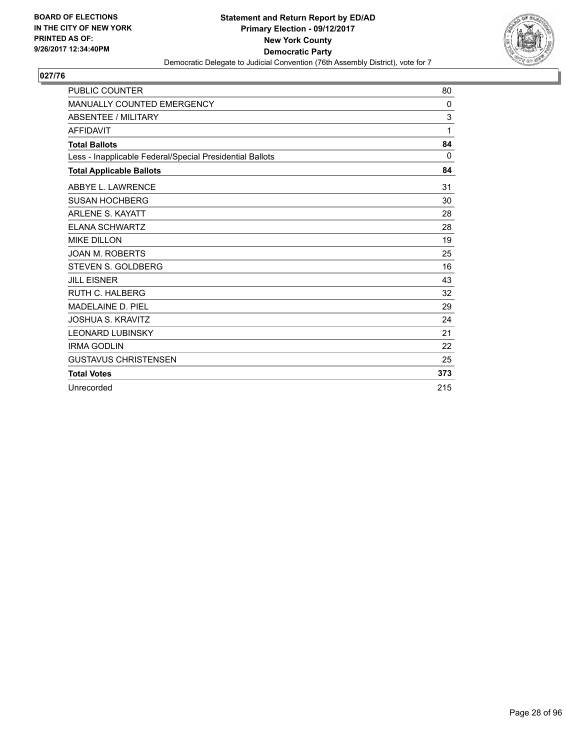BOARD OF ELECTIONS
IN THE CITY OF NEW YORK
PRINTED AS OF:
9/26/2017 12:34:40PM

**Statement and Return Report by ED/AD**
**Primary Election - 09/12/2017**
**New York County**
**Democratic Party**
Democratic Delegate to Judicial Convention (76th Assembly District), vote for 7

## 027/76

| | |
|---|---|
| PUBLIC COUNTER | 80 |
| MANUALLY COUNTED EMERGENCY | 0 |
| ABSENTEE / MILITARY | 3 |
| AFFIDAVIT | 1 |
| **Total Ballots** | **84** |
| Less - Inapplicable Federal/Special Presidential Ballots | 0 |
| **Total Applicable Ballots** | **84** |
| ABBYE L. LAWRENCE | 31 |
| SUSAN HOCHBERG | 30 |
| ARLENE S. KAYATT | 28 |
| ELANA SCHWARTZ | 28 |
| MIKE DILLON | 19 |
| JOAN M. ROBERTS | 25 |
| STEVEN S. GOLDBERG | 16 |
| JILL EISNER | 43 |
| RUTH C. HALBERG | 32 |
| MADELAINE D. PIEL | 29 |
| JOSHUA S. KRAVITZ | 24 |
| LEONARD LUBINSKY | 21 |
| IRMA GODLIN | 22 |
| GUSTAVUS CHRISTENSEN | 25 |
| **Total Votes** | **373** |
| Unrecorded | 215 |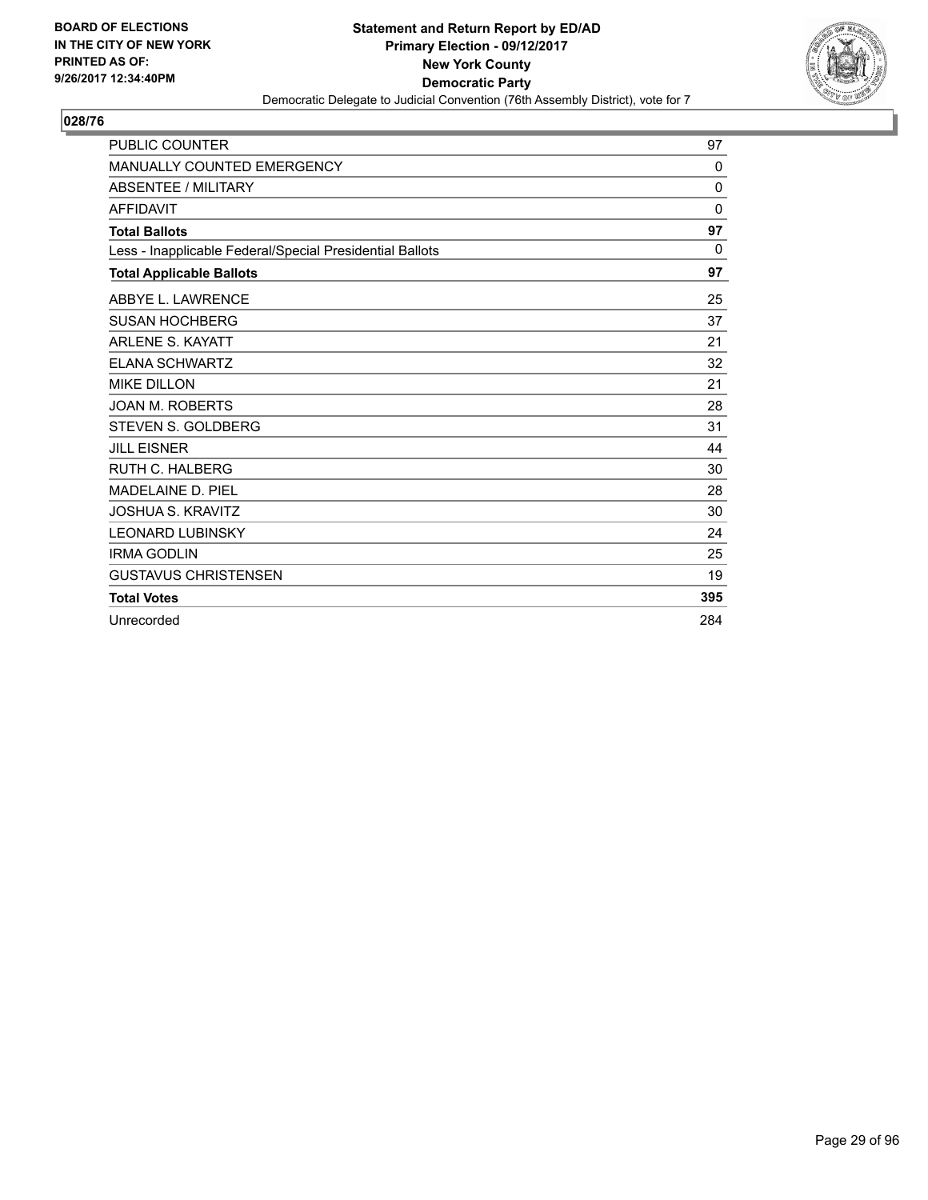BOARD OF ELECTIONS
IN THE CITY OF NEW YORK
PRINTED AS OF:
9/26/2017 12:34:40PM

**Statement and Return Report by ED/AD**
**Primary Election - 09/12/2017**
**New York County**
**Democratic Party**
Democratic Delegate to Judicial Convention (76th Assembly District), vote for 7

**028/76**

| | |
|---|---|
| PUBLIC COUNTER | 97 |
| MANUALLY COUNTED EMERGENCY | 0 |
| ABSENTEE / MILITARY | 0 |
| AFFIDAVIT | 0 |
| **Total Ballots** | **97** |
| Less - Inapplicable Federal/Special Presidential Ballots | 0 |
| **Total Applicable Ballots** | **97** |
| ABBYE L. LAWRENCE | 25 |
| SUSAN HOCHBERG | 37 |
| ARLENE S. KAYATT | 21 |
| ELANA SCHWARTZ | 32 |
| MIKE DILLON | 21 |
| JOAN M. ROBERTS | 28 |
| STEVEN S. GOLDBERG | 31 |
| JILL EISNER | 44 |
| RUTH C. HALBERG | 30 |
| MADELAINE D. PIEL | 28 |
| JOSHUA S. KRAVITZ | 30 |
| LEONARD LUBINSKY | 24 |
| IRMA GODLIN | 25 |
| GUSTAVUS CHRISTENSEN | 19 |
| **Total Votes** | **395** |
| Unrecorded | 284 |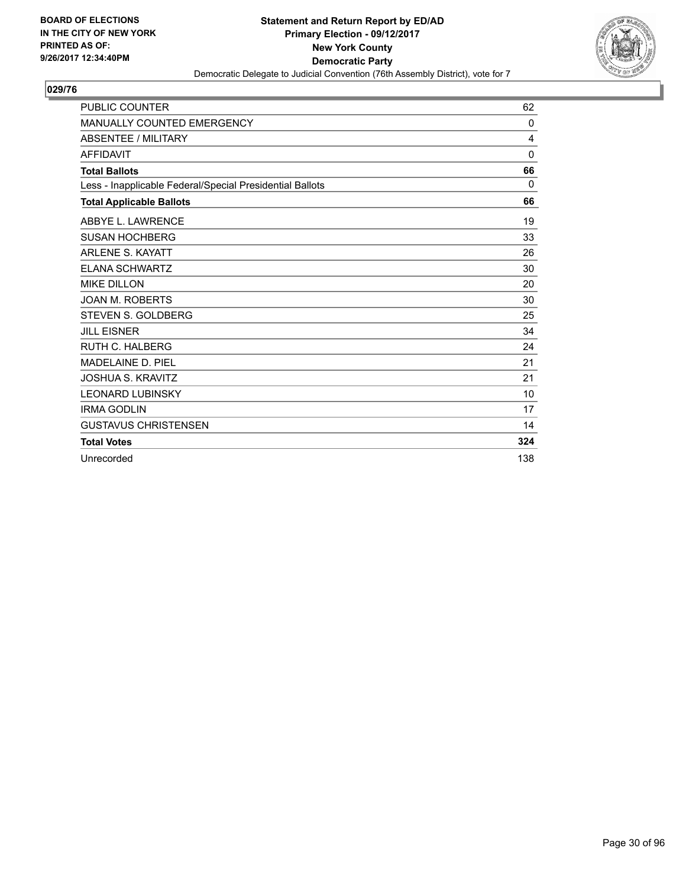**BOARD OF ELECTIONS IN THE CITY OF NEW YORK PRINTED AS OF: 9/26/2017 12:34:40PM**

**Statement and Return Report by ED/AD**
**Primary Election - 09/12/2017**
**New York County**
**Democratic Party**
Democratic Delegate to Judicial Convention (76th Assembly District), vote for 7

**029/76**

| | |
|---|---|
| PUBLIC COUNTER | 62 |
| MANUALLY COUNTED EMERGENCY | 0 |
| ABSENTEE / MILITARY | 4 |
| AFFIDAVIT | 0 |
| **Total Ballots** | **66** |
| Less - Inapplicable Federal/Special Presidential Ballots | 0 |
| **Total Applicable Ballots** | **66** |
| ABBYE L. LAWRENCE | 19 |
| SUSAN HOCHBERG | 33 |
| ARLENE S. KAYATT | 26 |
| ELANA SCHWARTZ | 30 |
| MIKE DILLON | 20 |
| JOAN M. ROBERTS | 30 |
| STEVEN S. GOLDBERG | 25 |
| JILL EISNER | 34 |
| RUTH C. HALBERG | 24 |
| MADELAINE D. PIEL | 21 |
| JOSHUA S. KRAVITZ | 21 |
| LEONARD LUBINSKY | 10 |
| IRMA GODLIN | 17 |
| GUSTAVUS CHRISTENSEN | 14 |
| **Total Votes** | **324** |
| Unrecorded | 138 |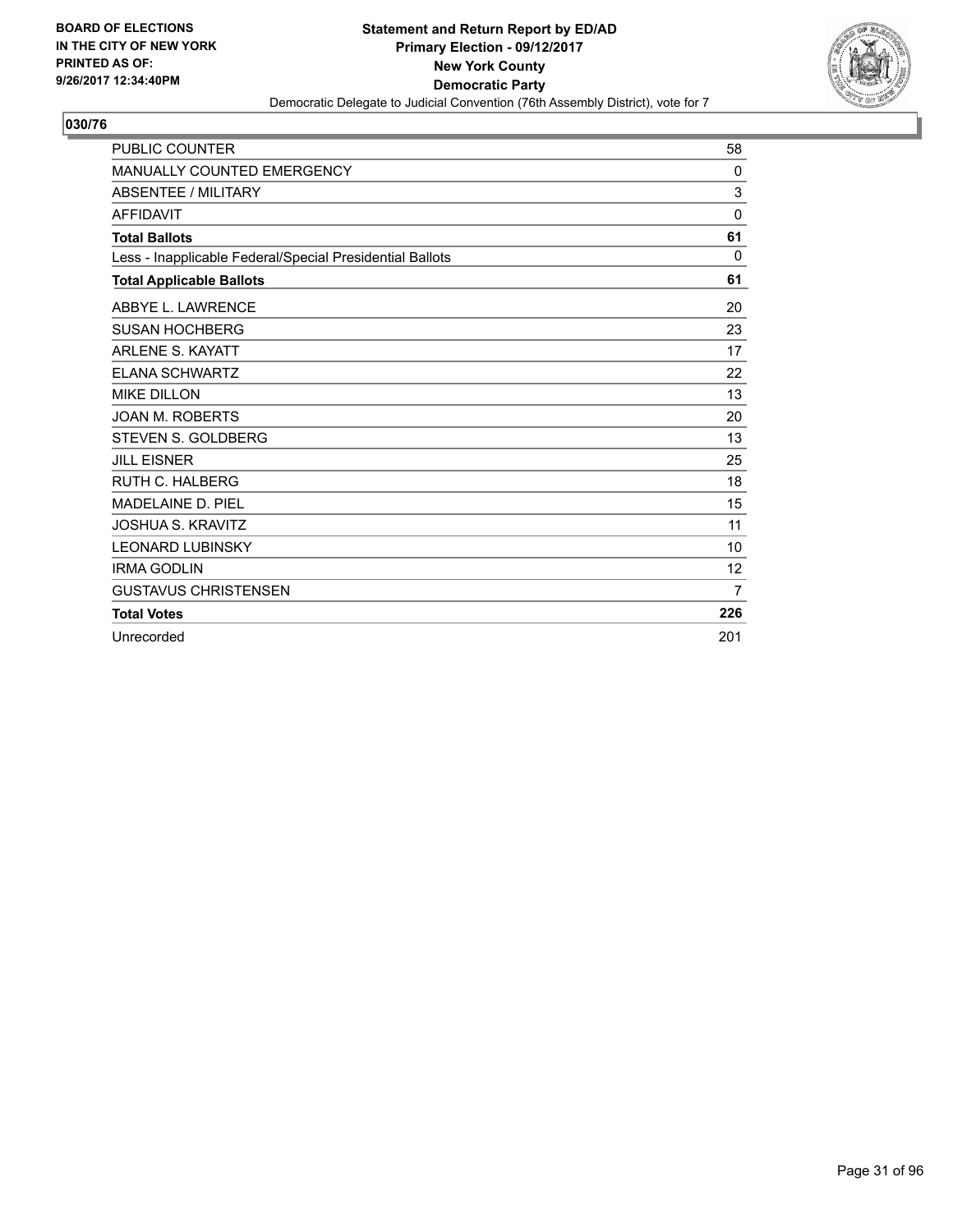BOARD OF ELECTIONS
IN THE CITY OF NEW YORK
PRINTED AS OF:
9/26/2017 12:34:40PM

**Statement and Return Report by ED/AD**
**Primary Election - 09/12/2017**
**New York County**
**Democratic Party**
Democratic Delegate to Judicial Convention (76th Assembly District), vote for 7

## 030/76

| | |
|---|---|
| PUBLIC COUNTER | 58 |
| MANUALLY COUNTED EMERGENCY | 0 |
| ABSENTEE / MILITARY | 3 |
| AFFIDAVIT | 0 |
| **Total Ballots** | **61** |
| Less - Inapplicable Federal/Special Presidential Ballots | 0 |
| **Total Applicable Ballots** | **61** |
| ABBYE L. LAWRENCE | 20 |
| SUSAN HOCHBERG | 23 |
| ARLENE S. KAYATT | 17 |
| ELANA SCHWARTZ | 22 |
| MIKE DILLON | 13 |
| JOAN M. ROBERTS | 20 |
| STEVEN S. GOLDBERG | 13 |
| JILL EISNER | 25 |
| RUTH C. HALBERG | 18 |
| MADELAINE D. PIEL | 15 |
| JOSHUA S. KRAVITZ | 11 |
| LEONARD LUBINSKY | 10 |
| IRMA GODLIN | 12 |
| GUSTAVUS CHRISTENSEN | 7 |
| **Total Votes** | **226** |
| Unrecorded | 201 |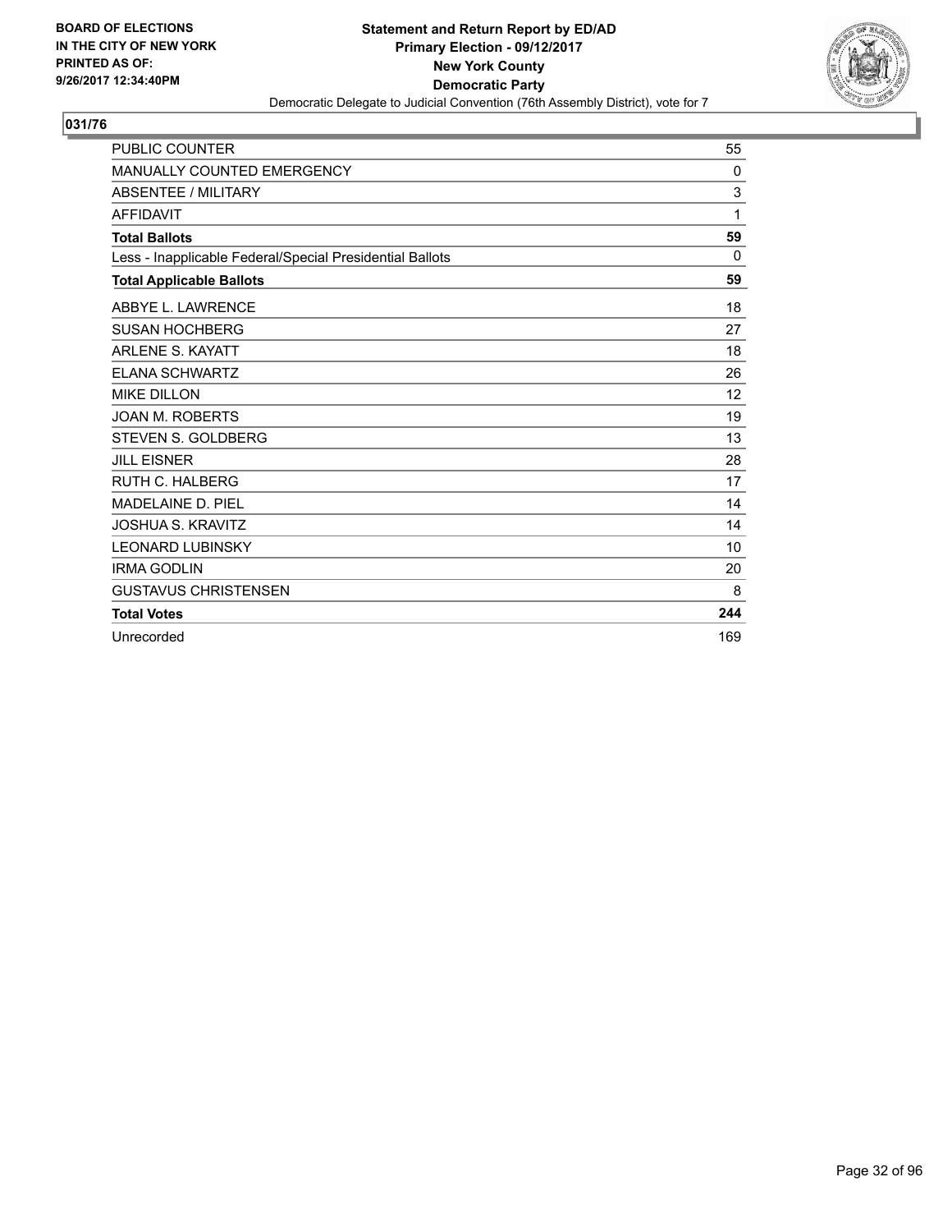BOARD OF ELECTIONS
IN THE CITY OF NEW YORK
PRINTED AS OF:
9/26/2017 12:34:40PM

**Statement and Return Report by ED/AD**
**Primary Election - 09/12/2017**
**New York County**
**Democratic Party**
Democratic Delegate to Judicial Convention (76th Assembly District), vote for 7

## 031/76

| | |
|---|---|
| PUBLIC COUNTER | 55 |
| MANUALLY COUNTED EMERGENCY | 0 |
| ABSENTEE / MILITARY | 3 |
| AFFIDAVIT | 1 |
| **Total Ballots** | **59** |
| Less - Inapplicable Federal/Special Presidential Ballots | 0 |
| **Total Applicable Ballots** | **59** |
| ABBYE L. LAWRENCE | 18 |
| SUSAN HOCHBERG | 27 |
| ARLENE S. KAYATT | 18 |
| ELANA SCHWARTZ | 26 |
| MIKE DILLON | 12 |
| JOAN M. ROBERTS | 19 |
| STEVEN S. GOLDBERG | 13 |
| JILL EISNER | 28 |
| RUTH C. HALBERG | 17 |
| MADELAINE D. PIEL | 14 |
| JOSHUA S. KRAVITZ | 14 |
| LEONARD LUBINSKY | 10 |
| IRMA GODLIN | 20 |
| GUSTAVUS CHRISTENSEN | 8 |
| **Total Votes** | **244** |
| Unrecorded | 169 |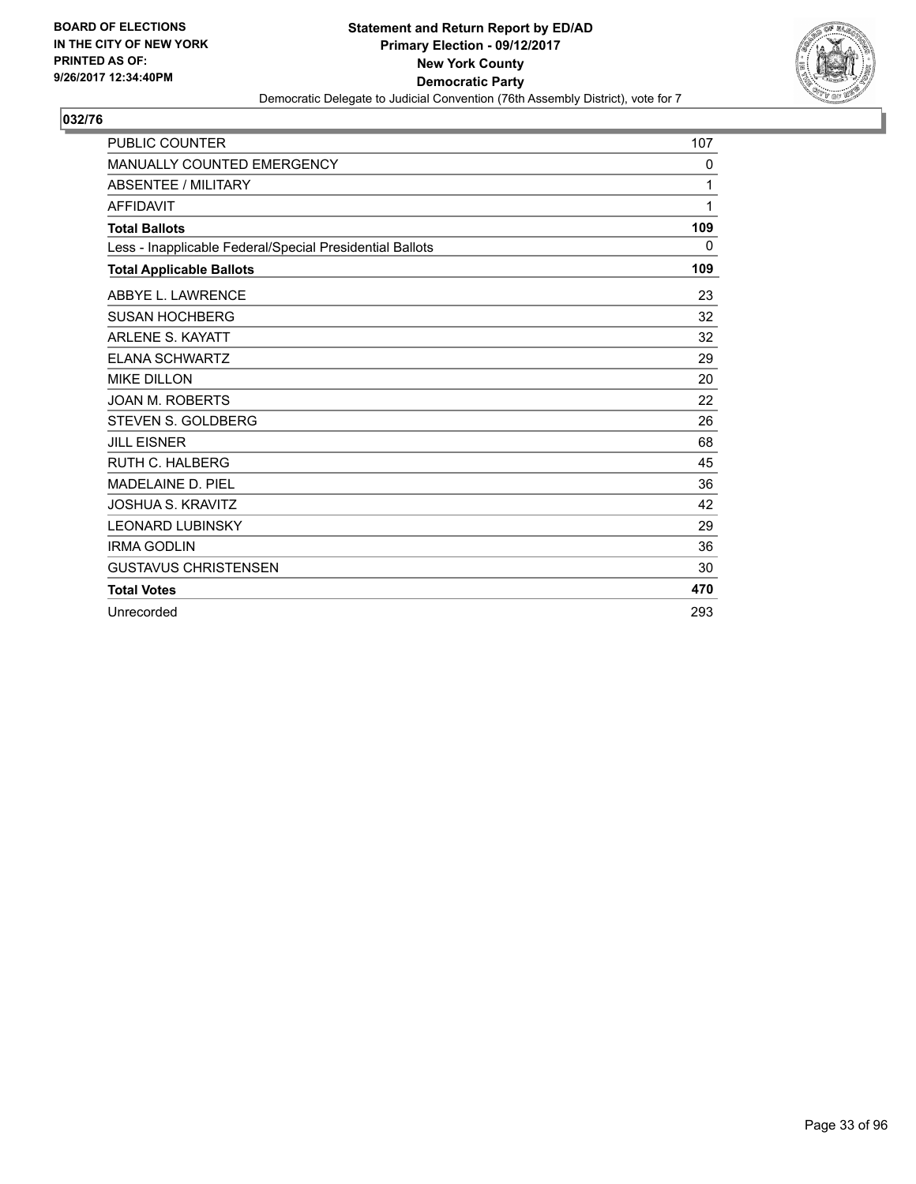BOARD OF ELECTIONS
IN THE CITY OF NEW YORK
PRINTED AS OF:
9/26/2017 12:34:40PM

**Statement and Return Report by ED/AD**
**Primary Election - 09/12/2017**
**New York County**
**Democratic Party**
Democratic Delegate to Judicial Convention (76th Assembly District), vote for 7

## 032/76

| | |
|---|---|
| PUBLIC COUNTER | 107 |
| MANUALLY COUNTED EMERGENCY | 0 |
| ABSENTEE / MILITARY | 1 |
| AFFIDAVIT | 1 |
| **Total Ballots** | **109** |
| Less - Inapplicable Federal/Special Presidential Ballots | 0 |
| **Total Applicable Ballots** | **109** |
| ABBYE L. LAWRENCE | 23 |
| SUSAN HOCHBERG | 32 |
| ARLENE S. KAYATT | 32 |
| ELANA SCHWARTZ | 29 |
| MIKE DILLON | 20 |
| JOAN M. ROBERTS | 22 |
| STEVEN S. GOLDBERG | 26 |
| JILL EISNER | 68 |
| RUTH C. HALBERG | 45 |
| MADELAINE D. PIEL | 36 |
| JOSHUA S. KRAVITZ | 42 |
| LEONARD LUBINSKY | 29 |
| IRMA GODLIN | 36 |
| GUSTAVUS CHRISTENSEN | 30 |
| **Total Votes** | **470** |
| Unrecorded | 293 |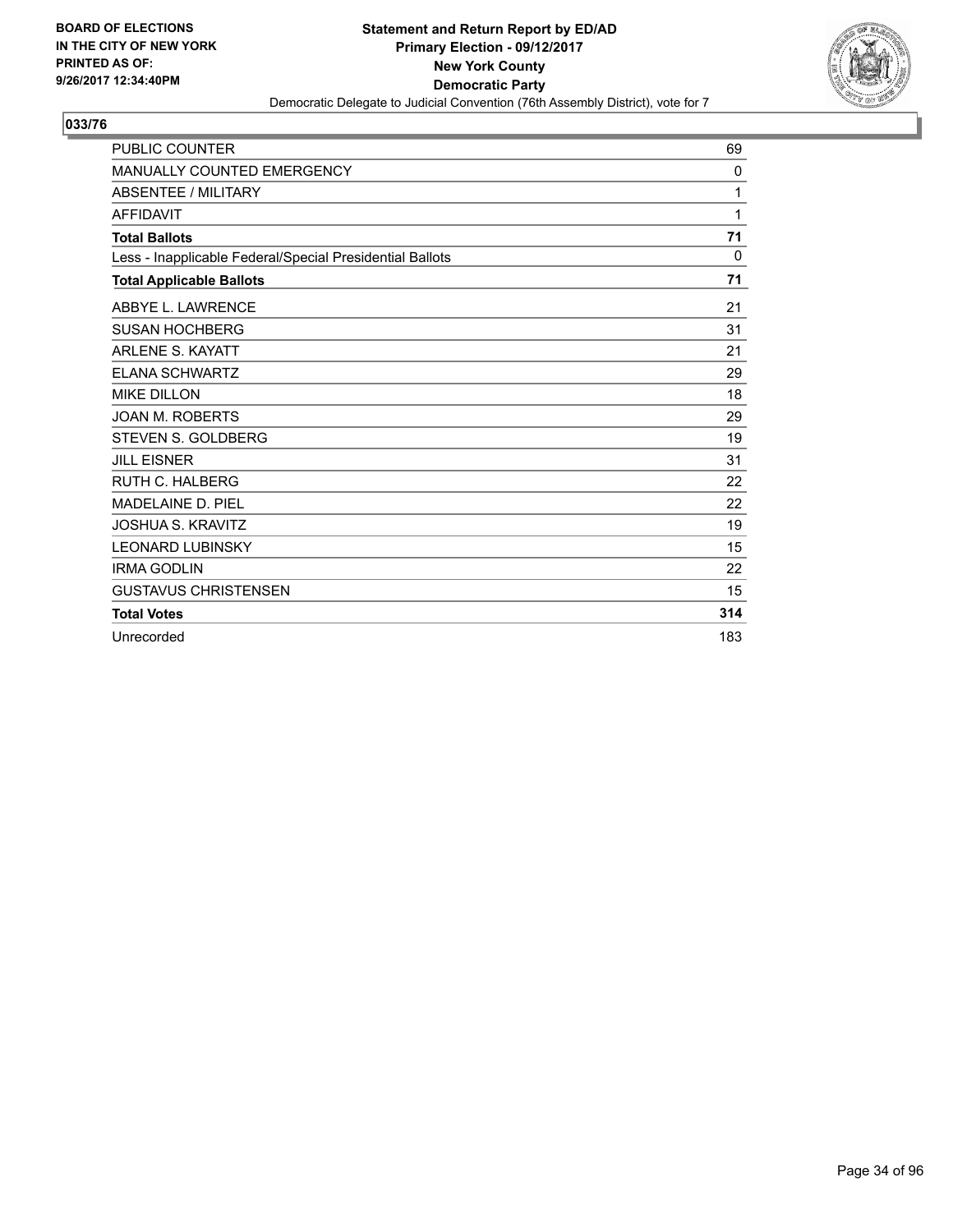BOARD OF ELECTIONS
IN THE CITY OF NEW YORK
PRINTED AS OF:
9/26/2017 12:34:40PM

**Statement and Return Report by ED/AD**
**Primary Election - 09/12/2017**
**New York County**
**Democratic Party**
Democratic Delegate to Judicial Convention (76th Assembly District), vote for 7

## 033/76

| | |
|---|---|
| PUBLIC COUNTER | 69 |
| MANUALLY COUNTED EMERGENCY | 0 |
| ABSENTEE / MILITARY | 1 |
| AFFIDAVIT | 1 |
| **Total Ballots** | **71** |
| Less - Inapplicable Federal/Special Presidential Ballots | 0 |
| **Total Applicable Ballots** | **71** |
| ABBYE L. LAWRENCE | 21 |
| SUSAN HOCHBERG | 31 |
| ARLENE S. KAYATT | 21 |
| ELANA SCHWARTZ | 29 |
| MIKE DILLON | 18 |
| JOAN M. ROBERTS | 29 |
| STEVEN S. GOLDBERG | 19 |
| JILL EISNER | 31 |
| RUTH C. HALBERG | 22 |
| MADELAINE D. PIEL | 22 |
| JOSHUA S. KRAVITZ | 19 |
| LEONARD LUBINSKY | 15 |
| IRMA GODLIN | 22 |
| GUSTAVUS CHRISTENSEN | 15 |
| **Total Votes** | **314** |
| Unrecorded | 183 |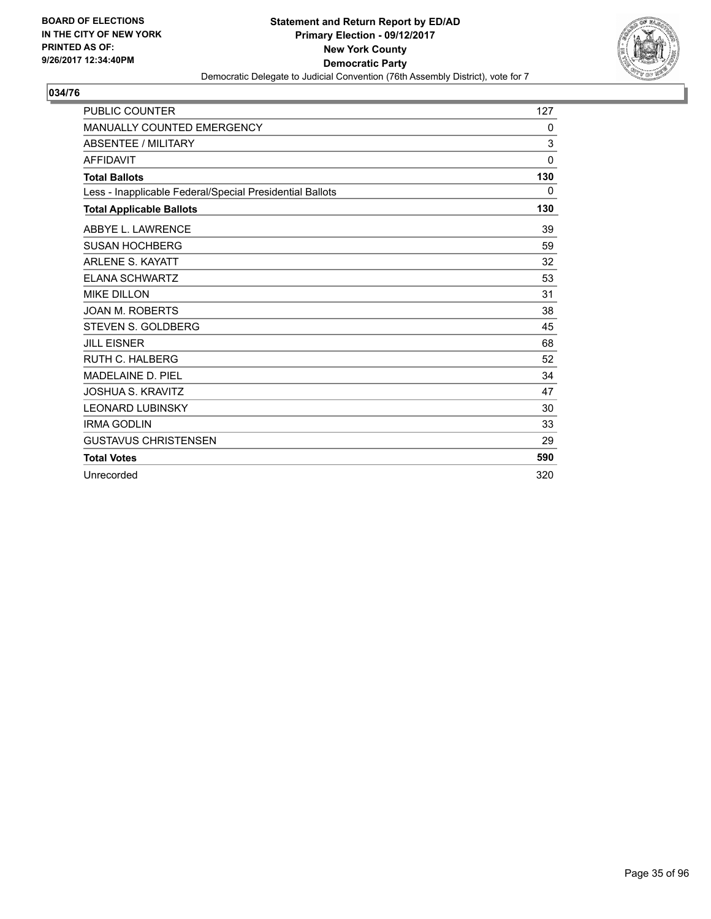BOARD OF ELECTIONS
IN THE CITY OF NEW YORK
PRINTED AS OF:
9/26/2017 12:34:40PM

**Statement and Return Report by ED/AD**
**Primary Election - 09/12/2017**
**New York County**
**Democratic Party**
Democratic Delegate to Judicial Convention (76th Assembly District), vote for 7

## 034/76

| | |
|---|---|
| PUBLIC COUNTER | 127 |
| MANUALLY COUNTED EMERGENCY | 0 |
| ABSENTEE / MILITARY | 3 |
| AFFIDAVIT | 0 |
| **Total Ballots** | **130** |
| Less - Inapplicable Federal/Special Presidential Ballots | 0 |
| **Total Applicable Ballots** | **130** |
| ABBYE L. LAWRENCE | 39 |
| SUSAN HOCHBERG | 59 |
| ARLENE S. KAYATT | 32 |
| ELANA SCHWARTZ | 53 |
| MIKE DILLON | 31 |
| JOAN M. ROBERTS | 38 |
| STEVEN S. GOLDBERG | 45 |
| JILL EISNER | 68 |
| RUTH C. HALBERG | 52 |
| MADELAINE D. PIEL | 34 |
| JOSHUA S. KRAVITZ | 47 |
| LEONARD LUBINSKY | 30 |
| IRMA GODLIN | 33 |
| GUSTAVUS CHRISTENSEN | 29 |
| **Total Votes** | **590** |
| Unrecorded | 320 |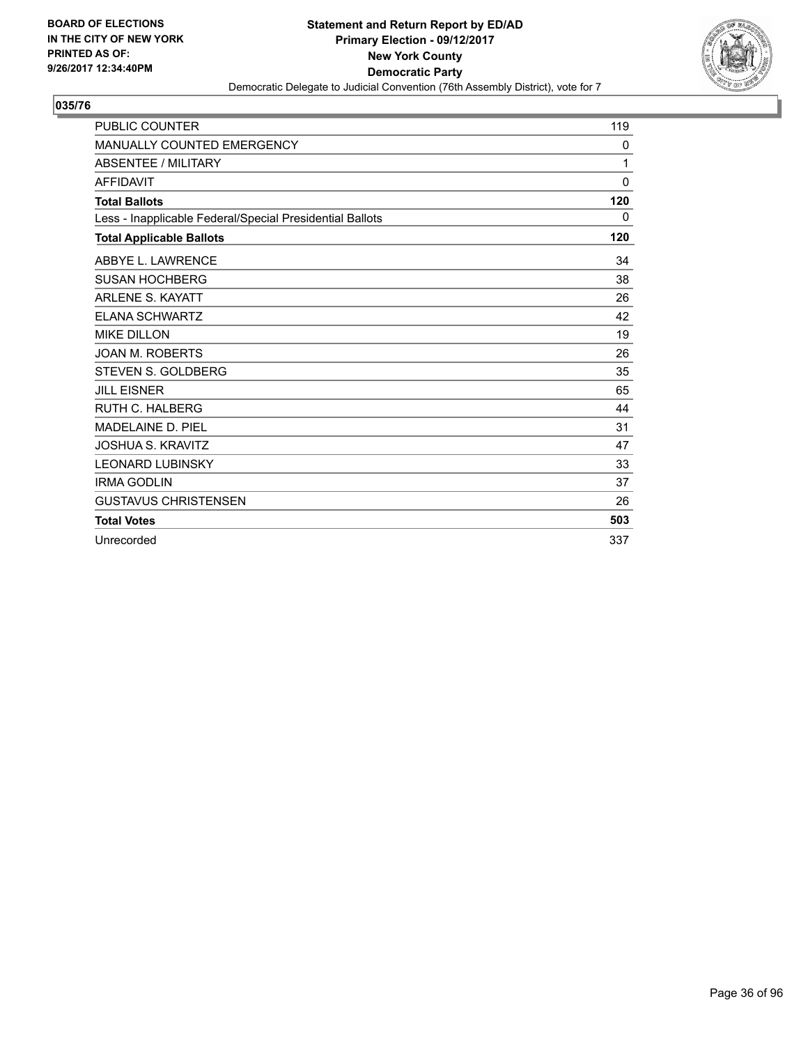BOARD OF ELECTIONS
IN THE CITY OF NEW YORK
PRINTED AS OF:
9/26/2017 12:34:40PM

**Statement and Return Report by ED/AD**
**Primary Election - 09/12/2017**
**New York County**
**Democratic Party**
Democratic Delegate to Judicial Convention (76th Assembly District), vote for 7

## 035/76

| | |
|---|---|
| PUBLIC COUNTER | 119 |
| MANUALLY COUNTED EMERGENCY | 0 |
| ABSENTEE / MILITARY | 1 |
| AFFIDAVIT | 0 |
| **Total Ballots** | **120** |
| Less - Inapplicable Federal/Special Presidential Ballots | 0 |
| **Total Applicable Ballots** | **120** |
| ABBYE L. LAWRENCE | 34 |
| SUSAN HOCHBERG | 38 |
| ARLENE S. KAYATT | 26 |
| ELANA SCHWARTZ | 42 |
| MIKE DILLON | 19 |
| JOAN M. ROBERTS | 26 |
| STEVEN S. GOLDBERG | 35 |
| JILL EISNER | 65 |
| RUTH C. HALBERG | 44 |
| MADELAINE D. PIEL | 31 |
| JOSHUA S. KRAVITZ | 47 |
| LEONARD LUBINSKY | 33 |
| IRMA GODLIN | 37 |
| GUSTAVUS CHRISTENSEN | 26 |
| **Total Votes** | **503** |
| Unrecorded | 337 |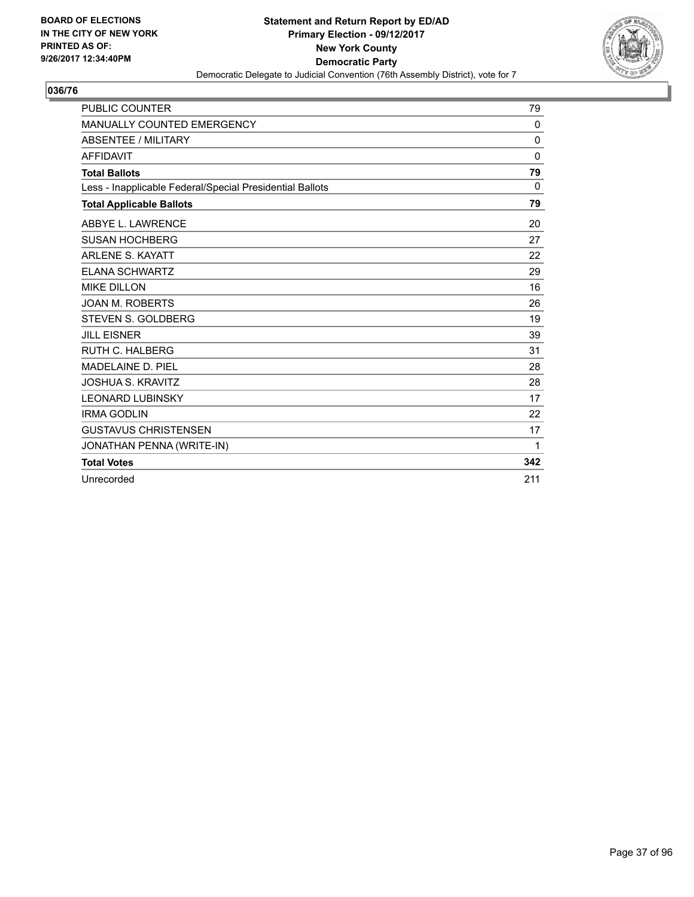BOARD OF ELECTIONS
IN THE CITY OF NEW YORK
PRINTED AS OF:
9/26/2017 12:34:40PM

**Statement and Return Report by ED/AD**
**Primary Election - 09/12/2017**
**New York County**
**Democratic Party**
Democratic Delegate to Judicial Convention (76th Assembly District), vote for 7

## 036/76

| | |
|---|---|
| PUBLIC COUNTER | 79 |
| MANUALLY COUNTED EMERGENCY | 0 |
| ABSENTEE / MILITARY | 0 |
| AFFIDAVIT | 0 |
| **Total Ballots** | **79** |
| Less - Inapplicable Federal/Special Presidential Ballots | 0 |
| **Total Applicable Ballots** | **79** |
| ABBYE L. LAWRENCE | 20 |
| SUSAN HOCHBERG | 27 |
| ARLENE S. KAYATT | 22 |
| ELANA SCHWARTZ | 29 |
| MIKE DILLON | 16 |
| JOAN M. ROBERTS | 26 |
| STEVEN S. GOLDBERG | 19 |
| JILL EISNER | 39 |
| RUTH C. HALBERG | 31 |
| MADELAINE D. PIEL | 28 |
| JOSHUA S. KRAVITZ | 28 |
| LEONARD LUBINSKY | 17 |
| IRMA GODLIN | 22 |
| GUSTAVUS CHRISTENSEN | 17 |
| JONATHAN PENNA (WRITE-IN) | 1 |
| **Total Votes** | **342** |
| Unrecorded | 211 |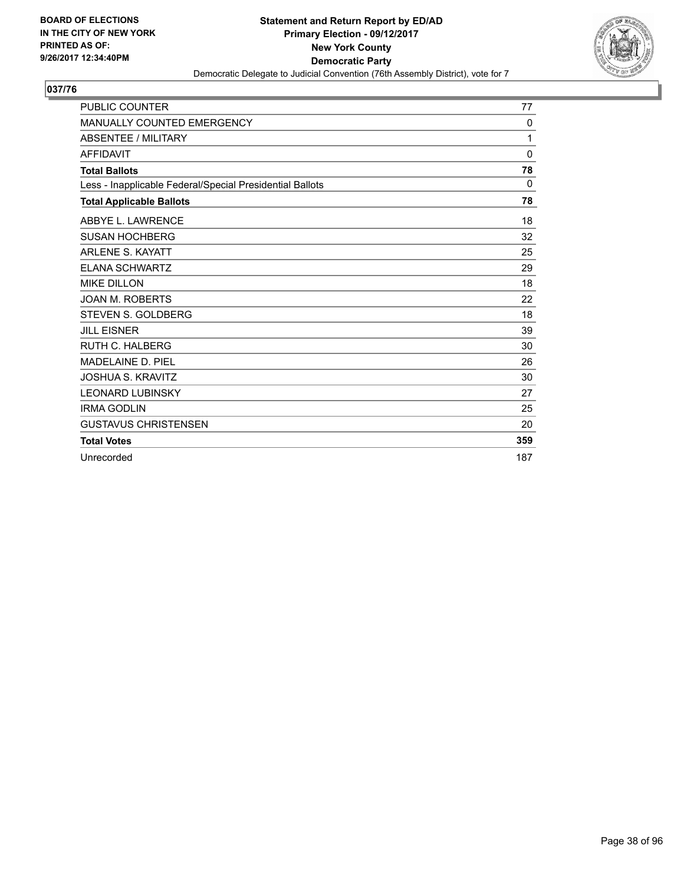BOARD OF ELECTIONS
IN THE CITY OF NEW YORK
PRINTED AS OF:
9/26/2017 12:34:40PM

**Statement and Return Report by ED/AD**
**Primary Election - 09/12/2017**
**New York County**
**Democratic Party**
Democratic Delegate to Judicial Convention (76th Assembly District), vote for 7

## 037/76

| | |
|---|---|
| PUBLIC COUNTER | 77 |
| MANUALLY COUNTED EMERGENCY | 0 |
| ABSENTEE / MILITARY | 1 |
| AFFIDAVIT | 0 |
| **Total Ballots** | **78** |
| Less - Inapplicable Federal/Special Presidential Ballots | 0 |
| **Total Applicable Ballots** | **78** |
| ABBYE L. LAWRENCE | 18 |
| SUSAN HOCHBERG | 32 |
| ARLENE S. KAYATT | 25 |
| ELANA SCHWARTZ | 29 |
| MIKE DILLON | 18 |
| JOAN M. ROBERTS | 22 |
| STEVEN S. GOLDBERG | 18 |
| JILL EISNER | 39 |
| RUTH C. HALBERG | 30 |
| MADELAINE D. PIEL | 26 |
| JOSHUA S. KRAVITZ | 30 |
| LEONARD LUBINSKY | 27 |
| IRMA GODLIN | 25 |
| GUSTAVUS CHRISTENSEN | 20 |
| **Total Votes** | **359** |
| Unrecorded | 187 |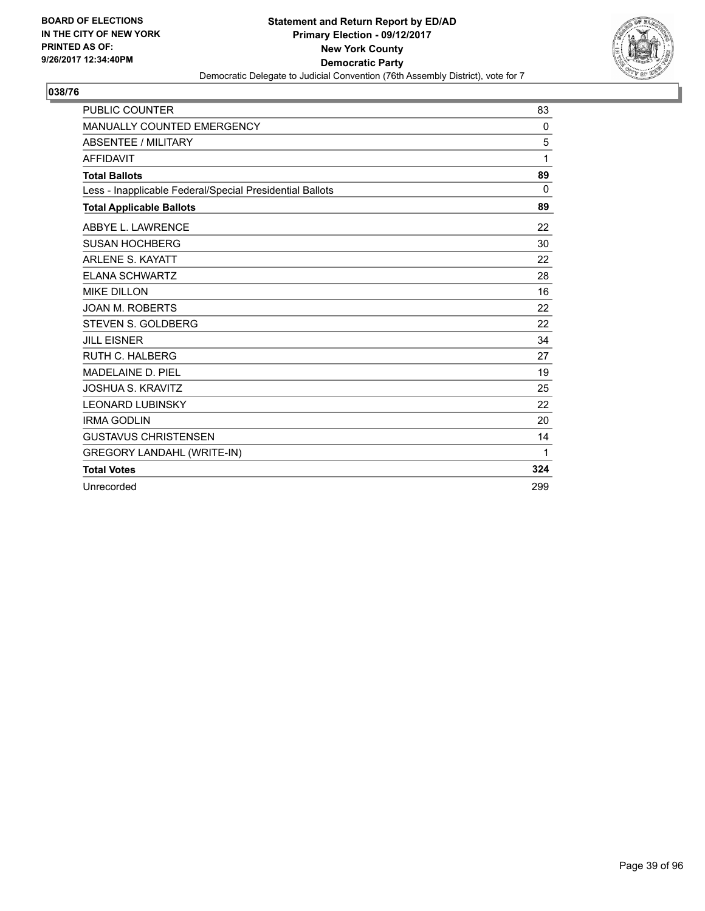BOARD OF ELECTIONS
IN THE CITY OF NEW YORK
PRINTED AS OF:
9/26/2017 12:34:40PM

**Statement and Return Report by ED/AD**
**Primary Election - 09/12/2017**
**New York County**
**Democratic Party**
Democratic Delegate to Judicial Convention (76th Assembly District), vote for 7

**038/76**

| | |
|---|---|
| PUBLIC COUNTER | 83 |
| MANUALLY COUNTED EMERGENCY | 0 |
| ABSENTEE / MILITARY | 5 |
| AFFIDAVIT | 1 |
| **Total Ballots** | **89** |
| Less - Inapplicable Federal/Special Presidential Ballots | 0 |
| **Total Applicable Ballots** | **89** |
| ABBYE L. LAWRENCE | 22 |
| SUSAN HOCHBERG | 30 |
| ARLENE S. KAYATT | 22 |
| ELANA SCHWARTZ | 28 |
| MIKE DILLON | 16 |
| JOAN M. ROBERTS | 22 |
| STEVEN S. GOLDBERG | 22 |
| JILL EISNER | 34 |
| RUTH C. HALBERG | 27 |
| MADELAINE D. PIEL | 19 |
| JOSHUA S. KRAVITZ | 25 |
| LEONARD LUBINSKY | 22 |
| IRMA GODLIN | 20 |
| GUSTAVUS CHRISTENSEN | 14 |
| GREGORY LANDAHL (WRITE-IN) | 1 |
| **Total Votes** | **324** |
| Unrecorded | 299 |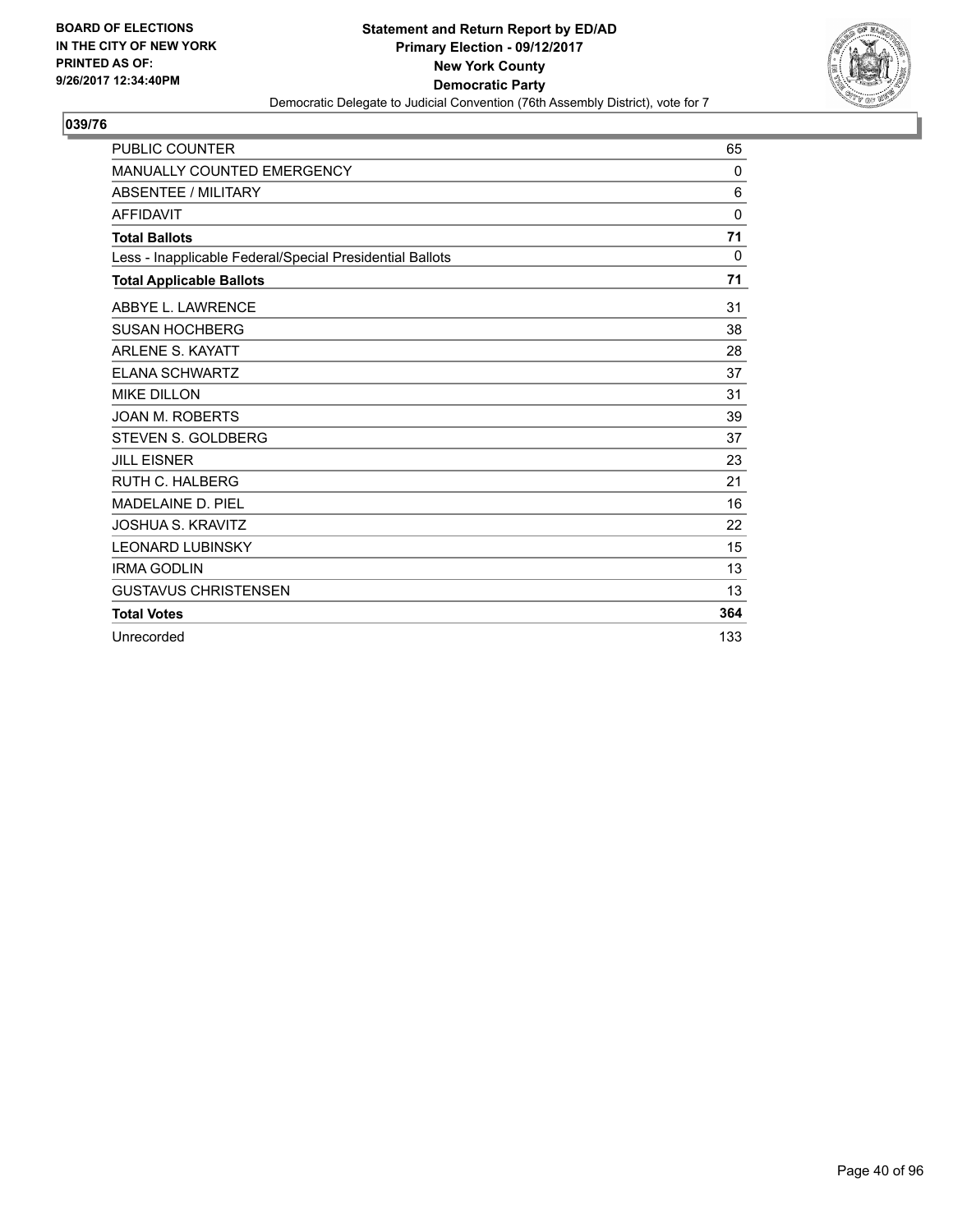BOARD OF ELECTIONS
IN THE CITY OF NEW YORK
PRINTED AS OF:
9/26/2017 12:34:40PM

**Statement and Return Report by ED/AD**
**Primary Election - 09/12/2017**
**New York County**
**Democratic Party**
Democratic Delegate to Judicial Convention (76th Assembly District), vote for 7

## 039/76

| | |
|---|---|
| PUBLIC COUNTER | 65 |
| MANUALLY COUNTED EMERGENCY | 0 |
| ABSENTEE / MILITARY | 6 |
| AFFIDAVIT | 0 |
| **Total Ballots** | **71** |
| Less - Inapplicable Federal/Special Presidential Ballots | 0 |
| **Total Applicable Ballots** | **71** |
| ABBYE L. LAWRENCE | 31 |
| SUSAN HOCHBERG | 38 |
| ARLENE S. KAYATT | 28 |
| ELANA SCHWARTZ | 37 |
| MIKE DILLON | 31 |
| JOAN M. ROBERTS | 39 |
| STEVEN S. GOLDBERG | 37 |
| JILL EISNER | 23 |
| RUTH C. HALBERG | 21 |
| MADELAINE D. PIEL | 16 |
| JOSHUA S. KRAVITZ | 22 |
| LEONARD LUBINSKY | 15 |
| IRMA GODLIN | 13 |
| GUSTAVUS CHRISTENSEN | 13 |
| **Total Votes** | **364** |
| Unrecorded | 133 |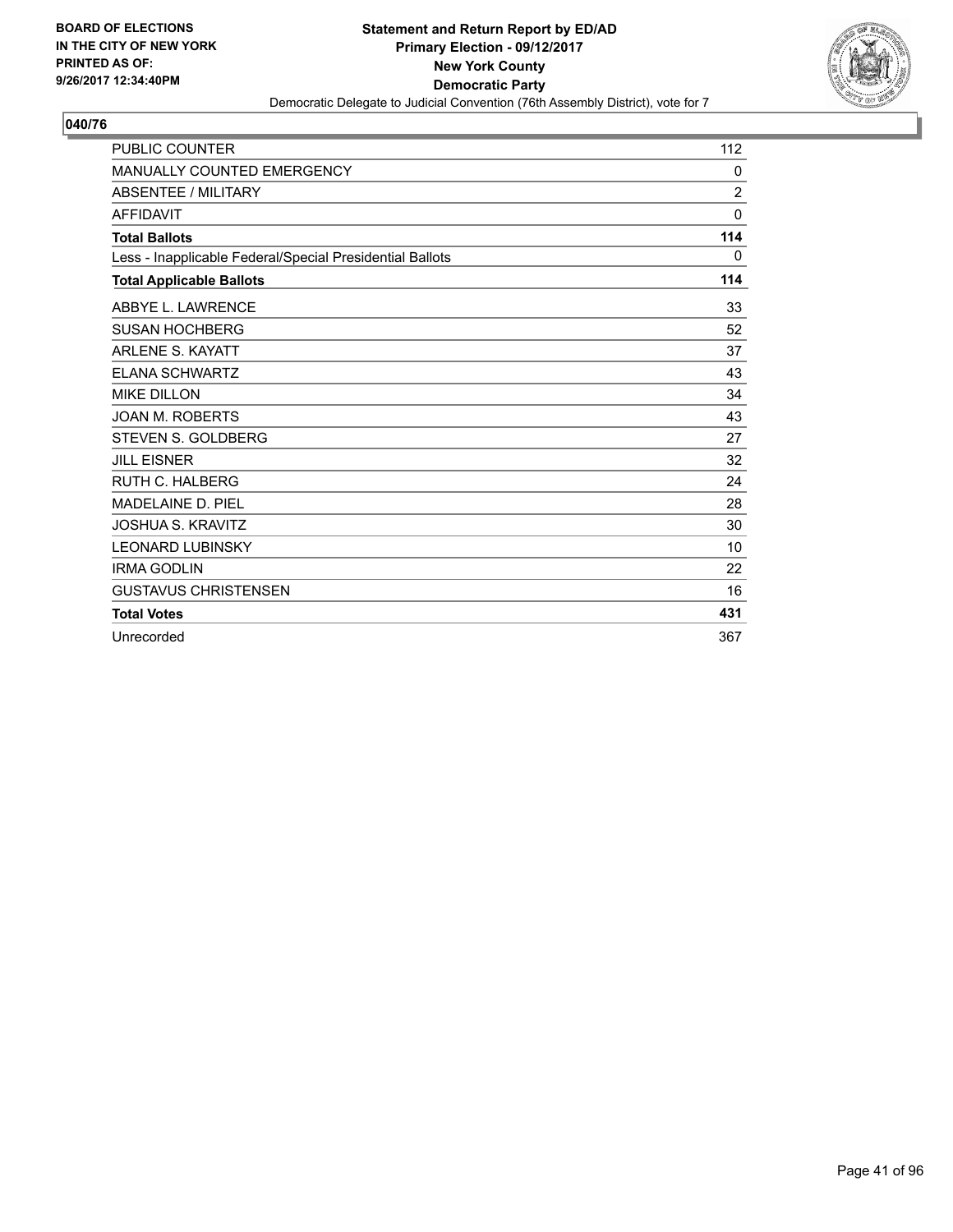BOARD OF ELECTIONS
IN THE CITY OF NEW YORK
PRINTED AS OF:
9/26/2017 12:34:40PM

**Statement and Return Report by ED/AD**
**Primary Election - 09/12/2017**
**New York County**
**Democratic Party**
Democratic Delegate to Judicial Convention (76th Assembly District), vote for 7

## 040/76

| | |
|---|---|
| PUBLIC COUNTER | 112 |
| MANUALLY COUNTED EMERGENCY | 0 |
| ABSENTEE / MILITARY | 2 |
| AFFIDAVIT | 0 |
| **Total Ballots** | **114** |
| Less - Inapplicable Federal/Special Presidential Ballots | 0 |
| **Total Applicable Ballots** | **114** |
| ABBYE L. LAWRENCE | 33 |
| SUSAN HOCHBERG | 52 |
| ARLENE S. KAYATT | 37 |
| ELANA SCHWARTZ | 43 |
| MIKE DILLON | 34 |
| JOAN M. ROBERTS | 43 |
| STEVEN S. GOLDBERG | 27 |
| JILL EISNER | 32 |
| RUTH C. HALBERG | 24 |
| MADELAINE D. PIEL | 28 |
| JOSHUA S. KRAVITZ | 30 |
| LEONARD LUBINSKY | 10 |
| IRMA GODLIN | 22 |
| GUSTAVUS CHRISTENSEN | 16 |
| **Total Votes** | **431** |
| Unrecorded | 367 |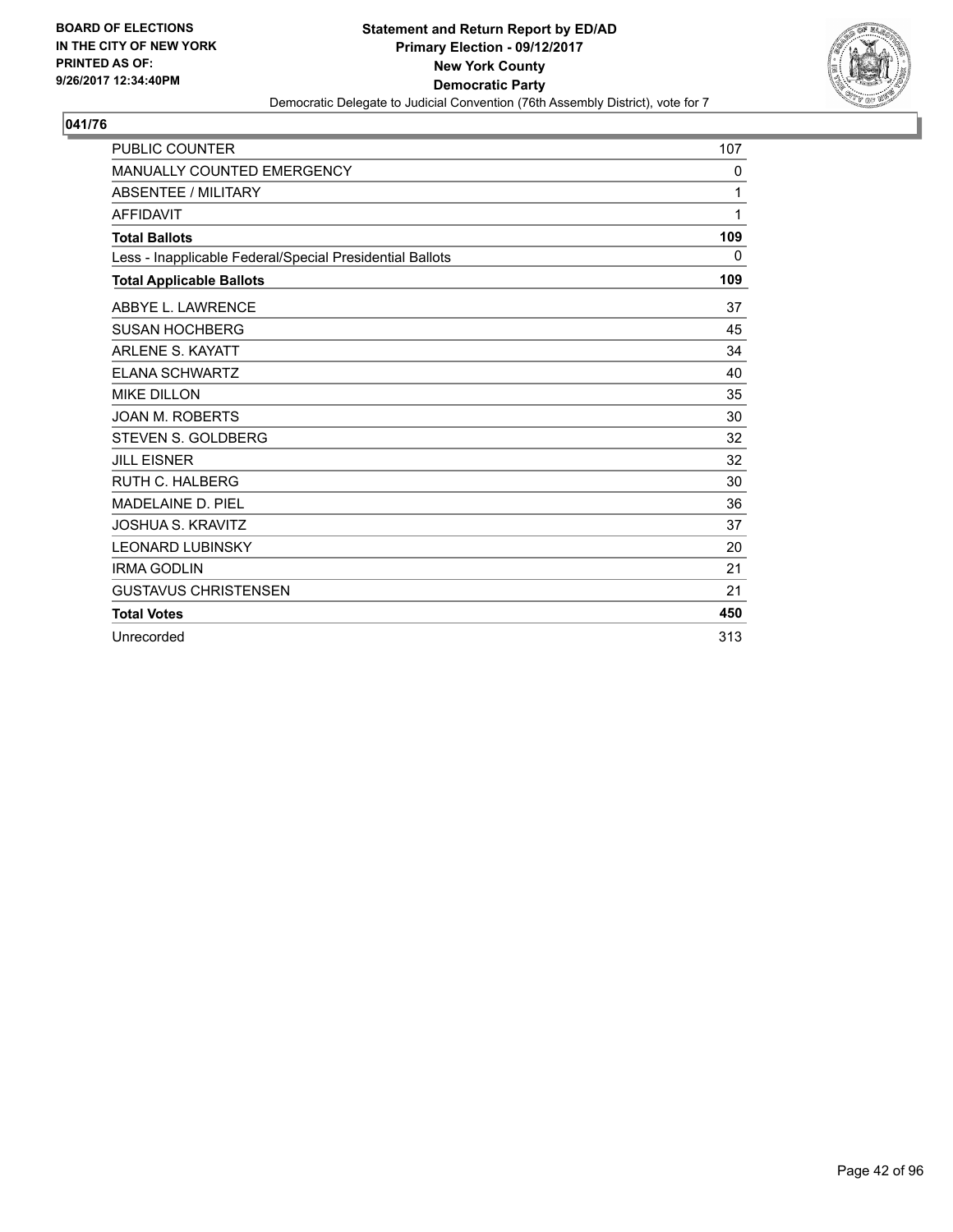BOARD OF ELECTIONS
IN THE CITY OF NEW YORK
PRINTED AS OF:
9/26/2017 12:34:40PM

**Statement and Return Report by ED/AD**
**Primary Election - 09/12/2017**
**New York County**
**Democratic Party**
Democratic Delegate to Judicial Convention (76th Assembly District), vote for 7

## 041/76

| | |
|---|---|
| PUBLIC COUNTER | 107 |
| MANUALLY COUNTED EMERGENCY | 0 |
| ABSENTEE / MILITARY | 1 |
| AFFIDAVIT | 1 |
| **Total Ballots** | **109** |
| Less - Inapplicable Federal/Special Presidential Ballots | 0 |
| **Total Applicable Ballots** | **109** |
| ABBYE L. LAWRENCE | 37 |
| SUSAN HOCHBERG | 45 |
| ARLENE S. KAYATT | 34 |
| ELANA SCHWARTZ | 40 |
| MIKE DILLON | 35 |
| JOAN M. ROBERTS | 30 |
| STEVEN S. GOLDBERG | 32 |
| JILL EISNER | 32 |
| RUTH C. HALBERG | 30 |
| MADELAINE D. PIEL | 36 |
| JOSHUA S. KRAVITZ | 37 |
| LEONARD LUBINSKY | 20 |
| IRMA GODLIN | 21 |
| GUSTAVUS CHRISTENSEN | 21 |
| **Total Votes** | **450** |
| Unrecorded | 313 |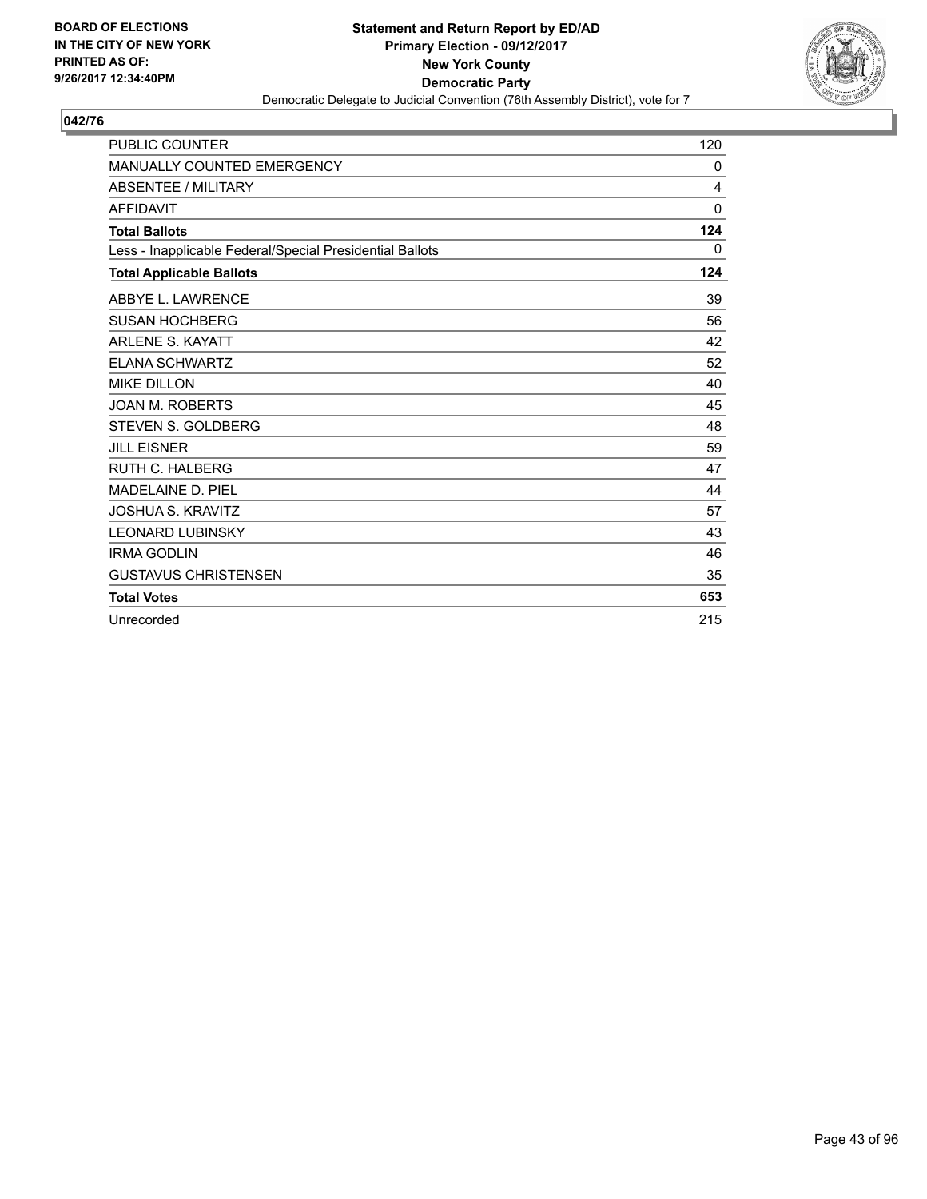BOARD OF ELECTIONS
IN THE CITY OF NEW YORK
PRINTED AS OF:
9/26/2017 12:34:40PM

**Statement and Return Report by ED/AD**
**Primary Election - 09/12/2017**
**New York County**
**Democratic Party**
Democratic Delegate to Judicial Convention (76th Assembly District), vote for 7

**042/76**

| | |
|---|---|
| PUBLIC COUNTER | 120 |
| MANUALLY COUNTED EMERGENCY | 0 |
| ABSENTEE / MILITARY | 4 |
| AFFIDAVIT | 0 |
| **Total Ballots** | **124** |
| Less - Inapplicable Federal/Special Presidential Ballots | 0 |
| **Total Applicable Ballots** | **124** |
| ABBYE L. LAWRENCE | 39 |
| SUSAN HOCHBERG | 56 |
| ARLENE S. KAYATT | 42 |
| ELANA SCHWARTZ | 52 |
| MIKE DILLON | 40 |
| JOAN M. ROBERTS | 45 |
| STEVEN S. GOLDBERG | 48 |
| JILL EISNER | 59 |
| RUTH C. HALBERG | 47 |
| MADELAINE D. PIEL | 44 |
| JOSHUA S. KRAVITZ | 57 |
| LEONARD LUBINSKY | 43 |
| IRMA GODLIN | 46 |
| GUSTAVUS CHRISTENSEN | 35 |
| **Total Votes** | **653** |
| Unrecorded | 215 |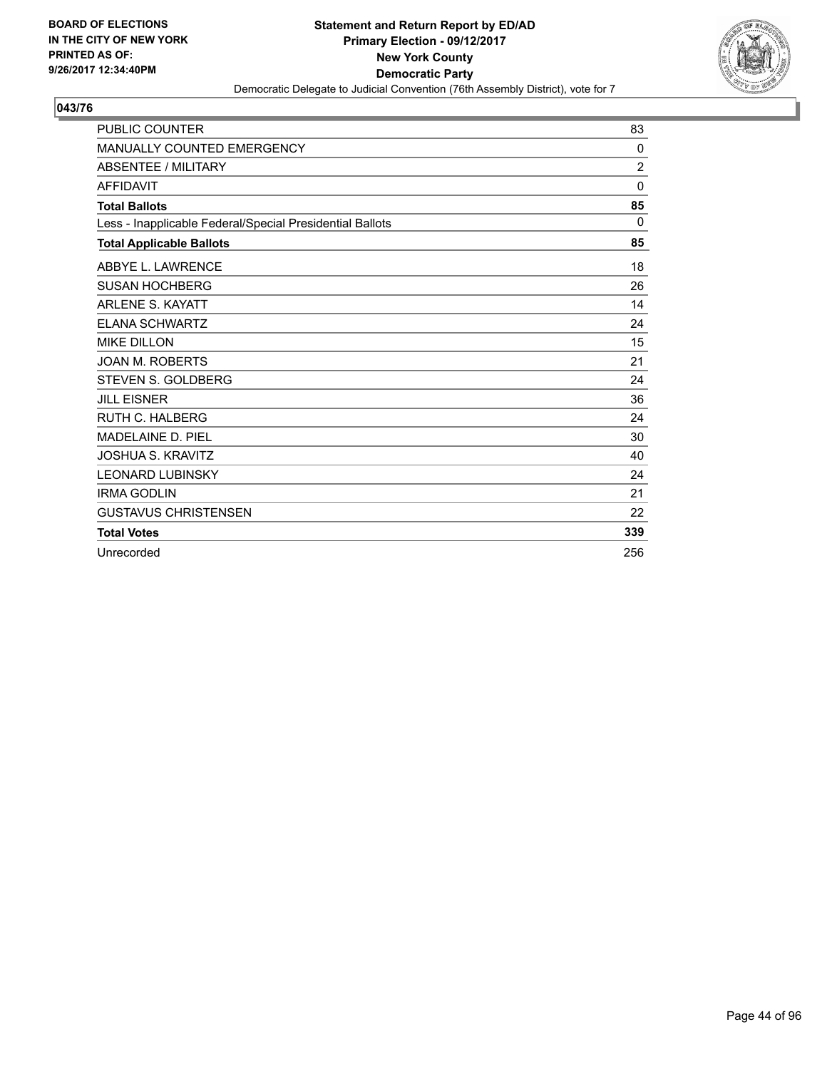**BOARD OF ELECTIONS IN THE CITY OF NEW YORK PRINTED AS OF: 9/26/2017 12:34:40PM**

**Statement and Return Report by ED/AD**
**Primary Election - 09/12/2017**
**New York County**
**Democratic Party**
Democratic Delegate to Judicial Convention (76th Assembly District), vote for 7

## 043/76

| | |
|---|---|
| PUBLIC COUNTER | 83 |
| MANUALLY COUNTED EMERGENCY | 0 |
| ABSENTEE / MILITARY | 2 |
| AFFIDAVIT | 0 |
| **Total Ballots** | **85** |
| Less - Inapplicable Federal/Special Presidential Ballots | 0 |
| **Total Applicable Ballots** | **85** |
| ABBYE L. LAWRENCE | 18 |
| SUSAN HOCHBERG | 26 |
| ARLENE S. KAYATT | 14 |
| ELANA SCHWARTZ | 24 |
| MIKE DILLON | 15 |
| JOAN M. ROBERTS | 21 |
| STEVEN S. GOLDBERG | 24 |
| JILL EISNER | 36 |
| RUTH C. HALBERG | 24 |
| MADELAINE D. PIEL | 30 |
| JOSHUA S. KRAVITZ | 40 |
| LEONARD LUBINSKY | 24 |
| IRMA GODLIN | 21 |
| GUSTAVUS CHRISTENSEN | 22 |
| **Total Votes** | **339** |
| Unrecorded | 256 |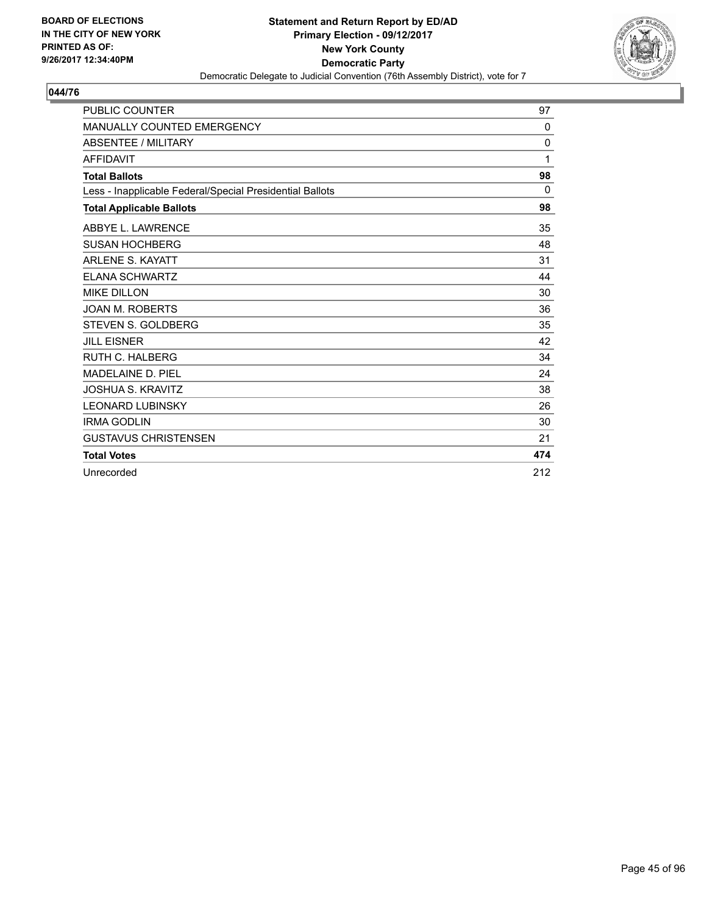BOARD OF ELECTIONS
IN THE CITY OF NEW YORK
PRINTED AS OF:
9/26/2017 12:34:40PM

**Statement and Return Report by ED/AD**
**Primary Election - 09/12/2017**
**New York County**
**Democratic Party**
Democratic Delegate to Judicial Convention (76th Assembly District), vote for 7

## 044/76

| | |
|---|---|
| PUBLIC COUNTER | 97 |
| MANUALLY COUNTED EMERGENCY | 0 |
| ABSENTEE / MILITARY | 0 |
| AFFIDAVIT | 1 |
| **Total Ballots** | **98** |
| Less - Inapplicable Federal/Special Presidential Ballots | 0 |
| **Total Applicable Ballots** | **98** |
| ABBYE L. LAWRENCE | 35 |
| SUSAN HOCHBERG | 48 |
| ARLENE S. KAYATT | 31 |
| ELANA SCHWARTZ | 44 |
| MIKE DILLON | 30 |
| JOAN M. ROBERTS | 36 |
| STEVEN S. GOLDBERG | 35 |
| JILL EISNER | 42 |
| RUTH C. HALBERG | 34 |
| MADELAINE D. PIEL | 24 |
| JOSHUA S. KRAVITZ | 38 |
| LEONARD LUBINSKY | 26 |
| IRMA GODLIN | 30 |
| GUSTAVUS CHRISTENSEN | 21 |
| **Total Votes** | **474** |
| Unrecorded | 212 |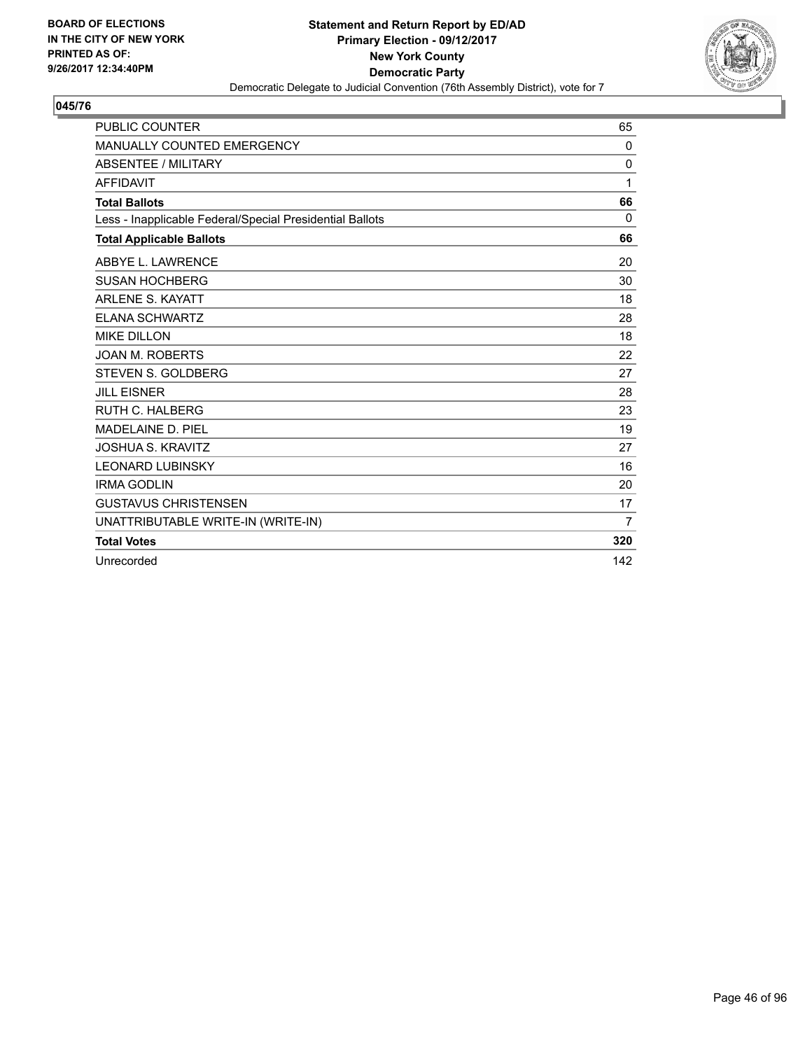BOARD OF ELECTIONS
IN THE CITY OF NEW YORK
PRINTED AS OF:
9/26/2017 12:34:40PM

**Statement and Return Report by ED/AD**
**Primary Election - 09/12/2017**
**New York County**
**Democratic Party**
Democratic Delegate to Judicial Convention (76th Assembly District), vote for 7

## 045/76

| | |
|---|---|
| PUBLIC COUNTER | 65 |
| MANUALLY COUNTED EMERGENCY | 0 |
| ABSENTEE / MILITARY | 0 |
| AFFIDAVIT | 1 |
| **Total Ballots** | **66** |
| Less - Inapplicable Federal/Special Presidential Ballots | 0 |
| **Total Applicable Ballots** | **66** |
| ABBYE L. LAWRENCE | 20 |
| SUSAN HOCHBERG | 30 |
| ARLENE S. KAYATT | 18 |
| ELANA SCHWARTZ | 28 |
| MIKE DILLON | 18 |
| JOAN M. ROBERTS | 22 |
| STEVEN S. GOLDBERG | 27 |
| JILL EISNER | 28 |
| RUTH C. HALBERG | 23 |
| MADELAINE D. PIEL | 19 |
| JOSHUA S. KRAVITZ | 27 |
| LEONARD LUBINSKY | 16 |
| IRMA GODLIN | 20 |
| GUSTAVUS CHRISTENSEN | 17 |
| UNATTRIBUTABLE WRITE-IN (WRITE-IN) | 7 |
| **Total Votes** | **320** |
| Unrecorded | 142 |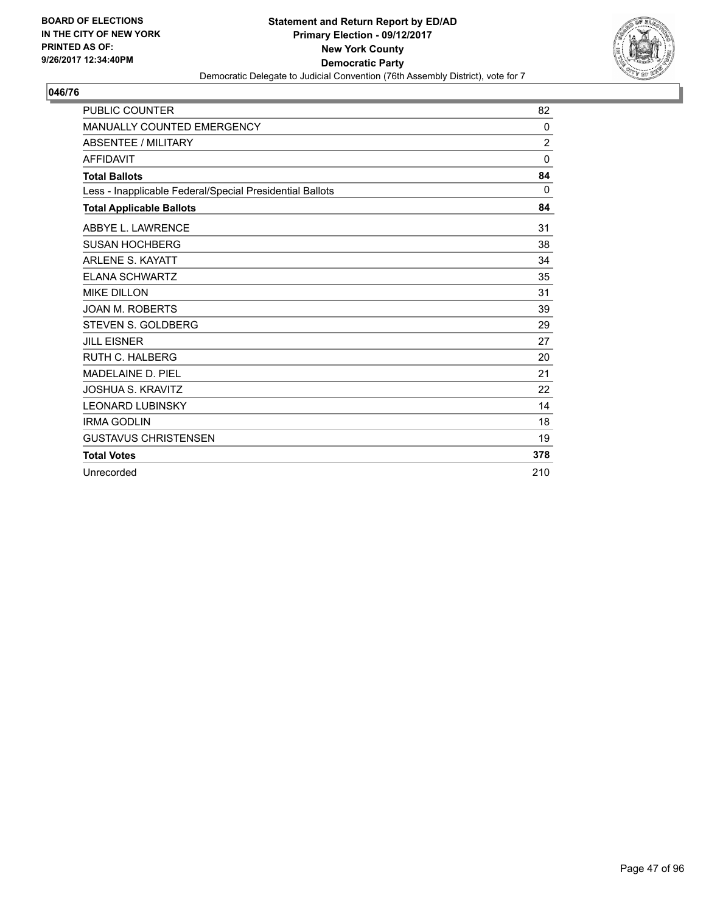BOARD OF ELECTIONS
IN THE CITY OF NEW YORK
PRINTED AS OF:
9/26/2017 12:34:40PM

**Statement and Return Report by ED/AD**
**Primary Election - 09/12/2017**
**New York County**
**Democratic Party**
Democratic Delegate to Judicial Convention (76th Assembly District), vote for 7

## 046/76

| | |
|---|---|
| PUBLIC COUNTER | 82 |
| MANUALLY COUNTED EMERGENCY | 0 |
| ABSENTEE / MILITARY | 2 |
| AFFIDAVIT | 0 |
| **Total Ballots** | **84** |
| Less - Inapplicable Federal/Special Presidential Ballots | 0 |
| **Total Applicable Ballots** | **84** |
| ABBYE L. LAWRENCE | 31 |
| SUSAN HOCHBERG | 38 |
| ARLENE S. KAYATT | 34 |
| ELANA SCHWARTZ | 35 |
| MIKE DILLON | 31 |
| JOAN M. ROBERTS | 39 |
| STEVEN S. GOLDBERG | 29 |
| JILL EISNER | 27 |
| RUTH C. HALBERG | 20 |
| MADELAINE D. PIEL | 21 |
| JOSHUA S. KRAVITZ | 22 |
| LEONARD LUBINSKY | 14 |
| IRMA GODLIN | 18 |
| GUSTAVUS CHRISTENSEN | 19 |
| **Total Votes** | **378** |
| Unrecorded | 210 |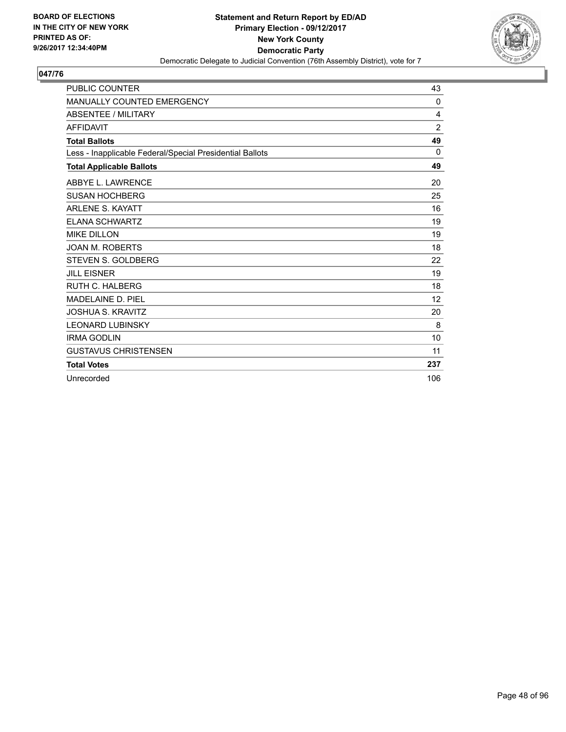**BOARD OF ELECTIONS IN THE CITY OF NEW YORK PRINTED AS OF: 9/26/2017 12:34:40PM**

**Statement and Return Report by ED/AD**
**Primary Election - 09/12/2017**
**New York County**
**Democratic Party**
Democratic Delegate to Judicial Convention (76th Assembly District), vote for 7

## 047/76

| | |
|---|---|
| PUBLIC COUNTER | 43 |
| MANUALLY COUNTED EMERGENCY | 0 |
| ABSENTEE / MILITARY | 4 |
| AFFIDAVIT | 2 |
| **Total Ballots** | **49** |
| Less - Inapplicable Federal/Special Presidential Ballots | 0 |
| **Total Applicable Ballots** | **49** |
| ABBYE L. LAWRENCE | 20 |
| SUSAN HOCHBERG | 25 |
| ARLENE S. KAYATT | 16 |
| ELANA SCHWARTZ | 19 |
| MIKE DILLON | 19 |
| JOAN M. ROBERTS | 18 |
| STEVEN S. GOLDBERG | 22 |
| JILL EISNER | 19 |
| RUTH C. HALBERG | 18 |
| MADELAINE D. PIEL | 12 |
| JOSHUA S. KRAVITZ | 20 |
| LEONARD LUBINSKY | 8 |
| IRMA GODLIN | 10 |
| GUSTAVUS CHRISTENSEN | 11 |
| **Total Votes** | **237** |
| Unrecorded | 106 |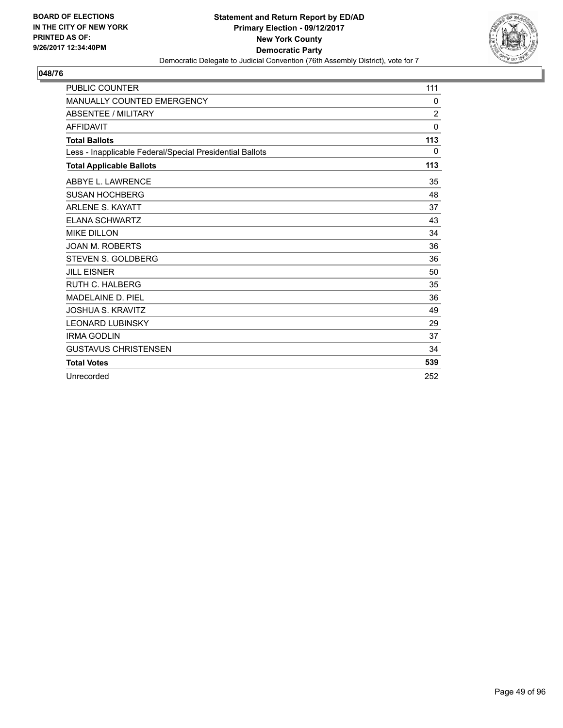BOARD OF ELECTIONS
IN THE CITY OF NEW YORK
PRINTED AS OF:
9/26/2017 12:34:40PM

**Statement and Return Report by ED/AD**
**Primary Election - 09/12/2017**
**New York County**
**Democratic Party**
Democratic Delegate to Judicial Convention (76th Assembly District), vote for 7

## 048/76

| | |
|---|---|
| PUBLIC COUNTER | 111 |
| MANUALLY COUNTED EMERGENCY | 0 |
| ABSENTEE / MILITARY | 2 |
| AFFIDAVIT | 0 |
| **Total Ballots** | **113** |
| Less - Inapplicable Federal/Special Presidential Ballots | 0 |
| **Total Applicable Ballots** | **113** |
| ABBYE L. LAWRENCE | 35 |
| SUSAN HOCHBERG | 48 |
| ARLENE S. KAYATT | 37 |
| ELANA SCHWARTZ | 43 |
| MIKE DILLON | 34 |
| JOAN M. ROBERTS | 36 |
| STEVEN S. GOLDBERG | 36 |
| JILL EISNER | 50 |
| RUTH C. HALBERG | 35 |
| MADELAINE D. PIEL | 36 |
| JOSHUA S. KRAVITZ | 49 |
| LEONARD LUBINSKY | 29 |
| IRMA GODLIN | 37 |
| GUSTAVUS CHRISTENSEN | 34 |
| **Total Votes** | **539** |
| Unrecorded | 252 |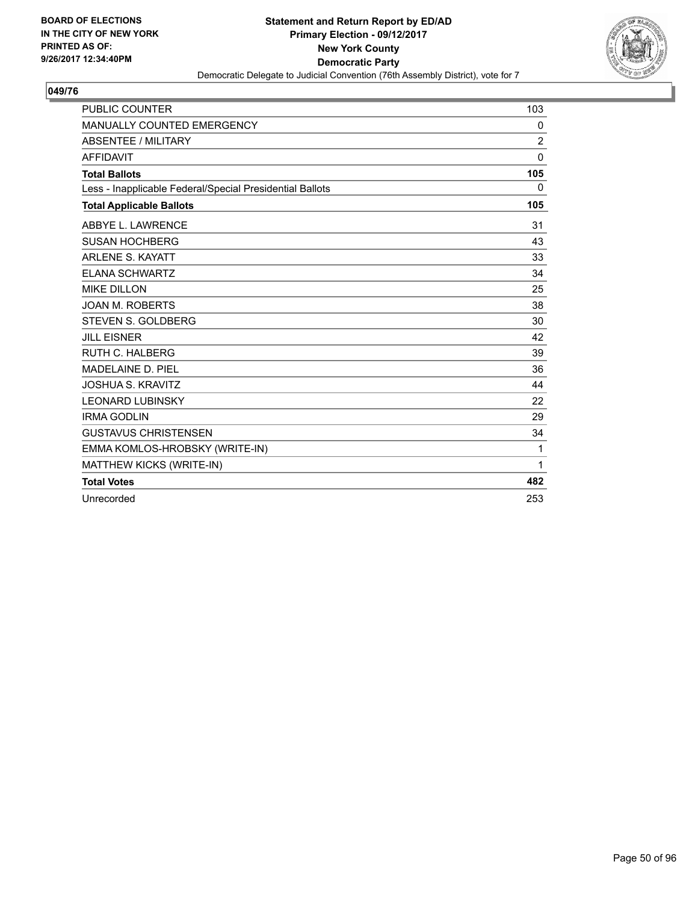BOARD OF ELECTIONS
IN THE CITY OF NEW YORK
PRINTED AS OF:
9/26/2017 12:34:40PM

**Statement and Return Report by ED/AD**
**Primary Election - 09/12/2017**
**New York County**
**Democratic Party**
Democratic Delegate to Judicial Convention (76th Assembly District), vote for 7

## 049/76

| | |
|---|---|
| PUBLIC COUNTER | 103 |
| MANUALLY COUNTED EMERGENCY | 0 |
| ABSENTEE / MILITARY | 2 |
| AFFIDAVIT | 0 |
| **Total Ballots** | **105** |
| Less - Inapplicable Federal/Special Presidential Ballots | 0 |
| **Total Applicable Ballots** | **105** |
| ABBYE L. LAWRENCE | 31 |
| SUSAN HOCHBERG | 43 |
| ARLENE S. KAYATT | 33 |
| ELANA SCHWARTZ | 34 |
| MIKE DILLON | 25 |
| JOAN M. ROBERTS | 38 |
| STEVEN S. GOLDBERG | 30 |
| JILL EISNER | 42 |
| RUTH C. HALBERG | 39 |
| MADELAINE D. PIEL | 36 |
| JOSHUA S. KRAVITZ | 44 |
| LEONARD LUBINSKY | 22 |
| IRMA GODLIN | 29 |
| GUSTAVUS CHRISTENSEN | 34 |
| EMMA KOMLOS-HROBSKY (WRITE-IN) | 1 |
| MATTHEW KICKS (WRITE-IN) | 1 |
| **Total Votes** | **482** |
| Unrecorded | 253 |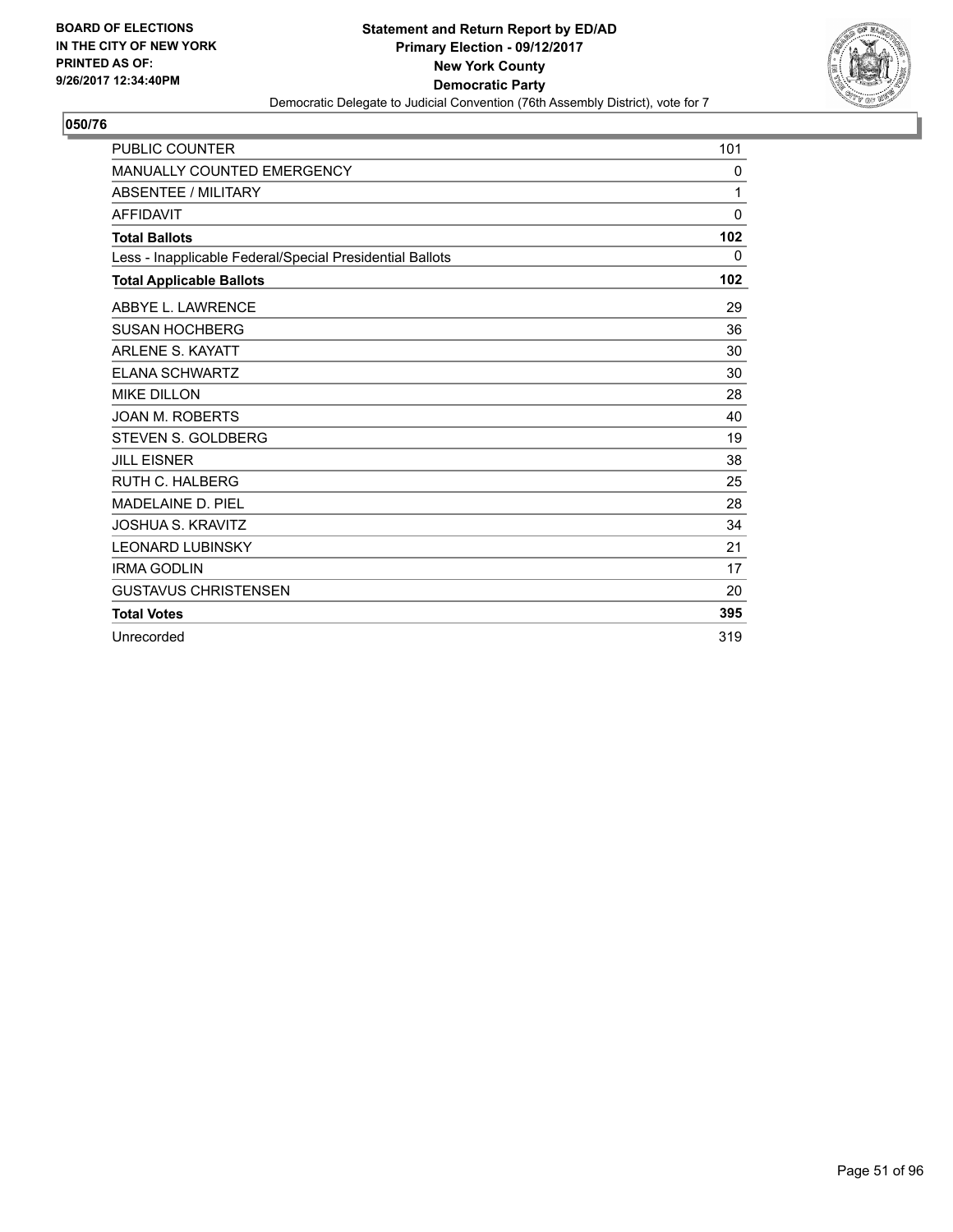BOARD OF ELECTIONS
IN THE CITY OF NEW YORK
PRINTED AS OF:
9/26/2017 12:34:40PM

**Statement and Return Report by ED/AD**
**Primary Election - 09/12/2017**
**New York County**
**Democratic Party**
Democratic Delegate to Judicial Convention (76th Assembly District), vote for 7

## 050/76

| | |
|---|---|
| PUBLIC COUNTER | 101 |
| MANUALLY COUNTED EMERGENCY | 0 |
| ABSENTEE / MILITARY | 1 |
| AFFIDAVIT | 0 |
| **Total Ballots** | **102** |
| Less - Inapplicable Federal/Special Presidential Ballots | 0 |
| **Total Applicable Ballots** | **102** |
| ABBYE L. LAWRENCE | 29 |
| SUSAN HOCHBERG | 36 |
| ARLENE S. KAYATT | 30 |
| ELANA SCHWARTZ | 30 |
| MIKE DILLON | 28 |
| JOAN M. ROBERTS | 40 |
| STEVEN S. GOLDBERG | 19 |
| JILL EISNER | 38 |
| RUTH C. HALBERG | 25 |
| MADELAINE D. PIEL | 28 |
| JOSHUA S. KRAVITZ | 34 |
| LEONARD LUBINSKY | 21 |
| IRMA GODLIN | 17 |
| GUSTAVUS CHRISTENSEN | 20 |
| **Total Votes** | **395** |
| Unrecorded | 319 |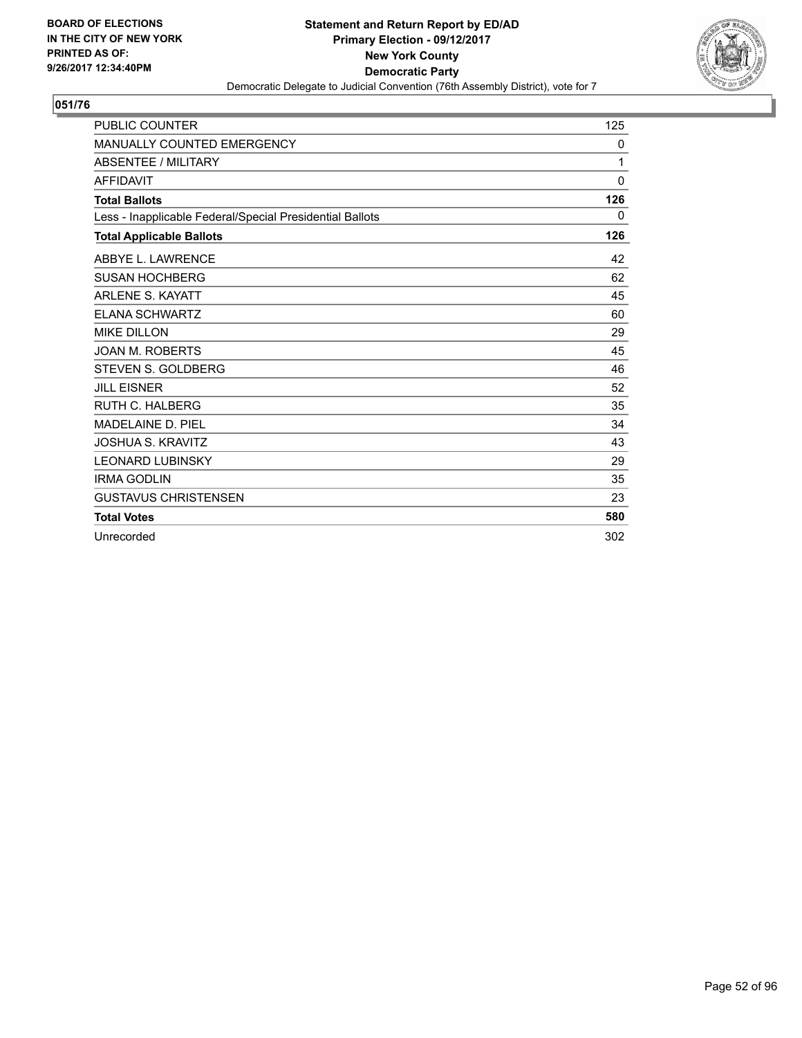BOARD OF ELECTIONS
IN THE CITY OF NEW YORK
PRINTED AS OF:
9/26/2017 12:34:40PM

**Statement and Return Report by ED/AD**
**Primary Election - 09/12/2017**
**New York County**
**Democratic Party**
Democratic Delegate to Judicial Convention (76th Assembly District), vote for 7

## 051/76

| | |
|---|---|
| PUBLIC COUNTER | 125 |
| MANUALLY COUNTED EMERGENCY | 0 |
| ABSENTEE / MILITARY | 1 |
| AFFIDAVIT | 0 |
| **Total Ballots** | **126** |
| Less - Inapplicable Federal/Special Presidential Ballots | 0 |
| **Total Applicable Ballots** | **126** |
| ABBYE L. LAWRENCE | 42 |
| SUSAN HOCHBERG | 62 |
| ARLENE S. KAYATT | 45 |
| ELANA SCHWARTZ | 60 |
| MIKE DILLON | 29 |
| JOAN M. ROBERTS | 45 |
| STEVEN S. GOLDBERG | 46 |
| JILL EISNER | 52 |
| RUTH C. HALBERG | 35 |
| MADELAINE D. PIEL | 34 |
| JOSHUA S. KRAVITZ | 43 |
| LEONARD LUBINSKY | 29 |
| IRMA GODLIN | 35 |
| GUSTAVUS CHRISTENSEN | 23 |
| **Total Votes** | **580** |
| Unrecorded | 302 |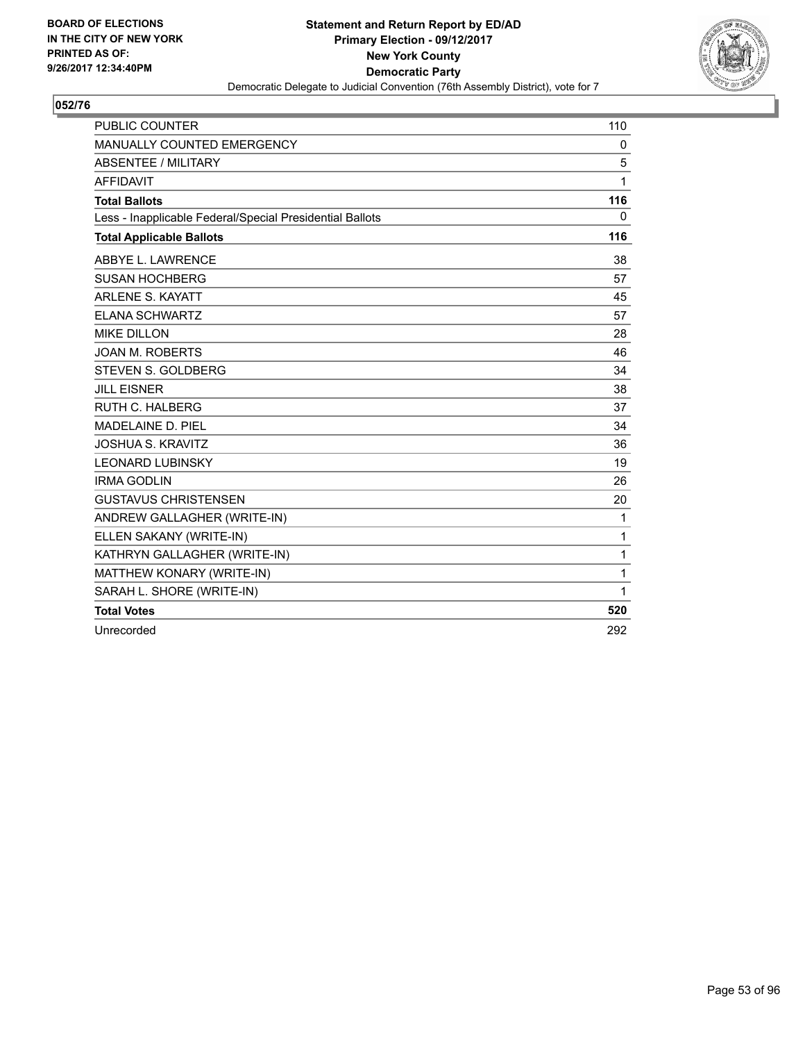BOARD OF ELECTIONS
IN THE CITY OF NEW YORK
PRINTED AS OF:
9/26/2017 12:34:40PM

**Statement and Return Report by ED/AD**
**Primary Election - 09/12/2017**
**New York County**
**Democratic Party**
Democratic Delegate to Judicial Convention (76th Assembly District), vote for 7

## 052/76

| | |
|---|---|
| PUBLIC COUNTER | 110 |
| MANUALLY COUNTED EMERGENCY | 0 |
| ABSENTEE / MILITARY | 5 |
| AFFIDAVIT | 1 |
| **Total Ballots** | **116** |
| Less - Inapplicable Federal/Special Presidential Ballots | 0 |
| **Total Applicable Ballots** | **116** |
| ABBYE L. LAWRENCE | 38 |
| SUSAN HOCHBERG | 57 |
| ARLENE S. KAYATT | 45 |
| ELANA SCHWARTZ | 57 |
| MIKE DILLON | 28 |
| JOAN M. ROBERTS | 46 |
| STEVEN S. GOLDBERG | 34 |
| JILL EISNER | 38 |
| RUTH C. HALBERG | 37 |
| MADELAINE D. PIEL | 34 |
| JOSHUA S. KRAVITZ | 36 |
| LEONARD LUBINSKY | 19 |
| IRMA GODLIN | 26 |
| GUSTAVUS CHRISTENSEN | 20 |
| ANDREW GALLAGHER (WRITE-IN) | 1 |
| ELLEN SAKANY (WRITE-IN) | 1 |
| KATHRYN GALLAGHER (WRITE-IN) | 1 |
| MATTHEW KONARY (WRITE-IN) | 1 |
| SARAH L. SHORE (WRITE-IN) | 1 |
| **Total Votes** | **520** |
| Unrecorded | 292 |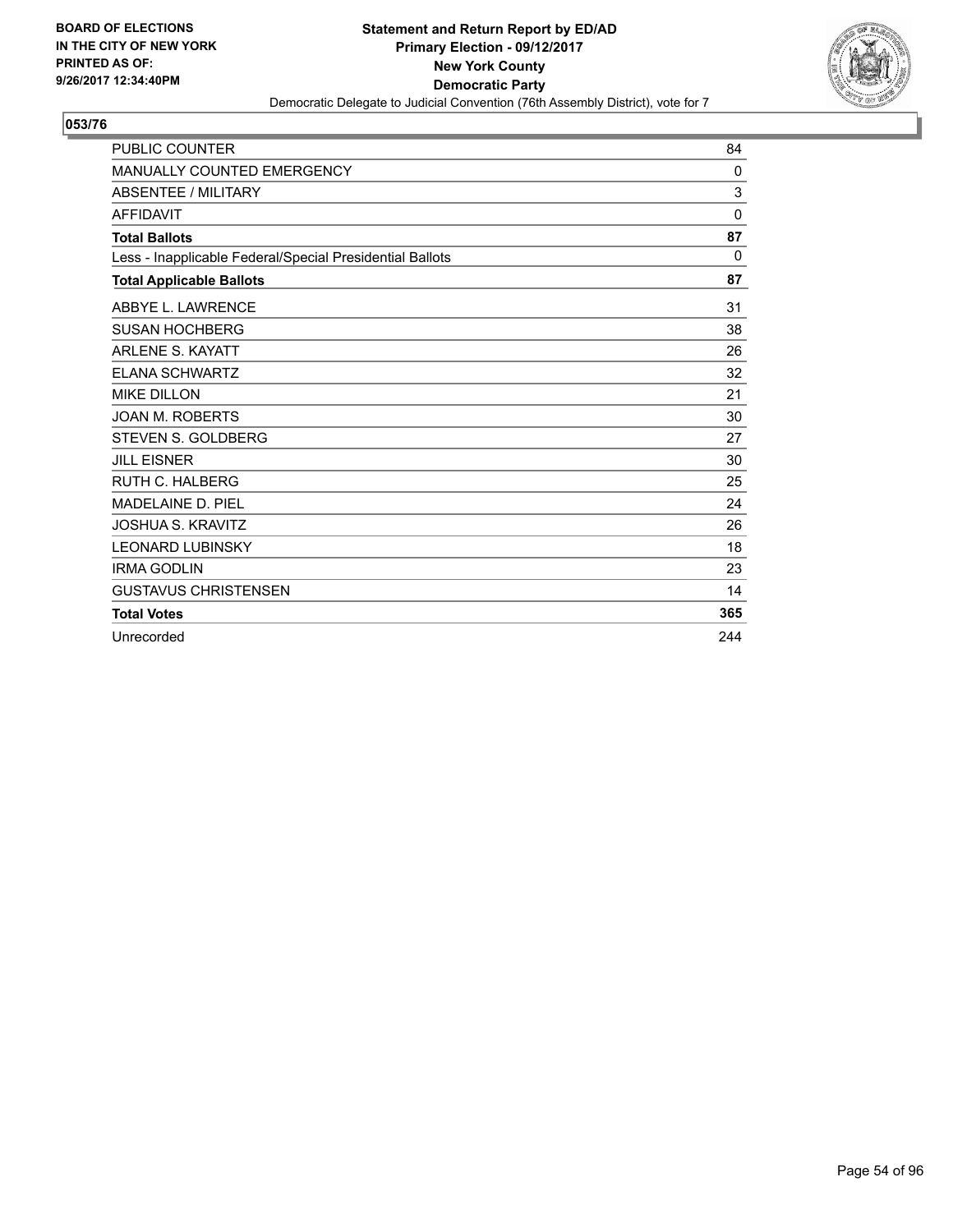**BOARD OF ELECTIONS IN THE CITY OF NEW YORK PRINTED AS OF: 9/26/2017 12:34:40PM**

**Statement and Return Report by ED/AD**
**Primary Election - 09/12/2017**
**New York County**
**Democratic Party**
Democratic Delegate to Judicial Convention (76th Assembly District), vote for 7

**053/76**

| | |
|---|---|
| PUBLIC COUNTER | 84 |
| MANUALLY COUNTED EMERGENCY | 0 |
| ABSENTEE / MILITARY | 3 |
| AFFIDAVIT | 0 |
| **Total Ballots** | **87** |
| Less - Inapplicable Federal/Special Presidential Ballots | 0 |
| **Total Applicable Ballots** | **87** |
| ABBYE L. LAWRENCE | 31 |
| SUSAN HOCHBERG | 38 |
| ARLENE S. KAYATT | 26 |
| ELANA SCHWARTZ | 32 |
| MIKE DILLON | 21 |
| JOAN M. ROBERTS | 30 |
| STEVEN S. GOLDBERG | 27 |
| JILL EISNER | 30 |
| RUTH C. HALBERG | 25 |
| MADELAINE D. PIEL | 24 |
| JOSHUA S. KRAVITZ | 26 |
| LEONARD LUBINSKY | 18 |
| IRMA GODLIN | 23 |
| GUSTAVUS CHRISTENSEN | 14 |
| **Total Votes** | **365** |
| Unrecorded | 244 |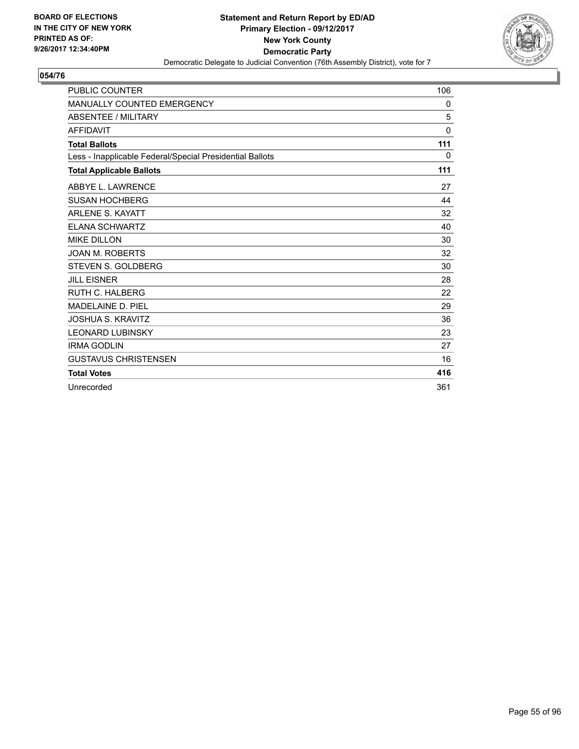BOARD OF ELECTIONS
IN THE CITY OF NEW YORK
PRINTED AS OF:
9/26/2017 12:34:40PM

**Statement and Return Report by ED/AD**
**Primary Election - 09/12/2017**
**New York County**
**Democratic Party**
Democratic Delegate to Judicial Convention (76th Assembly District), vote for 7

## 054/76

| | |
|---|---|
| PUBLIC COUNTER | 106 |
| MANUALLY COUNTED EMERGENCY | 0 |
| ABSENTEE / MILITARY | 5 |
| AFFIDAVIT | 0 |
| **Total Ballots** | **111** |
| Less - Inapplicable Federal/Special Presidential Ballots | 0 |
| **Total Applicable Ballots** | **111** |
| ABBYE L. LAWRENCE | 27 |
| SUSAN HOCHBERG | 44 |
| ARLENE S. KAYATT | 32 |
| ELANA SCHWARTZ | 40 |
| MIKE DILLON | 30 |
| JOAN M. ROBERTS | 32 |
| STEVEN S. GOLDBERG | 30 |
| JILL EISNER | 28 |
| RUTH C. HALBERG | 22 |
| MADELAINE D. PIEL | 29 |
| JOSHUA S. KRAVITZ | 36 |
| LEONARD LUBINSKY | 23 |
| IRMA GODLIN | 27 |
| GUSTAVUS CHRISTENSEN | 16 |
| **Total Votes** | **416** |
| Unrecorded | 361 |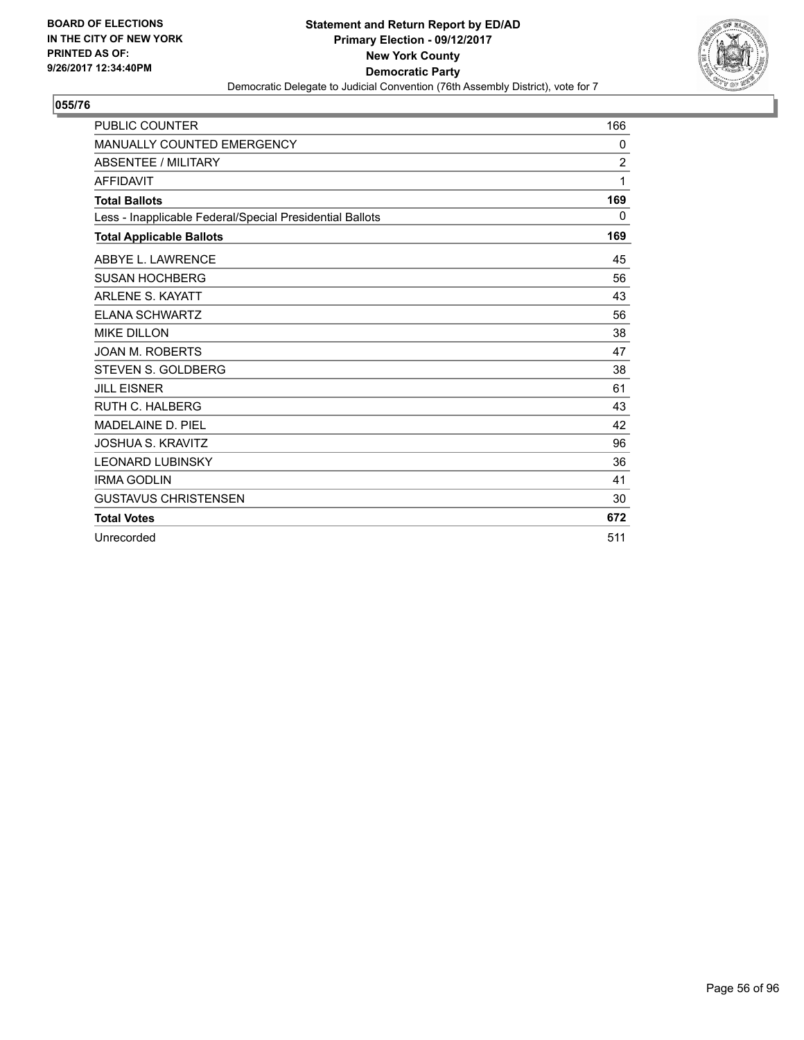**BOARD OF ELECTIONS IN THE CITY OF NEW YORK PRINTED AS OF: 9/26/2017 12:34:40PM**

**Statement and Return Report by ED/AD**
**Primary Election - 09/12/2017**
**New York County**
**Democratic Party**
Democratic Delegate to Judicial Convention (76th Assembly District), vote for 7

## 055/76

| | |
|---|---|
| PUBLIC COUNTER | 166 |
| MANUALLY COUNTED EMERGENCY | 0 |
| ABSENTEE / MILITARY | 2 |
| AFFIDAVIT | 1 |
| **Total Ballots** | **169** |
| Less - Inapplicable Federal/Special Presidential Ballots | 0 |
| **Total Applicable Ballots** | **169** |
| ABBYE L. LAWRENCE | 45 |
| SUSAN HOCHBERG | 56 |
| ARLENE S. KAYATT | 43 |
| ELANA SCHWARTZ | 56 |
| MIKE DILLON | 38 |
| JOAN M. ROBERTS | 47 |
| STEVEN S. GOLDBERG | 38 |
| JILL EISNER | 61 |
| RUTH C. HALBERG | 43 |
| MADELAINE D. PIEL | 42 |
| JOSHUA S. KRAVITZ | 96 |
| LEONARD LUBINSKY | 36 |
| IRMA GODLIN | 41 |
| GUSTAVUS CHRISTENSEN | 30 |
| **Total Votes** | **672** |
| Unrecorded | 511 |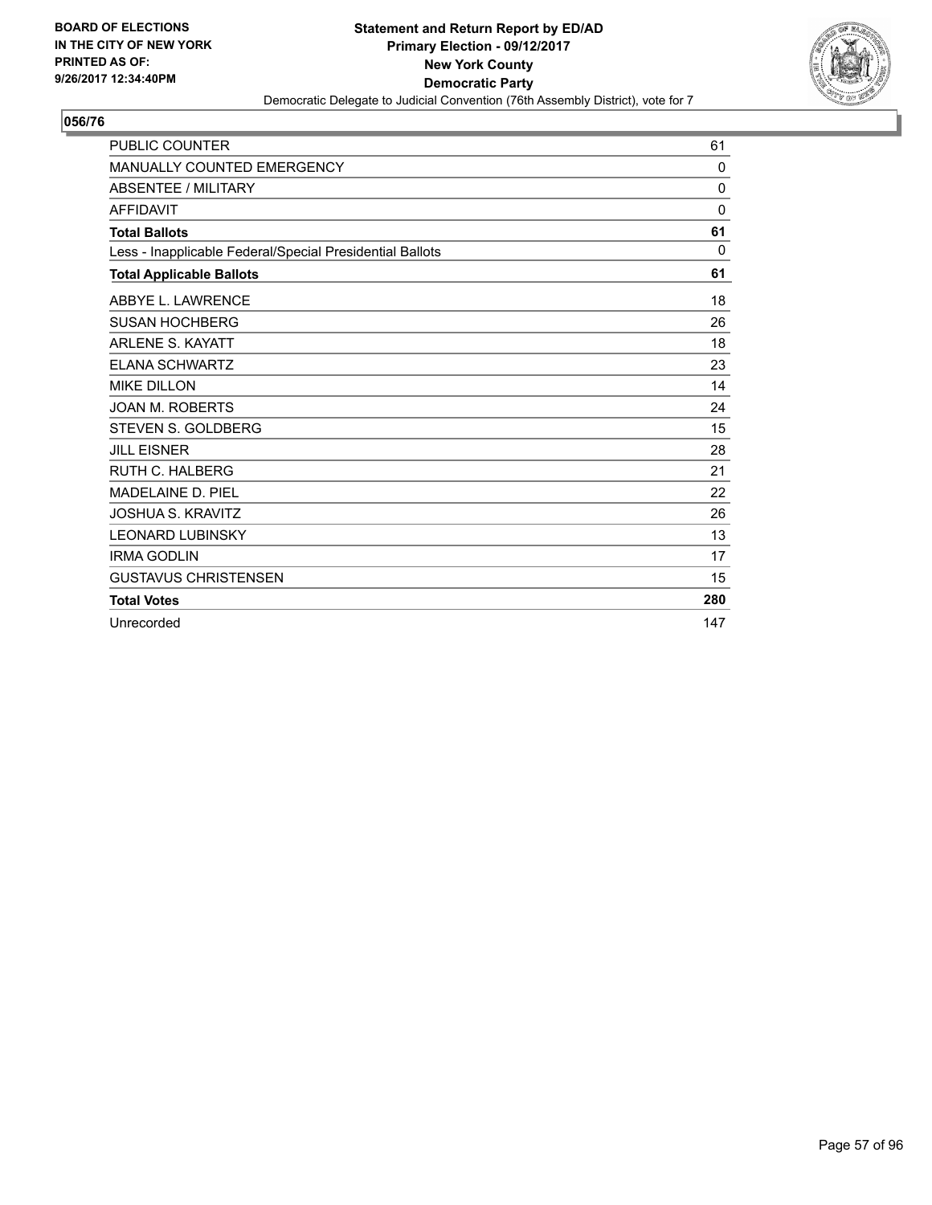BOARD OF ELECTIONS
IN THE CITY OF NEW YORK
PRINTED AS OF:
9/26/2017 12:34:40PM

**Statement and Return Report by ED/AD**
**Primary Election - 09/12/2017**
**New York County**
**Democratic Party**
Democratic Delegate to Judicial Convention (76th Assembly District), vote for 7

## 056/76

| | |
|---|---|
| PUBLIC COUNTER | 61 |
| MANUALLY COUNTED EMERGENCY | 0 |
| ABSENTEE / MILITARY | 0 |
| AFFIDAVIT | 0 |
| **Total Ballots** | **61** |
| Less - Inapplicable Federal/Special Presidential Ballots | 0 |
| **Total Applicable Ballots** | **61** |
| ABBYE L. LAWRENCE | 18 |
| SUSAN HOCHBERG | 26 |
| ARLENE S. KAYATT | 18 |
| ELANA SCHWARTZ | 23 |
| MIKE DILLON | 14 |
| JOAN M. ROBERTS | 24 |
| STEVEN S. GOLDBERG | 15 |
| JILL EISNER | 28 |
| RUTH C. HALBERG | 21 |
| MADELAINE D. PIEL | 22 |
| JOSHUA S. KRAVITZ | 26 |
| LEONARD LUBINSKY | 13 |
| IRMA GODLIN | 17 |
| GUSTAVUS CHRISTENSEN | 15 |
| **Total Votes** | **280** |
| Unrecorded | 147 |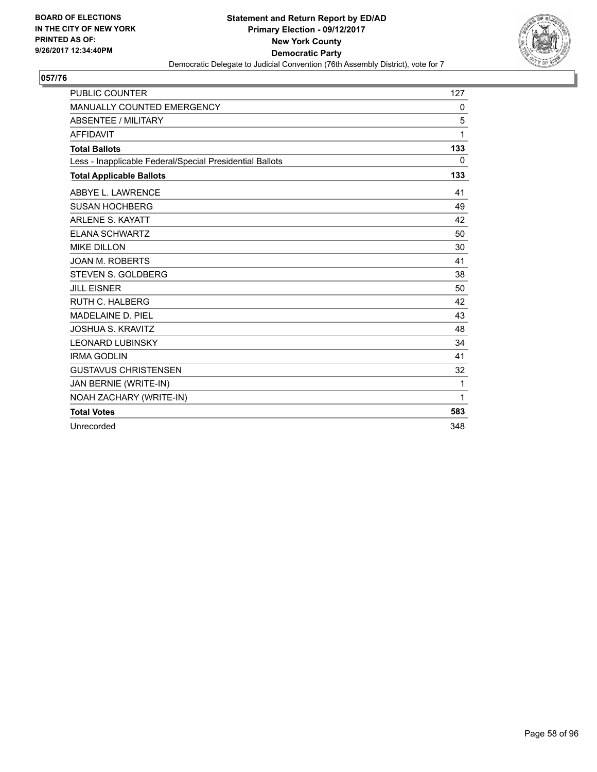BOARD OF ELECTIONS
IN THE CITY OF NEW YORK
PRINTED AS OF:
9/26/2017 12:34:40PM

**Statement and Return Report by ED/AD**
**Primary Election - 09/12/2017**
**New York County**
**Democratic Party**
Democratic Delegate to Judicial Convention (76th Assembly District), vote for 7

## 057/76

| | |
|---|---|
| PUBLIC COUNTER | 127 |
| MANUALLY COUNTED EMERGENCY | 0 |
| ABSENTEE / MILITARY | 5 |
| AFFIDAVIT | 1 |
| **Total Ballots** | **133** |
| Less - Inapplicable Federal/Special Presidential Ballots | 0 |
| **Total Applicable Ballots** | **133** |
| ABBYE L. LAWRENCE | 41 |
| SUSAN HOCHBERG | 49 |
| ARLENE S. KAYATT | 42 |
| ELANA SCHWARTZ | 50 |
| MIKE DILLON | 30 |
| JOAN M. ROBERTS | 41 |
| STEVEN S. GOLDBERG | 38 |
| JILL EISNER | 50 |
| RUTH C. HALBERG | 42 |
| MADELAINE D. PIEL | 43 |
| JOSHUA S. KRAVITZ | 48 |
| LEONARD LUBINSKY | 34 |
| IRMA GODLIN | 41 |
| GUSTAVUS CHRISTENSEN | 32 |
| JAN BERNIE (WRITE-IN) | 1 |
| NOAH ZACHARY (WRITE-IN) | 1 |
| **Total Votes** | **583** |
| Unrecorded | 348 |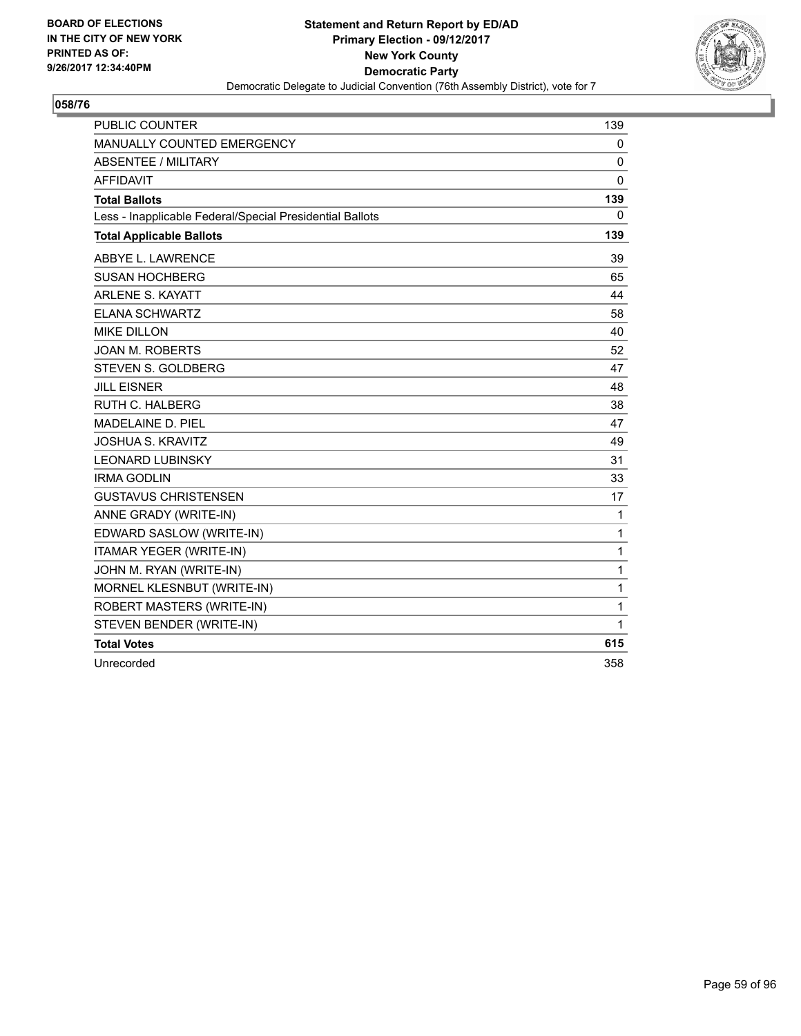BOARD OF ELECTIONS
IN THE CITY OF NEW YORK
PRINTED AS OF:
9/26/2017 12:34:40PM

**Statement and Return Report by ED/AD**
**Primary Election - 09/12/2017**
**New York County**
**Democratic Party**
Democratic Delegate to Judicial Convention (76th Assembly District), vote for 7

## 058/76

| | |
|---|---|
| PUBLIC COUNTER | 139 |
| MANUALLY COUNTED EMERGENCY | 0 |
| ABSENTEE / MILITARY | 0 |
| AFFIDAVIT | 0 |
| **Total Ballots** | **139** |
| Less - Inapplicable Federal/Special Presidential Ballots | 0 |
| **Total Applicable Ballots** | **139** |
| ABBYE L. LAWRENCE | 39 |
| SUSAN HOCHBERG | 65 |
| ARLENE S. KAYATT | 44 |
| ELANA SCHWARTZ | 58 |
| MIKE DILLON | 40 |
| JOAN M. ROBERTS | 52 |
| STEVEN S. GOLDBERG | 47 |
| JILL EISNER | 48 |
| RUTH C. HALBERG | 38 |
| MADELAINE D. PIEL | 47 |
| JOSHUA S. KRAVITZ | 49 |
| LEONARD LUBINSKY | 31 |
| IRMA GODLIN | 33 |
| GUSTAVUS CHRISTENSEN | 17 |
| ANNE GRADY (WRITE-IN) | 1 |
| EDWARD SASLOW (WRITE-IN) | 1 |
| ITAMAR YEGER (WRITE-IN) | 1 |
| JOHN M. RYAN (WRITE-IN) | 1 |
| MORNEL KLESNBUT (WRITE-IN) | 1 |
| ROBERT MASTERS (WRITE-IN) | 1 |
| STEVEN BENDER (WRITE-IN) | 1 |
| **Total Votes** | **615** |
| Unrecorded | 358 |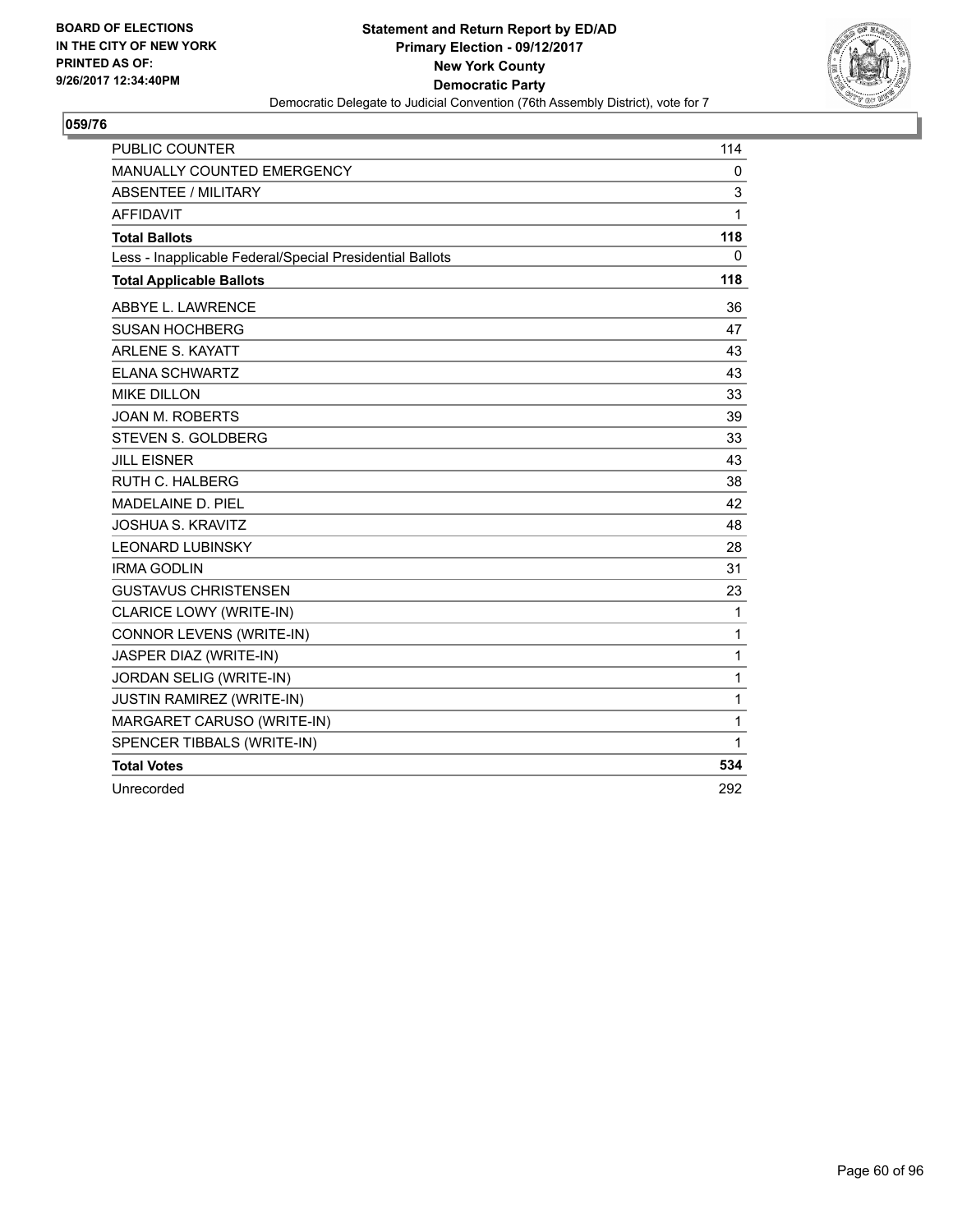BOARD OF ELECTIONS
IN THE CITY OF NEW YORK
PRINTED AS OF:
9/26/2017 12:34:40PM

**Statement and Return Report by ED/AD**
**Primary Election - 09/12/2017**
**New York County**
**Democratic Party**
Democratic Delegate to Judicial Convention (76th Assembly District), vote for 7

## 059/76

| | |
|---|---|
| PUBLIC COUNTER | 114 |
| MANUALLY COUNTED EMERGENCY | 0 |
| ABSENTEE / MILITARY | 3 |
| AFFIDAVIT | 1 |
| **Total Ballots** | **118** |
| Less - Inapplicable Federal/Special Presidential Ballots | 0 |
| **Total Applicable Ballots** | **118** |
| ABBYE L. LAWRENCE | 36 |
| SUSAN HOCHBERG | 47 |
| ARLENE S. KAYATT | 43 |
| ELANA SCHWARTZ | 43 |
| MIKE DILLON | 33 |
| JOAN M. ROBERTS | 39 |
| STEVEN S. GOLDBERG | 33 |
| JILL EISNER | 43 |
| RUTH C. HALBERG | 38 |
| MADELAINE D. PIEL | 42 |
| JOSHUA S. KRAVITZ | 48 |
| LEONARD LUBINSKY | 28 |
| IRMA GODLIN | 31 |
| GUSTAVUS CHRISTENSEN | 23 |
| CLARICE LOWY (WRITE-IN) | 1 |
| CONNOR LEVENS (WRITE-IN) | 1 |
| JASPER DIAZ (WRITE-IN) | 1 |
| JORDAN SELIG (WRITE-IN) | 1 |
| JUSTIN RAMIREZ (WRITE-IN) | 1 |
| MARGARET CARUSO (WRITE-IN) | 1 |
| SPENCER TIBBALS (WRITE-IN) | 1 |
| **Total Votes** | **534** |
| Unrecorded | 292 |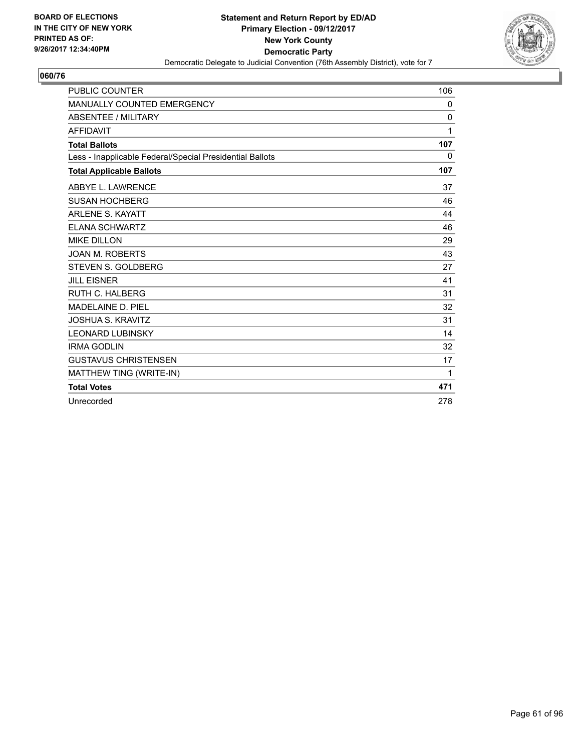BOARD OF ELECTIONS
IN THE CITY OF NEW YORK
PRINTED AS OF:
9/26/2017 12:34:40PM

**Statement and Return Report by ED/AD**
**Primary Election - 09/12/2017**
**New York County**
**Democratic Party**
Democratic Delegate to Judicial Convention (76th Assembly District), vote for 7

## 060/76

| | |
|---|---|
| PUBLIC COUNTER | 106 |
| MANUALLY COUNTED EMERGENCY | 0 |
| ABSENTEE / MILITARY | 0 |
| AFFIDAVIT | 1 |
| **Total Ballots** | **107** |
| Less - Inapplicable Federal/Special Presidential Ballots | 0 |
| **Total Applicable Ballots** | **107** |
| ABBYE L. LAWRENCE | 37 |
| SUSAN HOCHBERG | 46 |
| ARLENE S. KAYATT | 44 |
| ELANA SCHWARTZ | 46 |
| MIKE DILLON | 29 |
| JOAN M. ROBERTS | 43 |
| STEVEN S. GOLDBERG | 27 |
| JILL EISNER | 41 |
| RUTH C. HALBERG | 31 |
| MADELAINE D. PIEL | 32 |
| JOSHUA S. KRAVITZ | 31 |
| LEONARD LUBINSKY | 14 |
| IRMA GODLIN | 32 |
| GUSTAVUS CHRISTENSEN | 17 |
| MATTHEW TING (WRITE-IN) | 1 |
| **Total Votes** | **471** |
| Unrecorded | 278 |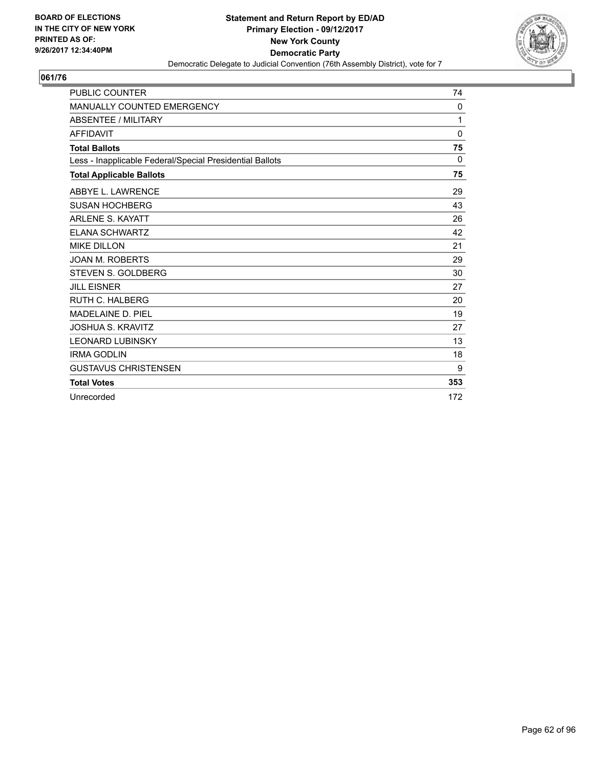**BOARD OF ELECTIONS IN THE CITY OF NEW YORK PRINTED AS OF: 9/26/2017 12:34:40PM**

# Statement and Return Report by ED/AD
## Primary Election - 09/12/2017
## New York County
## Democratic Party
Democratic Delegate to Judicial Convention (76th Assembly District), vote for 7

### 061/76

| | |
|---|---|
| PUBLIC COUNTER | 74 |
| MANUALLY COUNTED EMERGENCY | 0 |
| ABSENTEE / MILITARY | 1 |
| AFFIDAVIT | 0 |
| **Total Ballots** | **75** |
| Less - Inapplicable Federal/Special Presidential Ballots | 0 |
| **Total Applicable Ballots** | **75** |
| ABBYE L. LAWRENCE | 29 |
| SUSAN HOCHBERG | 43 |
| ARLENE S. KAYATT | 26 |
| ELANA SCHWARTZ | 42 |
| MIKE DILLON | 21 |
| JOAN M. ROBERTS | 29 |
| STEVEN S. GOLDBERG | 30 |
| JILL EISNER | 27 |
| RUTH C. HALBERG | 20 |
| MADELAINE D. PIEL | 19 |
| JOSHUA S. KRAVITZ | 27 |
| LEONARD LUBINSKY | 13 |
| IRMA GODLIN | 18 |
| GUSTAVUS CHRISTENSEN | 9 |
| **Total Votes** | **353** |
| Unrecorded | 172 |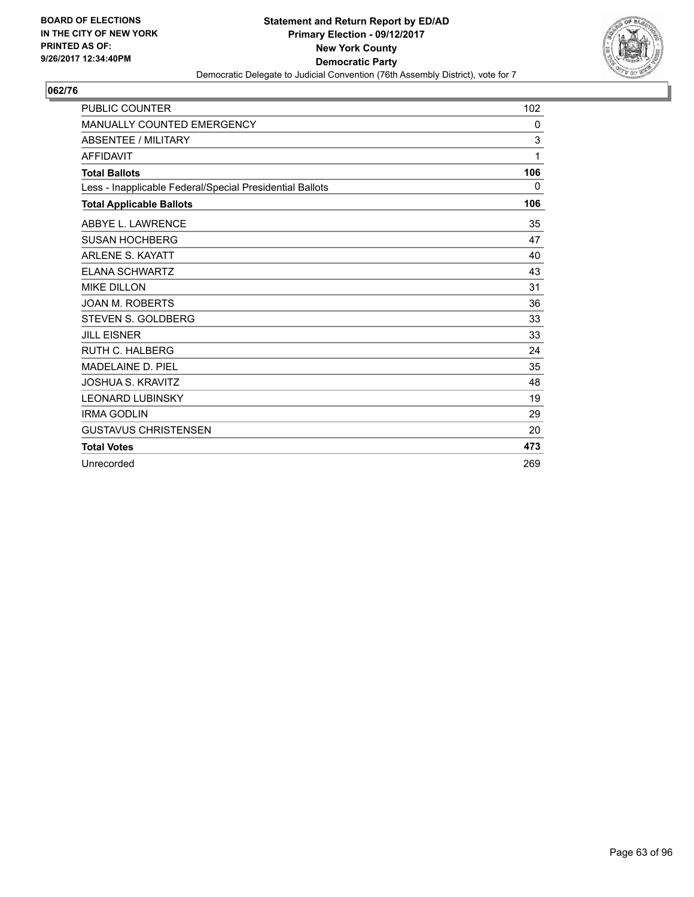**BOARD OF ELECTIONS IN THE CITY OF NEW YORK PRINTED AS OF: 9/26/2017 12:34:40PM**

**Statement and Return Report by ED/AD**
**Primary Election - 09/12/2017**
**New York County**
**Democratic Party**
Democratic Delegate to Judicial Convention (76th Assembly District), vote for 7

## 062/76

| | |
|---|---|
| PUBLIC COUNTER | 102 |
| MANUALLY COUNTED EMERGENCY | 0 |
| ABSENTEE / MILITARY | 3 |
| AFFIDAVIT | 1 |
| **Total Ballots** | **106** |
| Less - Inapplicable Federal/Special Presidential Ballots | 0 |
| **Total Applicable Ballots** | **106** |
| ABBYE L. LAWRENCE | 35 |
| SUSAN HOCHBERG | 47 |
| ARLENE S. KAYATT | 40 |
| ELANA SCHWARTZ | 43 |
| MIKE DILLON | 31 |
| JOAN M. ROBERTS | 36 |
| STEVEN S. GOLDBERG | 33 |
| JILL EISNER | 33 |
| RUTH C. HALBERG | 24 |
| MADELAINE D. PIEL | 35 |
| JOSHUA S. KRAVITZ | 48 |
| LEONARD LUBINSKY | 19 |
| IRMA GODLIN | 29 |
| GUSTAVUS CHRISTENSEN | 20 |
| **Total Votes** | **473** |
| Unrecorded | 269 |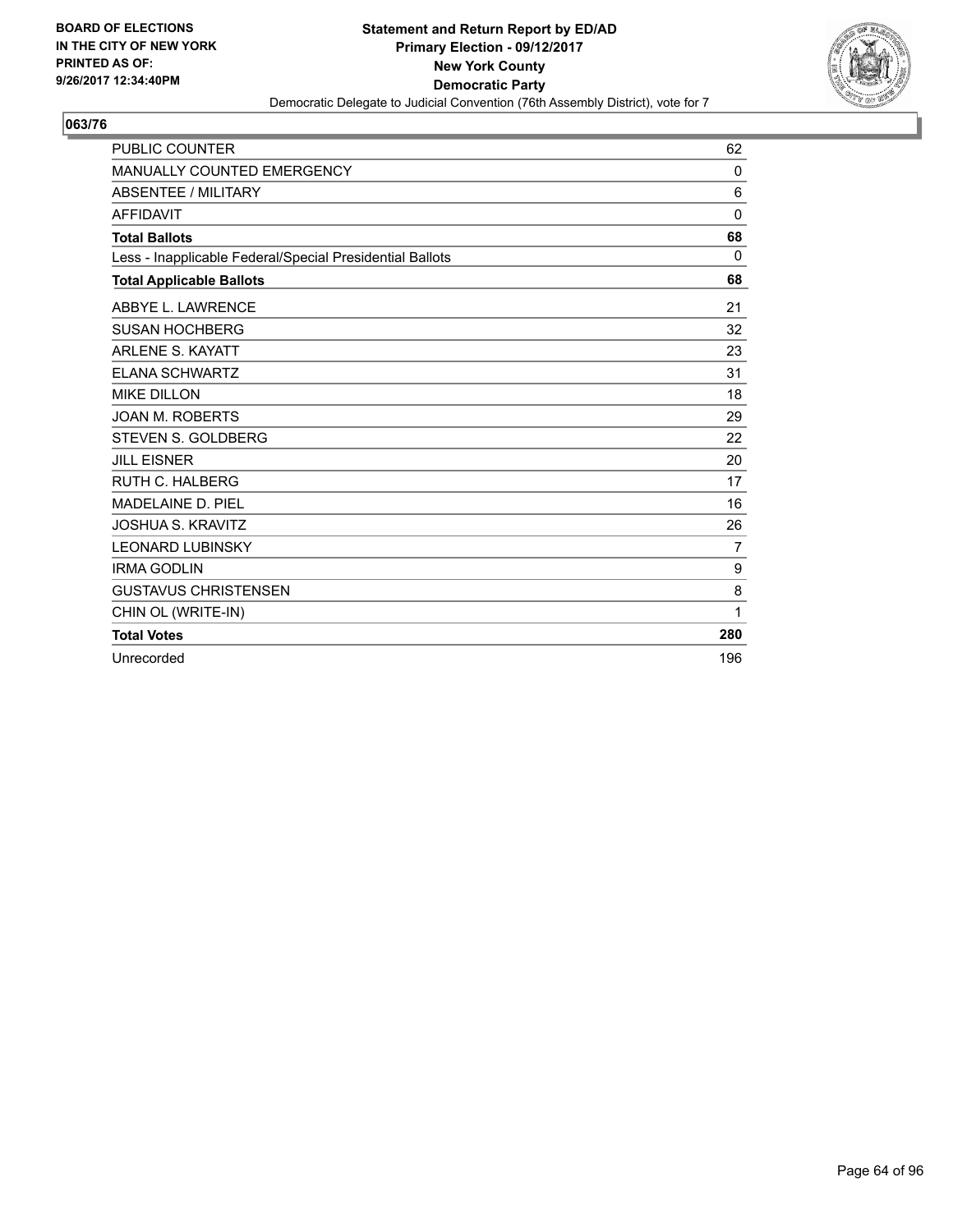BOARD OF ELECTIONS
IN THE CITY OF NEW YORK
PRINTED AS OF:
9/26/2017 12:34:40PM

**Statement and Return Report by ED/AD**
**Primary Election - 09/12/2017**
**New York County**
**Democratic Party**
Democratic Delegate to Judicial Convention (76th Assembly District), vote for 7

## 063/76

| | |
|---|---|
| PUBLIC COUNTER | 62 |
| MANUALLY COUNTED EMERGENCY | 0 |
| ABSENTEE / MILITARY | 6 |
| AFFIDAVIT | 0 |
| **Total Ballots** | **68** |
| Less - Inapplicable Federal/Special Presidential Ballots | 0 |
| **Total Applicable Ballots** | **68** |
| ABBYE L. LAWRENCE | 21 |
| SUSAN HOCHBERG | 32 |
| ARLENE S. KAYATT | 23 |
| ELANA SCHWARTZ | 31 |
| MIKE DILLON | 18 |
| JOAN M. ROBERTS | 29 |
| STEVEN S. GOLDBERG | 22 |
| JILL EISNER | 20 |
| RUTH C. HALBERG | 17 |
| MADELAINE D. PIEL | 16 |
| JOSHUA S. KRAVITZ | 26 |
| LEONARD LUBINSKY | 7 |
| IRMA GODLIN | 9 |
| GUSTAVUS CHRISTENSEN | 8 |
| CHIN OL (WRITE-IN) | 1 |
| **Total Votes** | **280** |
| Unrecorded | 196 |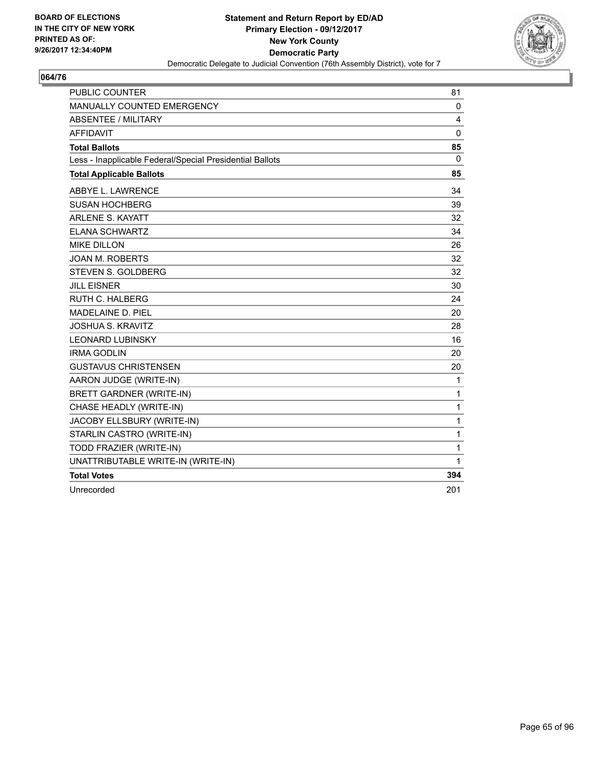BOARD OF ELECTIONS
IN THE CITY OF NEW YORK
PRINTED AS OF:
9/26/2017 12:34:40PM

**Statement and Return Report by ED/AD**
**Primary Election - 09/12/2017**
**New York County**
**Democratic Party**
Democratic Delegate to Judicial Convention (76th Assembly District), vote for 7

## 064/76

| | |
|---|---|
| PUBLIC COUNTER | 81 |
| MANUALLY COUNTED EMERGENCY | 0 |
| ABSENTEE / MILITARY | 4 |
| AFFIDAVIT | 0 |
| **Total Ballots** | **85** |
| Less - Inapplicable Federal/Special Presidential Ballots | 0 |
| **Total Applicable Ballots** | **85** |
| ABBYE L. LAWRENCE | 34 |
| SUSAN HOCHBERG | 39 |
| ARLENE S. KAYATT | 32 |
| ELANA SCHWARTZ | 34 |
| MIKE DILLON | 26 |
| JOAN M. ROBERTS | 32 |
| STEVEN S. GOLDBERG | 32 |
| JILL EISNER | 30 |
| RUTH C. HALBERG | 24 |
| MADELAINE D. PIEL | 20 |
| JOSHUA S. KRAVITZ | 28 |
| LEONARD LUBINSKY | 16 |
| IRMA GODLIN | 20 |
| GUSTAVUS CHRISTENSEN | 20 |
| AARON JUDGE (WRITE-IN) | 1 |
| BRETT GARDNER (WRITE-IN) | 1 |
| CHASE HEADLY (WRITE-IN) | 1 |
| JACOBY ELLSBURY (WRITE-IN) | 1 |
| STARLIN CASTRO (WRITE-IN) | 1 |
| TODD FRAZIER (WRITE-IN) | 1 |
| UNATTRIBUTABLE WRITE-IN (WRITE-IN) | 1 |
| **Total Votes** | **394** |
| Unrecorded | 201 |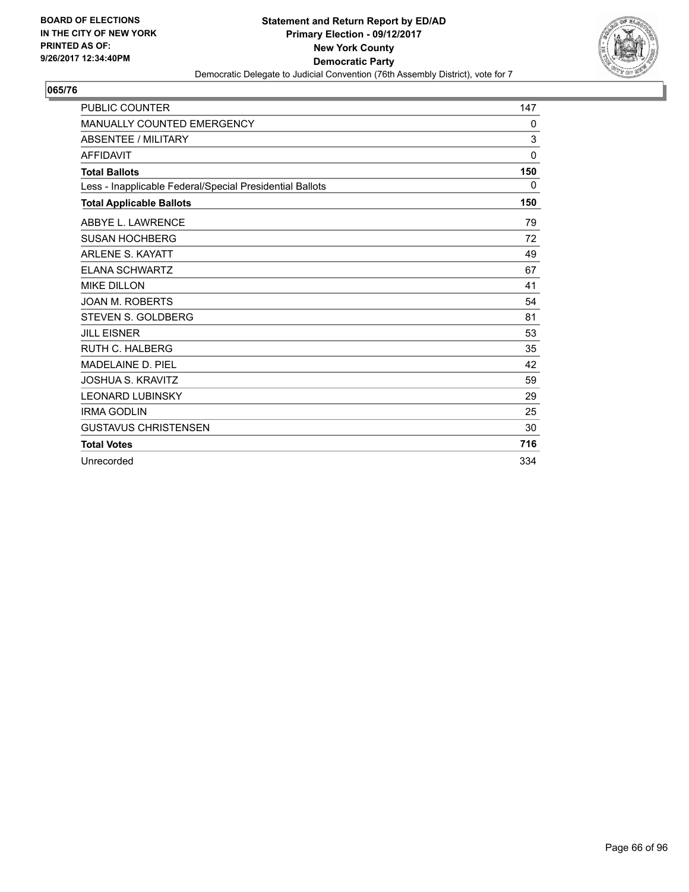**BOARD OF ELECTIONS IN THE CITY OF NEW YORK PRINTED AS OF: 9/26/2017 12:34:40PM**

**Statement and Return Report by ED/AD**
**Primary Election - 09/12/2017**
**New York County**
**Democratic Party**
Democratic Delegate to Judicial Convention (76th Assembly District), vote for 7

## 065/76

| | |
|---|---|
| PUBLIC COUNTER | 147 |
| MANUALLY COUNTED EMERGENCY | 0 |
| ABSENTEE / MILITARY | 3 |
| AFFIDAVIT | 0 |
| **Total Ballots** | **150** |
| Less - Inapplicable Federal/Special Presidential Ballots | 0 |
| **Total Applicable Ballots** | **150** |
| ABBYE L. LAWRENCE | 79 |
| SUSAN HOCHBERG | 72 |
| ARLENE S. KAYATT | 49 |
| ELANA SCHWARTZ | 67 |
| MIKE DILLON | 41 |
| JOAN M. ROBERTS | 54 |
| STEVEN S. GOLDBERG | 81 |
| JILL EISNER | 53 |
| RUTH C. HALBERG | 35 |
| MADELAINE D. PIEL | 42 |
| JOSHUA S. KRAVITZ | 59 |
| LEONARD LUBINSKY | 29 |
| IRMA GODLIN | 25 |
| GUSTAVUS CHRISTENSEN | 30 |
| **Total Votes** | **716** |
| Unrecorded | 334 |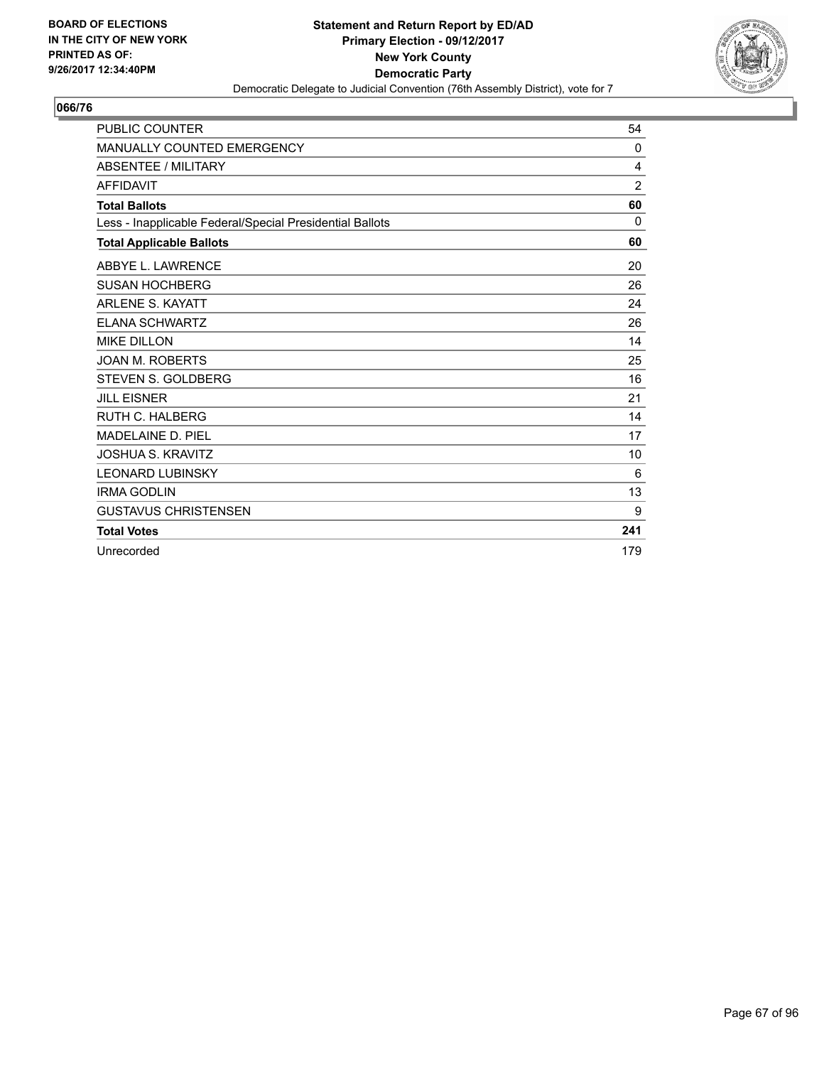BOARD OF ELECTIONS
IN THE CITY OF NEW YORK
PRINTED AS OF:
9/26/2017 12:34:40PM

**Statement and Return Report by ED/AD**
**Primary Election - 09/12/2017**
**New York County**
**Democratic Party**
Democratic Delegate to Judicial Convention (76th Assembly District), vote for 7

## 066/76

| | |
|---|---|
| PUBLIC COUNTER | 54 |
| MANUALLY COUNTED EMERGENCY | 0 |
| ABSENTEE / MILITARY | 4 |
| AFFIDAVIT | 2 |
| **Total Ballots** | **60** |
| Less - Inapplicable Federal/Special Presidential Ballots | 0 |
| **Total Applicable Ballots** | **60** |
| ABBYE L. LAWRENCE | 20 |
| SUSAN HOCHBERG | 26 |
| ARLENE S. KAYATT | 24 |
| ELANA SCHWARTZ | 26 |
| MIKE DILLON | 14 |
| JOAN M. ROBERTS | 25 |
| STEVEN S. GOLDBERG | 16 |
| JILL EISNER | 21 |
| RUTH C. HALBERG | 14 |
| MADELAINE D. PIEL | 17 |
| JOSHUA S. KRAVITZ | 10 |
| LEONARD LUBINSKY | 6 |
| IRMA GODLIN | 13 |
| GUSTAVUS CHRISTENSEN | 9 |
| **Total Votes** | **241** |
| Unrecorded | 179 |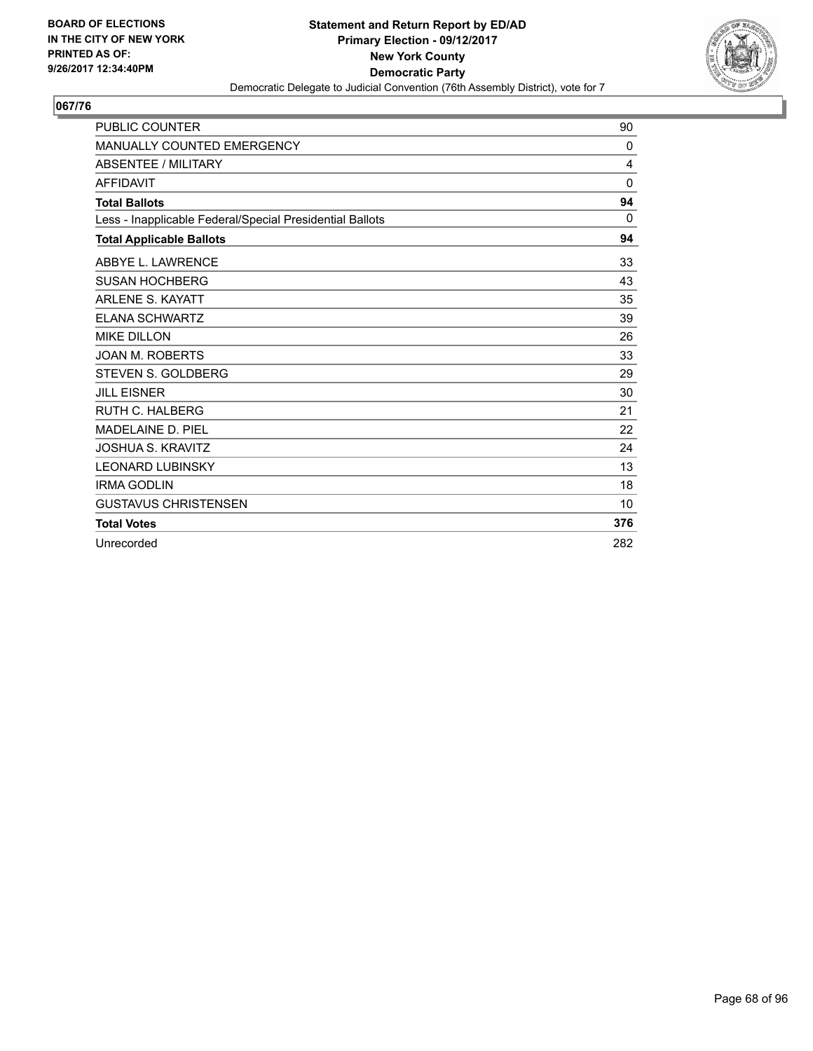BOARD OF ELECTIONS
IN THE CITY OF NEW YORK
PRINTED AS OF:
9/26/2017 12:34:40PM

**Statement and Return Report by ED/AD**
**Primary Election - 09/12/2017**
**New York County**
**Democratic Party**
Democratic Delegate to Judicial Convention (76th Assembly District), vote for 7

## 067/76

| | |
|---|---|
| PUBLIC COUNTER | 90 |
| MANUALLY COUNTED EMERGENCY | 0 |
| ABSENTEE / MILITARY | 4 |
| AFFIDAVIT | 0 |
| **Total Ballots** | **94** |
| Less - Inapplicable Federal/Special Presidential Ballots | 0 |
| **Total Applicable Ballots** | **94** |
| ABBYE L. LAWRENCE | 33 |
| SUSAN HOCHBERG | 43 |
| ARLENE S. KAYATT | 35 |
| ELANA SCHWARTZ | 39 |
| MIKE DILLON | 26 |
| JOAN M. ROBERTS | 33 |
| STEVEN S. GOLDBERG | 29 |
| JILL EISNER | 30 |
| RUTH C. HALBERG | 21 |
| MADELAINE D. PIEL | 22 |
| JOSHUA S. KRAVITZ | 24 |
| LEONARD LUBINSKY | 13 |
| IRMA GODLIN | 18 |
| GUSTAVUS CHRISTENSEN | 10 |
| **Total Votes** | **376** |
| Unrecorded | 282 |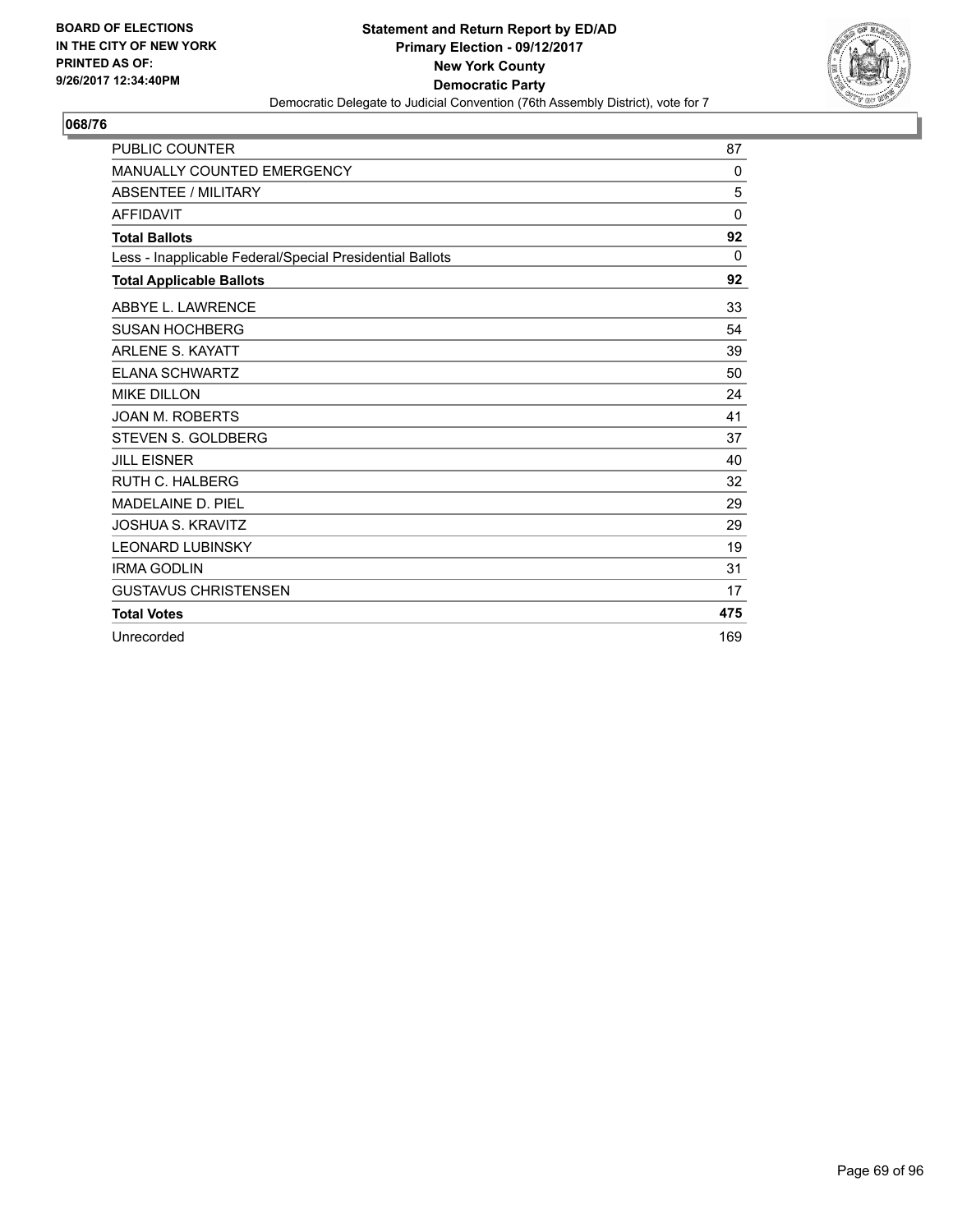**BOARD OF ELECTIONS IN THE CITY OF NEW YORK PRINTED AS OF: 9/26/2017 12:34:40PM**

**Statement and Return Report by ED/AD**
**Primary Election - 09/12/2017**
**New York County**
**Democratic Party**
Democratic Delegate to Judicial Convention (76th Assembly District), vote for 7

**068/76**

| | |
|---|---|
| PUBLIC COUNTER | 87 |
| MANUALLY COUNTED EMERGENCY | 0 |
| ABSENTEE / MILITARY | 5 |
| AFFIDAVIT | 0 |
| **Total Ballots** | **92** |
| Less - Inapplicable Federal/Special Presidential Ballots | 0 |
| **Total Applicable Ballots** | **92** |
| ABBYE L. LAWRENCE | 33 |
| SUSAN HOCHBERG | 54 |
| ARLENE S. KAYATT | 39 |
| ELANA SCHWARTZ | 50 |
| MIKE DILLON | 24 |
| JOAN M. ROBERTS | 41 |
| STEVEN S. GOLDBERG | 37 |
| JILL EISNER | 40 |
| RUTH C. HALBERG | 32 |
| MADELAINE D. PIEL | 29 |
| JOSHUA S. KRAVITZ | 29 |
| LEONARD LUBINSKY | 19 |
| IRMA GODLIN | 31 |
| GUSTAVUS CHRISTENSEN | 17 |
| **Total Votes** | **475** |
| Unrecorded | 169 |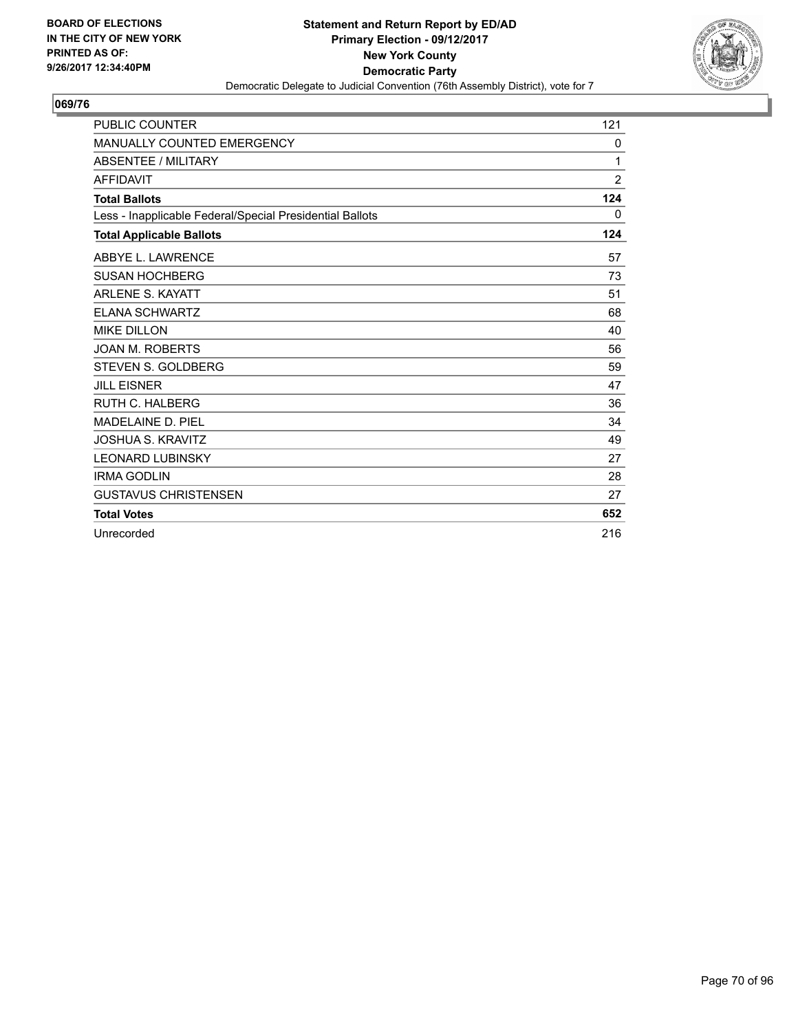BOARD OF ELECTIONS
IN THE CITY OF NEW YORK
PRINTED AS OF:
9/26/2017 12:34:40PM

**Statement and Return Report by ED/AD**
**Primary Election - 09/12/2017**
**New York County**
**Democratic Party**
Democratic Delegate to Judicial Convention (76th Assembly District), vote for 7

**069/76**

| | |
|---|---|
| PUBLIC COUNTER | 121 |
| MANUALLY COUNTED EMERGENCY | 0 |
| ABSENTEE / MILITARY | 1 |
| AFFIDAVIT | 2 |
| **Total Ballots** | **124** |
| Less - Inapplicable Federal/Special Presidential Ballots | 0 |
| **Total Applicable Ballots** | **124** |
| ABBYE L. LAWRENCE | 57 |
| SUSAN HOCHBERG | 73 |
| ARLENE S. KAYATT | 51 |
| ELANA SCHWARTZ | 68 |
| MIKE DILLON | 40 |
| JOAN M. ROBERTS | 56 |
| STEVEN S. GOLDBERG | 59 |
| JILL EISNER | 47 |
| RUTH C. HALBERG | 36 |
| MADELAINE D. PIEL | 34 |
| JOSHUA S. KRAVITZ | 49 |
| LEONARD LUBINSKY | 27 |
| IRMA GODLIN | 28 |
| GUSTAVUS CHRISTENSEN | 27 |
| **Total Votes** | **652** |
| Unrecorded | 216 |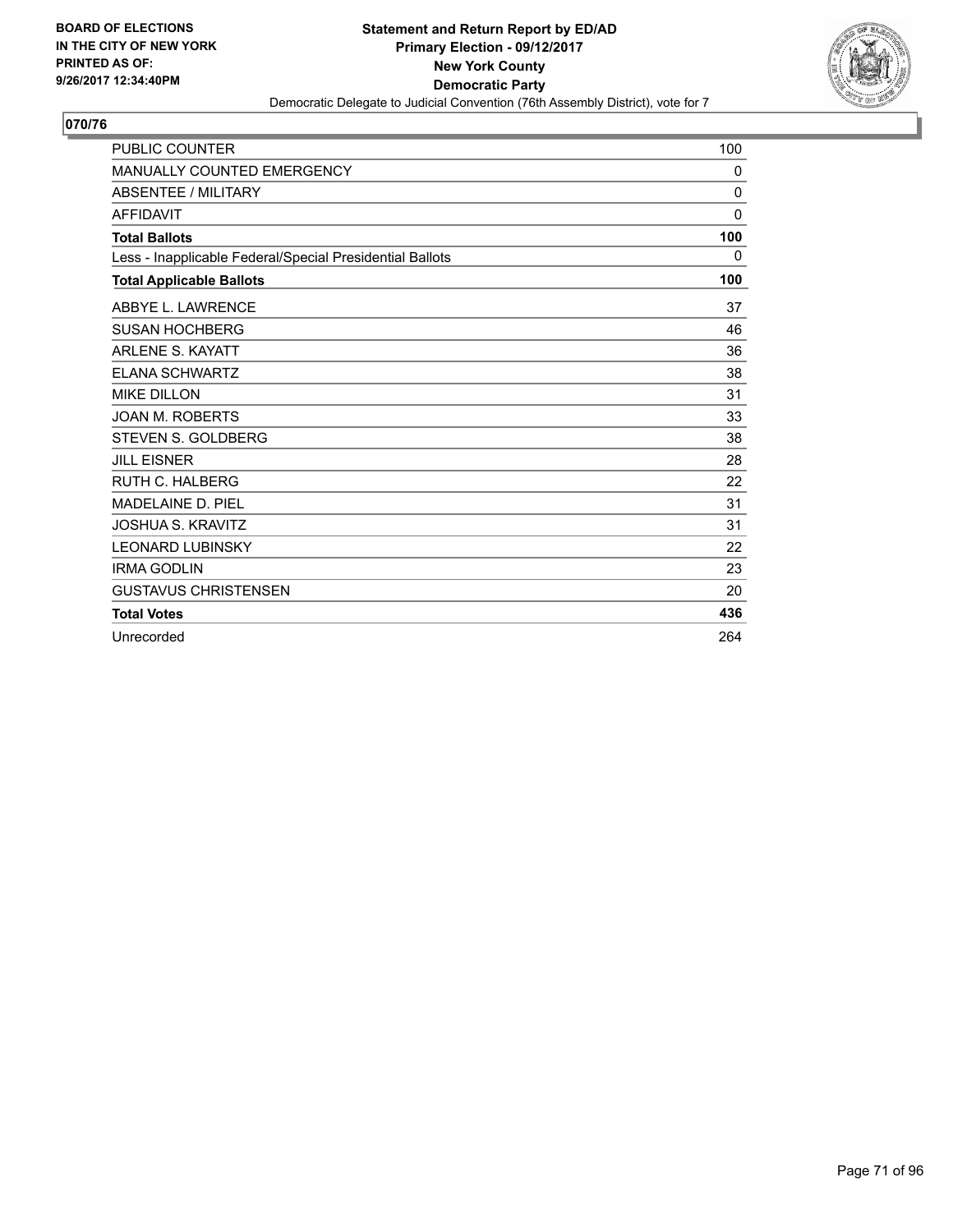BOARD OF ELECTIONS
IN THE CITY OF NEW YORK
PRINTED AS OF:
9/26/2017 12:34:40PM

**Statement and Return Report by ED/AD**
**Primary Election - 09/12/2017**
**New York County**
**Democratic Party**
Democratic Delegate to Judicial Convention (76th Assembly District), vote for 7

**070/76**

| | |
|---|---|
| PUBLIC COUNTER | 100 |
| MANUALLY COUNTED EMERGENCY | 0 |
| ABSENTEE / MILITARY | 0 |
| AFFIDAVIT | 0 |
| **Total Ballots** | **100** |
| Less - Inapplicable Federal/Special Presidential Ballots | 0 |
| **Total Applicable Ballots** | **100** |
| ABBYE L. LAWRENCE | 37 |
| SUSAN HOCHBERG | 46 |
| ARLENE S. KAYATT | 36 |
| ELANA SCHWARTZ | 38 |
| MIKE DILLON | 31 |
| JOAN M. ROBERTS | 33 |
| STEVEN S. GOLDBERG | 38 |
| JILL EISNER | 28 |
| RUTH C. HALBERG | 22 |
| MADELAINE D. PIEL | 31 |
| JOSHUA S. KRAVITZ | 31 |
| LEONARD LUBINSKY | 22 |
| IRMA GODLIN | 23 |
| GUSTAVUS CHRISTENSEN | 20 |
| **Total Votes** | **436** |
| Unrecorded | 264 |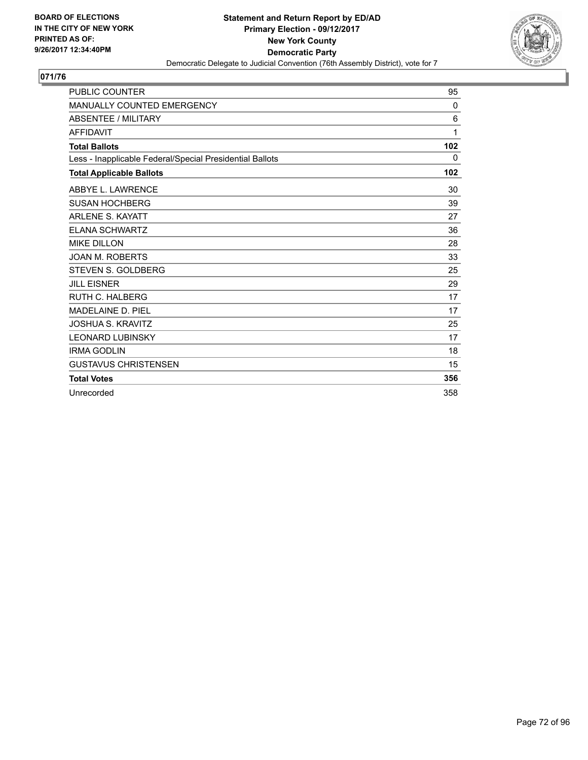BOARD OF ELECTIONS
IN THE CITY OF NEW YORK
PRINTED AS OF:
9/26/2017 12:34:40PM

**Statement and Return Report by ED/AD**
**Primary Election - 09/12/2017**
**New York County**
**Democratic Party**
Democratic Delegate to Judicial Convention (76th Assembly District), vote for 7

## 071/76

| | |
|---|---|
| PUBLIC COUNTER | 95 |
| MANUALLY COUNTED EMERGENCY | 0 |
| ABSENTEE / MILITARY | 6 |
| AFFIDAVIT | 1 |
| **Total Ballots** | **102** |
| Less - Inapplicable Federal/Special Presidential Ballots | 0 |
| **Total Applicable Ballots** | **102** |
| ABBYE L. LAWRENCE | 30 |
| SUSAN HOCHBERG | 39 |
| ARLENE S. KAYATT | 27 |
| ELANA SCHWARTZ | 36 |
| MIKE DILLON | 28 |
| JOAN M. ROBERTS | 33 |
| STEVEN S. GOLDBERG | 25 |
| JILL EISNER | 29 |
| RUTH C. HALBERG | 17 |
| MADELAINE D. PIEL | 17 |
| JOSHUA S. KRAVITZ | 25 |
| LEONARD LUBINSKY | 17 |
| IRMA GODLIN | 18 |
| GUSTAVUS CHRISTENSEN | 15 |
| **Total Votes** | **356** |
| Unrecorded | 358 |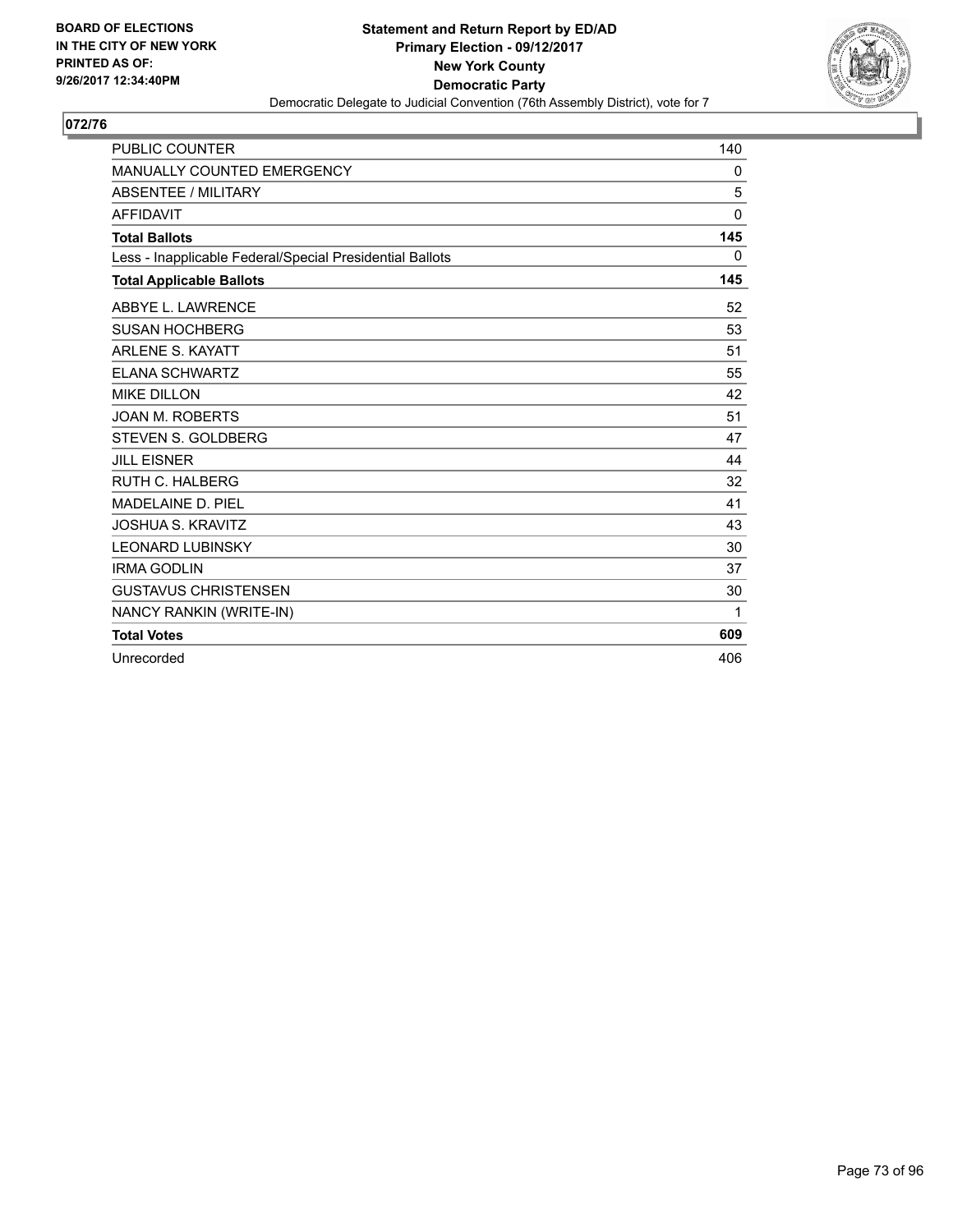BOARD OF ELECTIONS
IN THE CITY OF NEW YORK
PRINTED AS OF:
9/26/2017 12:34:40PM

**Statement and Return Report by ED/AD**
**Primary Election - 09/12/2017**
**New York County**
**Democratic Party**
Democratic Delegate to Judicial Convention (76th Assembly District), vote for 7

## 072/76

| | |
|---|---|
| PUBLIC COUNTER | 140 |
| MANUALLY COUNTED EMERGENCY | 0 |
| ABSENTEE / MILITARY | 5 |
| AFFIDAVIT | 0 |
| **Total Ballots** | **145** |
| Less - Inapplicable Federal/Special Presidential Ballots | 0 |
| **Total Applicable Ballots** | **145** |
| ABBYE L. LAWRENCE | 52 |
| SUSAN HOCHBERG | 53 |
| ARLENE S. KAYATT | 51 |
| ELANA SCHWARTZ | 55 |
| MIKE DILLON | 42 |
| JOAN M. ROBERTS | 51 |
| STEVEN S. GOLDBERG | 47 |
| JILL EISNER | 44 |
| RUTH C. HALBERG | 32 |
| MADELAINE D. PIEL | 41 |
| JOSHUA S. KRAVITZ | 43 |
| LEONARD LUBINSKY | 30 |
| IRMA GODLIN | 37 |
| GUSTAVUS CHRISTENSEN | 30 |
| NANCY RANKIN (WRITE-IN) | 1 |
| **Total Votes** | **609** |
| Unrecorded | 406 |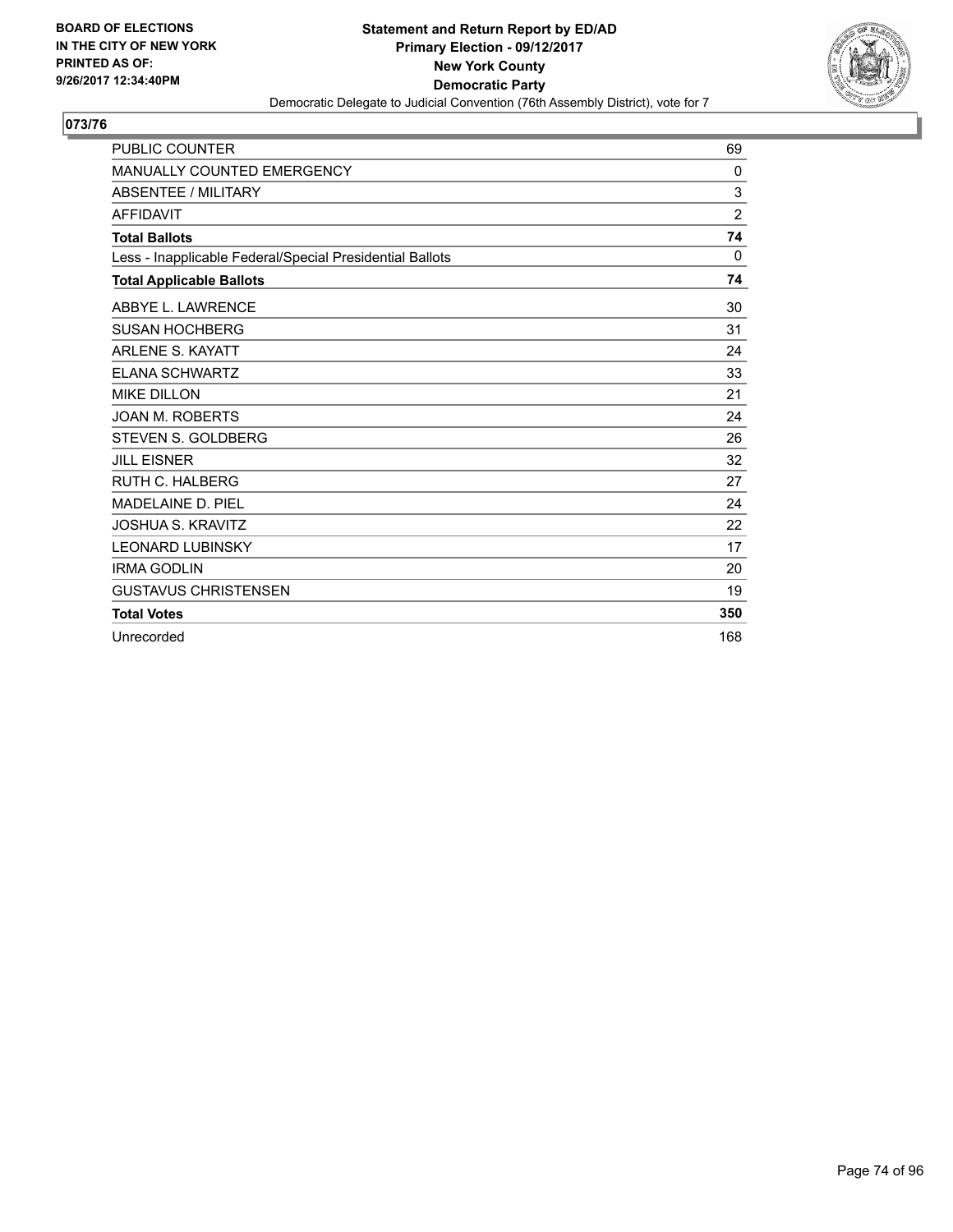BOARD OF ELECTIONS
IN THE CITY OF NEW YORK
PRINTED AS OF:
9/26/2017 12:34:40PM

**Statement and Return Report by ED/AD**
**Primary Election - 09/12/2017**
**New York County**
**Democratic Party**
Democratic Delegate to Judicial Convention (76th Assembly District), vote for 7

## 073/76

| | |
|---|---|
| PUBLIC COUNTER | 69 |
| MANUALLY COUNTED EMERGENCY | 0 |
| ABSENTEE / MILITARY | 3 |
| AFFIDAVIT | 2 |
| **Total Ballots** | **74** |
| Less - Inapplicable Federal/Special Presidential Ballots | 0 |
| **Total Applicable Ballots** | **74** |
| ABBYE L. LAWRENCE | 30 |
| SUSAN HOCHBERG | 31 |
| ARLENE S. KAYATT | 24 |
| ELANA SCHWARTZ | 33 |
| MIKE DILLON | 21 |
| JOAN M. ROBERTS | 24 |
| STEVEN S. GOLDBERG | 26 |
| JILL EISNER | 32 |
| RUTH C. HALBERG | 27 |
| MADELAINE D. PIEL | 24 |
| JOSHUA S. KRAVITZ | 22 |
| LEONARD LUBINSKY | 17 |
| IRMA GODLIN | 20 |
| GUSTAVUS CHRISTENSEN | 19 |
| **Total Votes** | **350** |
| Unrecorded | 168 |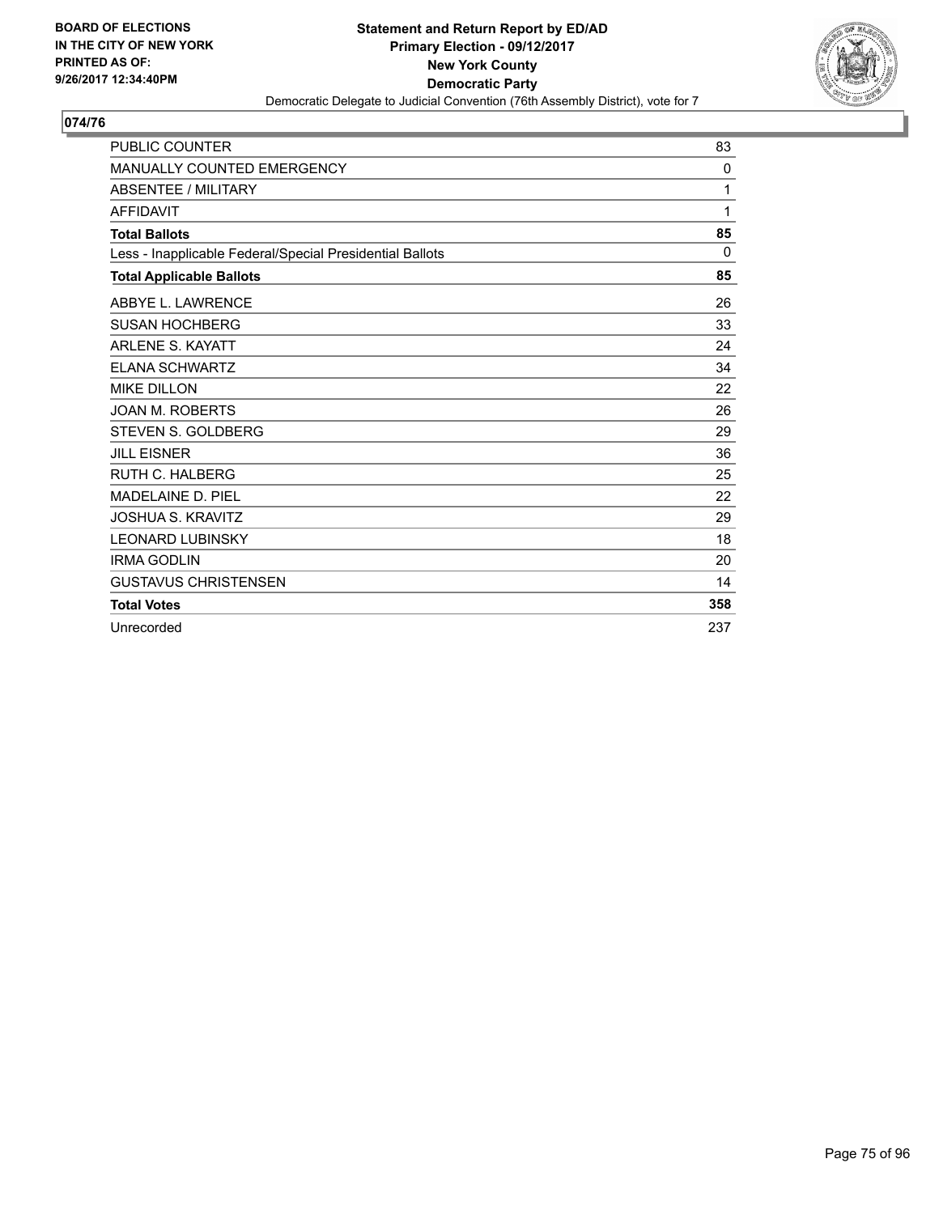**BOARD OF ELECTIONS IN THE CITY OF NEW YORK PRINTED AS OF: 9/26/2017 12:34:40PM**

**Statement and Return Report by ED/AD**
**Primary Election - 09/12/2017**
**New York County**
**Democratic Party**
Democratic Delegate to Judicial Convention (76th Assembly District), vote for 7

## 074/76

| | |
|---|---|
| PUBLIC COUNTER | 83 |
| MANUALLY COUNTED EMERGENCY | 0 |
| ABSENTEE / MILITARY | 1 |
| AFFIDAVIT | 1 |
| **Total Ballots** | **85** |
| Less - Inapplicable Federal/Special Presidential Ballots | 0 |
| **Total Applicable Ballots** | **85** |
| ABBYE L. LAWRENCE | 26 |
| SUSAN HOCHBERG | 33 |
| ARLENE S. KAYATT | 24 |
| ELANA SCHWARTZ | 34 |
| MIKE DILLON | 22 |
| JOAN M. ROBERTS | 26 |
| STEVEN S. GOLDBERG | 29 |
| JILL EISNER | 36 |
| RUTH C. HALBERG | 25 |
| MADELAINE D. PIEL | 22 |
| JOSHUA S. KRAVITZ | 29 |
| LEONARD LUBINSKY | 18 |
| IRMA GODLIN | 20 |
| GUSTAVUS CHRISTENSEN | 14 |
| **Total Votes** | **358** |
| Unrecorded | 237 |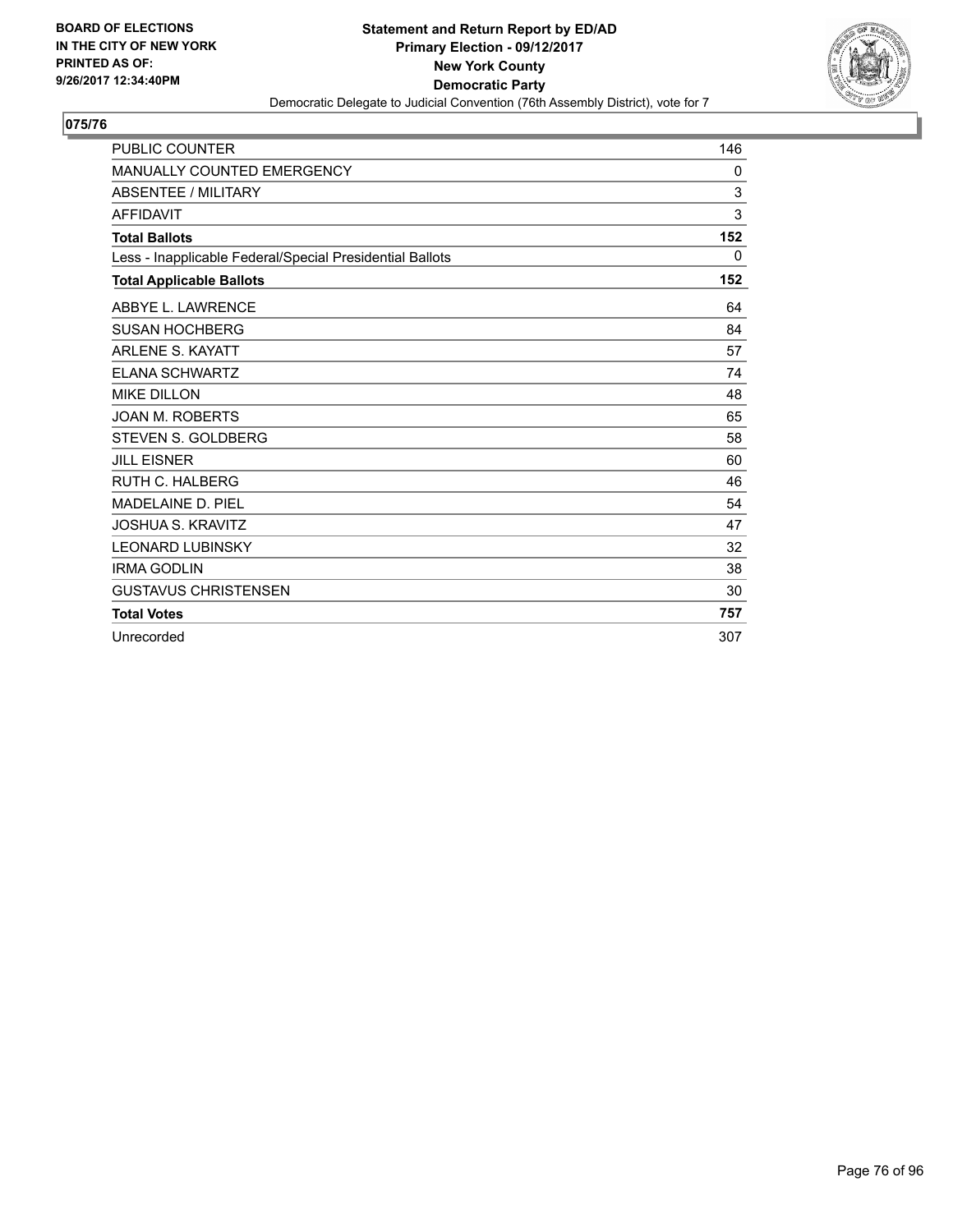**BOARD OF ELECTIONS IN THE CITY OF NEW YORK PRINTED AS OF: 9/26/2017 12:34:40PM**

**Statement and Return Report by ED/AD**
**Primary Election - 09/12/2017**
**New York County**
**Democratic Party**
Democratic Delegate to Judicial Convention (76th Assembly District), vote for 7

## 075/76

| | |
|---|---|
| PUBLIC COUNTER | 146 |
| MANUALLY COUNTED EMERGENCY | 0 |
| ABSENTEE / MILITARY | 3 |
| AFFIDAVIT | 3 |
| **Total Ballots** | **152** |
| Less - Inapplicable Federal/Special Presidential Ballots | 0 |
| **Total Applicable Ballots** | **152** |
| ABBYE L. LAWRENCE | 64 |
| SUSAN HOCHBERG | 84 |
| ARLENE S. KAYATT | 57 |
| ELANA SCHWARTZ | 74 |
| MIKE DILLON | 48 |
| JOAN M. ROBERTS | 65 |
| STEVEN S. GOLDBERG | 58 |
| JILL EISNER | 60 |
| RUTH C. HALBERG | 46 |
| MADELAINE D. PIEL | 54 |
| JOSHUA S. KRAVITZ | 47 |
| LEONARD LUBINSKY | 32 |
| IRMA GODLIN | 38 |
| GUSTAVUS CHRISTENSEN | 30 |
| **Total Votes** | **757** |
| Unrecorded | 307 |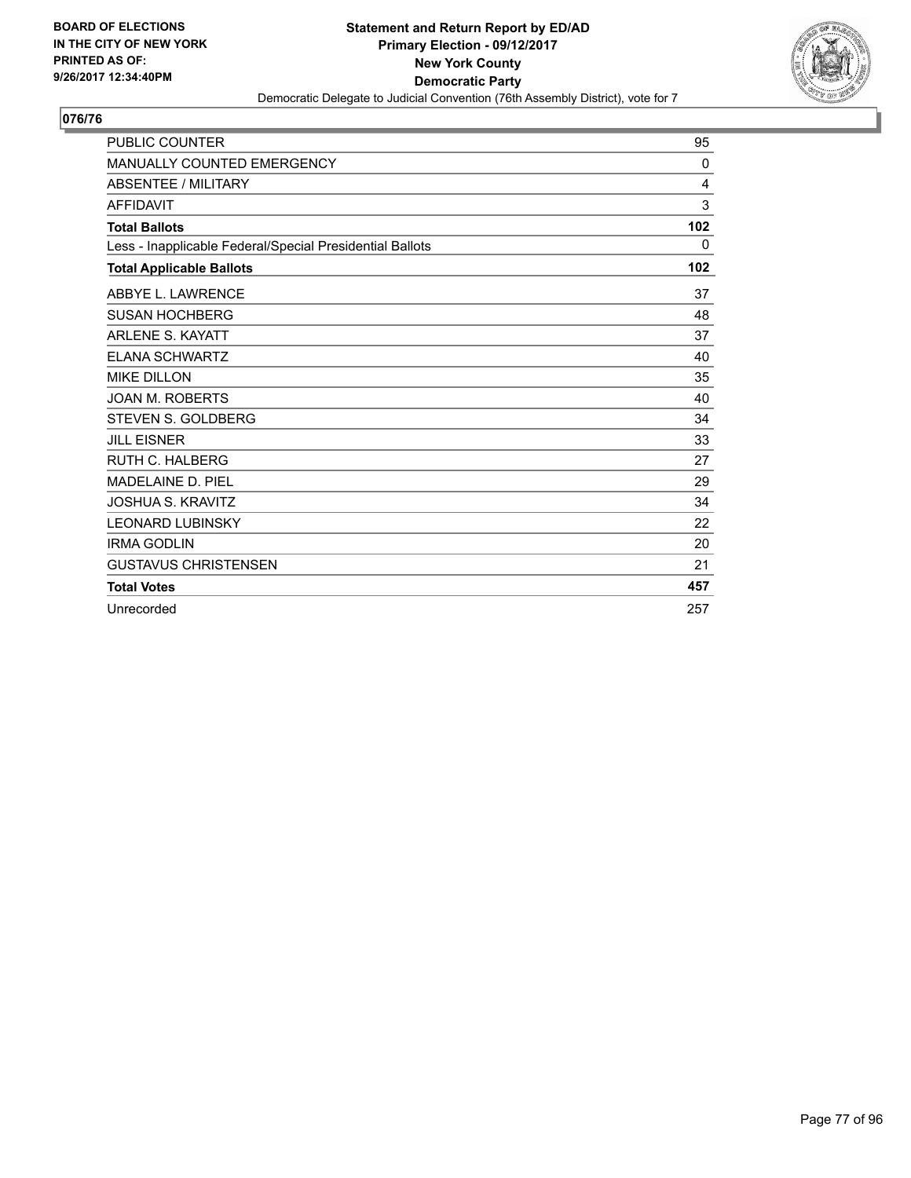**BOARD OF ELECTIONS IN THE CITY OF NEW YORK PRINTED AS OF: 9/26/2017 12:34:40PM**

**Statement and Return Report by ED/AD**
**Primary Election - 09/12/2017**
**New York County**
**Democratic Party**
Democratic Delegate to Judicial Convention (76th Assembly District), vote for 7

## 076/76

| | |
|---|---|
| PUBLIC COUNTER | 95 |
| MANUALLY COUNTED EMERGENCY | 0 |
| ABSENTEE / MILITARY | 4 |
| AFFIDAVIT | 3 |
| **Total Ballots** | **102** |
| Less - Inapplicable Federal/Special Presidential Ballots | 0 |
| **Total Applicable Ballots** | **102** |
| ABBYE L. LAWRENCE | 37 |
| SUSAN HOCHBERG | 48 |
| ARLENE S. KAYATT | 37 |
| ELANA SCHWARTZ | 40 |
| MIKE DILLON | 35 |
| JOAN M. ROBERTS | 40 |
| STEVEN S. GOLDBERG | 34 |
| JILL EISNER | 33 |
| RUTH C. HALBERG | 27 |
| MADELAINE D. PIEL | 29 |
| JOSHUA S. KRAVITZ | 34 |
| LEONARD LUBINSKY | 22 |
| IRMA GODLIN | 20 |
| GUSTAVUS CHRISTENSEN | 21 |
| **Total Votes** | **457** |
| Unrecorded | 257 |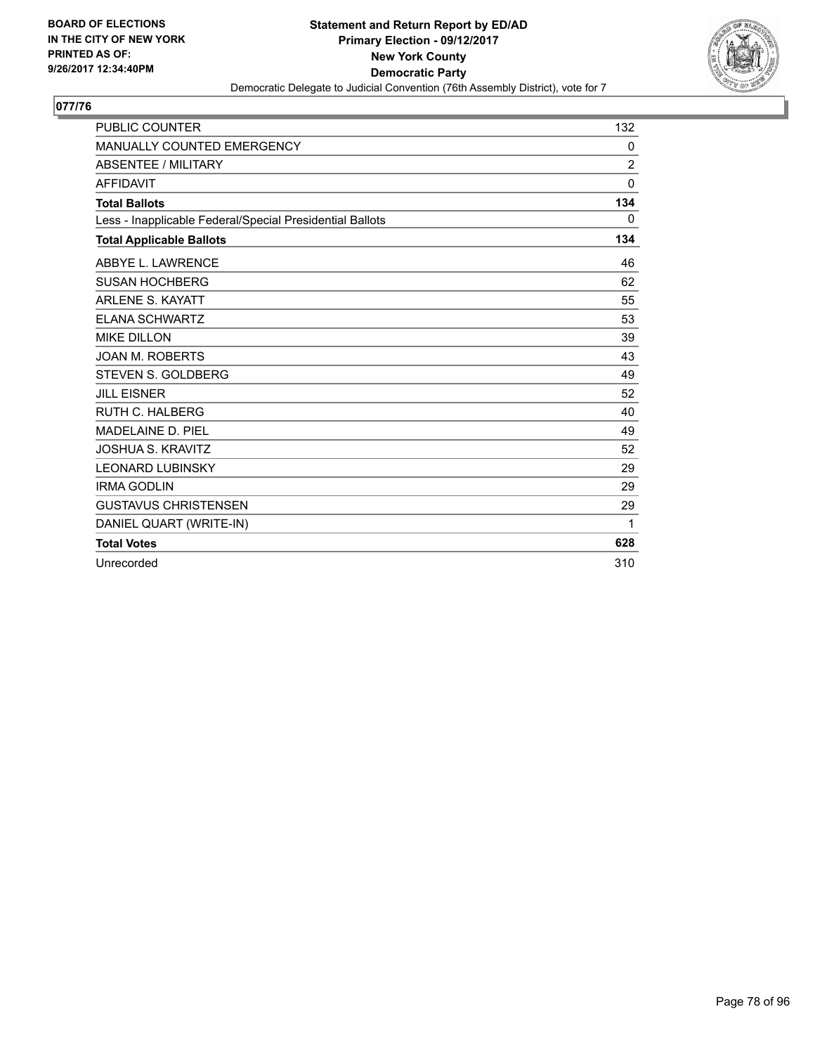**BOARD OF ELECTIONS IN THE CITY OF NEW YORK PRINTED AS OF: 9/26/2017 12:34:40PM**

**Statement and Return Report by ED/AD**
**Primary Election - 09/12/2017**
**New York County**
**Democratic Party**
Democratic Delegate to Judicial Convention (76th Assembly District), vote for 7

## 077/76

| | |
|---|---|
| PUBLIC COUNTER | 132 |
| MANUALLY COUNTED EMERGENCY | 0 |
| ABSENTEE / MILITARY | 2 |
| AFFIDAVIT | 0 |
| **Total Ballots** | **134** |
| Less - Inapplicable Federal/Special Presidential Ballots | 0 |
| **Total Applicable Ballots** | **134** |
| ABBYE L. LAWRENCE | 46 |
| SUSAN HOCHBERG | 62 |
| ARLENE S. KAYATT | 55 |
| ELANA SCHWARTZ | 53 |
| MIKE DILLON | 39 |
| JOAN M. ROBERTS | 43 |
| STEVEN S. GOLDBERG | 49 |
| JILL EISNER | 52 |
| RUTH C. HALBERG | 40 |
| MADELAINE D. PIEL | 49 |
| JOSHUA S. KRAVITZ | 52 |
| LEONARD LUBINSKY | 29 |
| IRMA GODLIN | 29 |
| GUSTAVUS CHRISTENSEN | 29 |
| DANIEL QUART (WRITE-IN) | 1 |
| **Total Votes** | **628** |
| Unrecorded | 310 |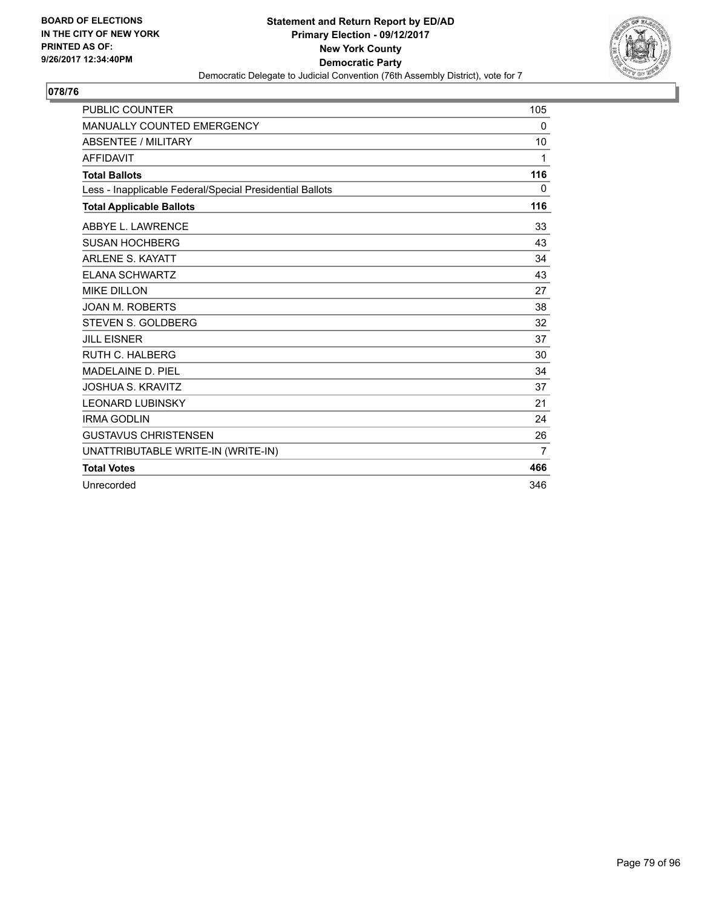BOARD OF ELECTIONS
IN THE CITY OF NEW YORK
PRINTED AS OF:
9/26/2017 12:34:40PM

**Statement and Return Report by ED/AD**
**Primary Election - 09/12/2017**
**New York County**
**Democratic Party**
Democratic Delegate to Judicial Convention (76th Assembly District), vote for 7

## 078/76

| | |
|---|---|
| PUBLIC COUNTER | 105 |
| MANUALLY COUNTED EMERGENCY | 0 |
| ABSENTEE / MILITARY | 10 |
| AFFIDAVIT | 1 |
| **Total Ballots** | **116** |
| Less - Inapplicable Federal/Special Presidential Ballots | 0 |
| **Total Applicable Ballots** | **116** |
| ABBYE L. LAWRENCE | 33 |
| SUSAN HOCHBERG | 43 |
| ARLENE S. KAYATT | 34 |
| ELANA SCHWARTZ | 43 |
| MIKE DILLON | 27 |
| JOAN M. ROBERTS | 38 |
| STEVEN S. GOLDBERG | 32 |
| JILL EISNER | 37 |
| RUTH C. HALBERG | 30 |
| MADELAINE D. PIEL | 34 |
| JOSHUA S. KRAVITZ | 37 |
| LEONARD LUBINSKY | 21 |
| IRMA GODLIN | 24 |
| GUSTAVUS CHRISTENSEN | 26 |
| UNATTRIBUTABLE WRITE-IN (WRITE-IN) | 7 |
| **Total Votes** | **466** |
| Unrecorded | 346 |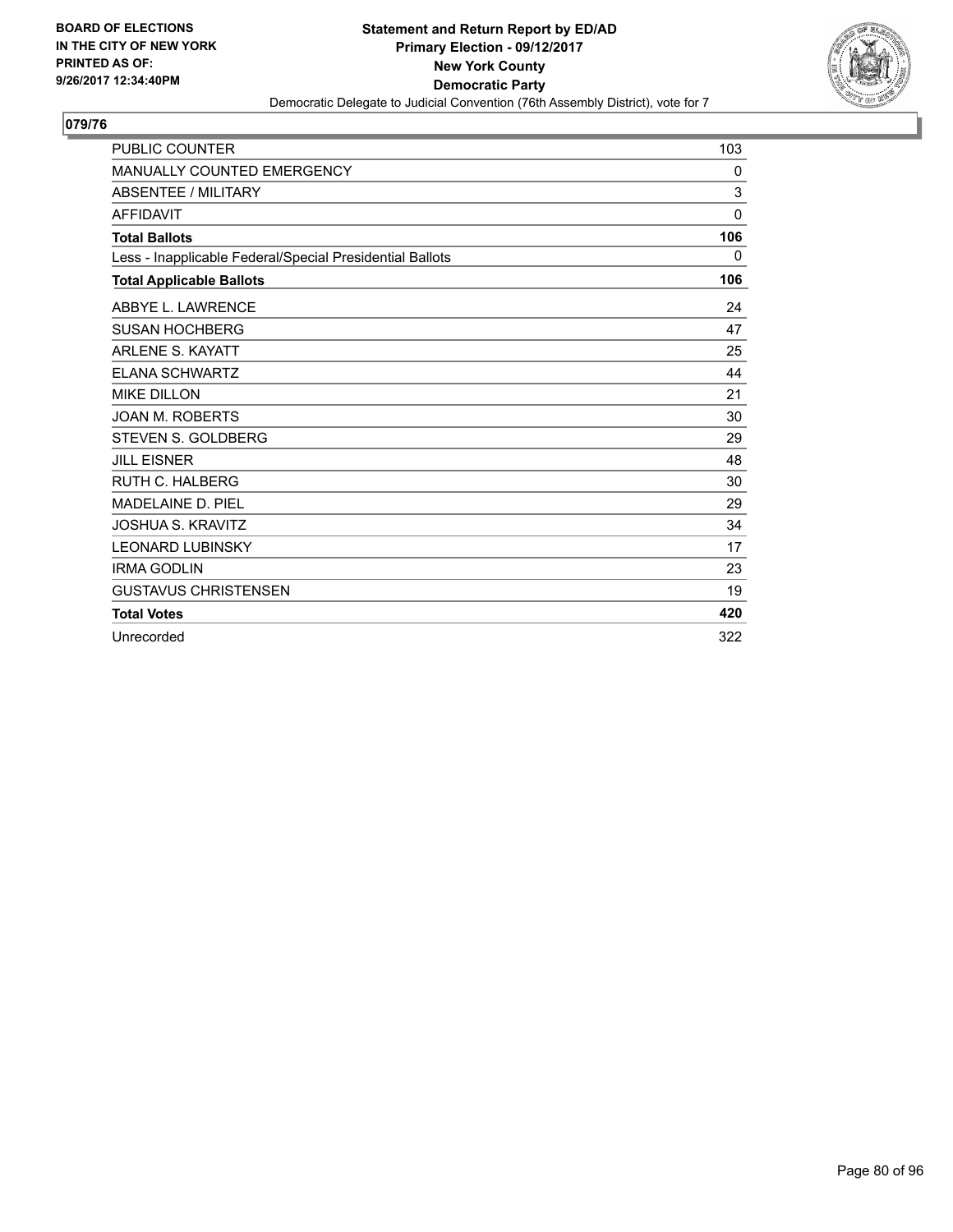**BOARD OF ELECTIONS IN THE CITY OF NEW YORK PRINTED AS OF: 9/26/2017 12:34:40PM**

**Statement and Return Report by ED/AD**
**Primary Election - 09/12/2017**
**New York County**
**Democratic Party**
Democratic Delegate to Judicial Convention (76th Assembly District), vote for 7

## 079/76

| | |
|---|---|
| PUBLIC COUNTER | 103 |
| MANUALLY COUNTED EMERGENCY | 0 |
| ABSENTEE / MILITARY | 3 |
| AFFIDAVIT | 0 |
| **Total Ballots** | **106** |
| Less - Inapplicable Federal/Special Presidential Ballots | 0 |
| **Total Applicable Ballots** | **106** |
| ABBYE L. LAWRENCE | 24 |
| SUSAN HOCHBERG | 47 |
| ARLENE S. KAYATT | 25 |
| ELANA SCHWARTZ | 44 |
| MIKE DILLON | 21 |
| JOAN M. ROBERTS | 30 |
| STEVEN S. GOLDBERG | 29 |
| JILL EISNER | 48 |
| RUTH C. HALBERG | 30 |
| MADELAINE D. PIEL | 29 |
| JOSHUA S. KRAVITZ | 34 |
| LEONARD LUBINSKY | 17 |
| IRMA GODLIN | 23 |
| GUSTAVUS CHRISTENSEN | 19 |
| **Total Votes** | **420** |
| Unrecorded | 322 |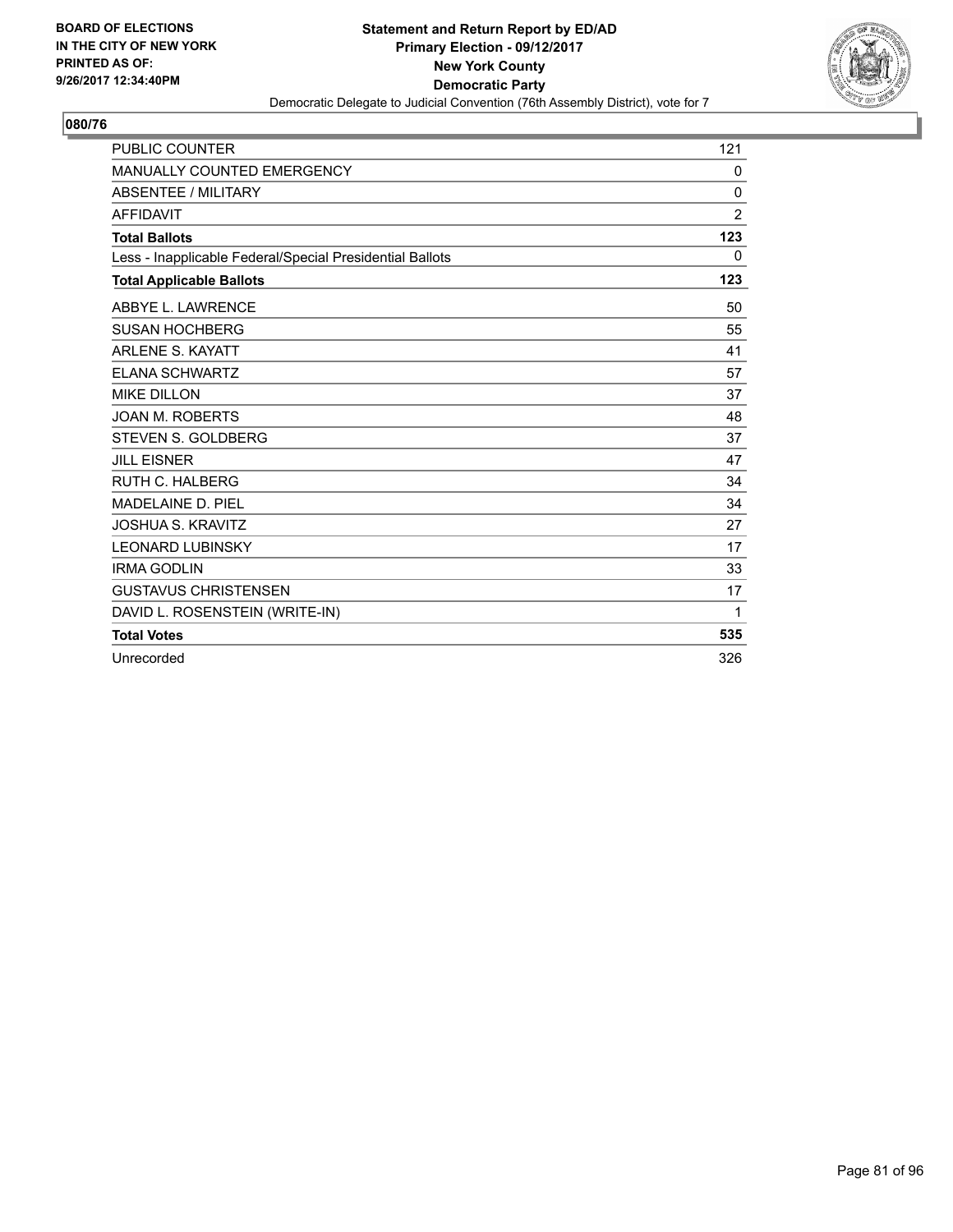BOARD OF ELECTIONS
IN THE CITY OF NEW YORK
PRINTED AS OF:
9/26/2017 12:34:40PM

**Statement and Return Report by ED/AD**
**Primary Election - 09/12/2017**
**New York County**
**Democratic Party**
Democratic Delegate to Judicial Convention (76th Assembly District), vote for 7

**080/76**

| | |
|---|---|
| PUBLIC COUNTER | 121 |
| MANUALLY COUNTED EMERGENCY | 0 |
| ABSENTEE / MILITARY | 0 |
| AFFIDAVIT | 2 |
| **Total Ballots** | **123** |
| Less - Inapplicable Federal/Special Presidential Ballots | 0 |
| **Total Applicable Ballots** | **123** |
| ABBYE L. LAWRENCE | 50 |
| SUSAN HOCHBERG | 55 |
| ARLENE S. KAYATT | 41 |
| ELANA SCHWARTZ | 57 |
| MIKE DILLON | 37 |
| JOAN M. ROBERTS | 48 |
| STEVEN S. GOLDBERG | 37 |
| JILL EISNER | 47 |
| RUTH C. HALBERG | 34 |
| MADELAINE D. PIEL | 34 |
| JOSHUA S. KRAVITZ | 27 |
| LEONARD LUBINSKY | 17 |
| IRMA GODLIN | 33 |
| GUSTAVUS CHRISTENSEN | 17 |
| DAVID L. ROSENSTEIN (WRITE-IN) | 1 |
| **Total Votes** | **535** |
| Unrecorded | 326 |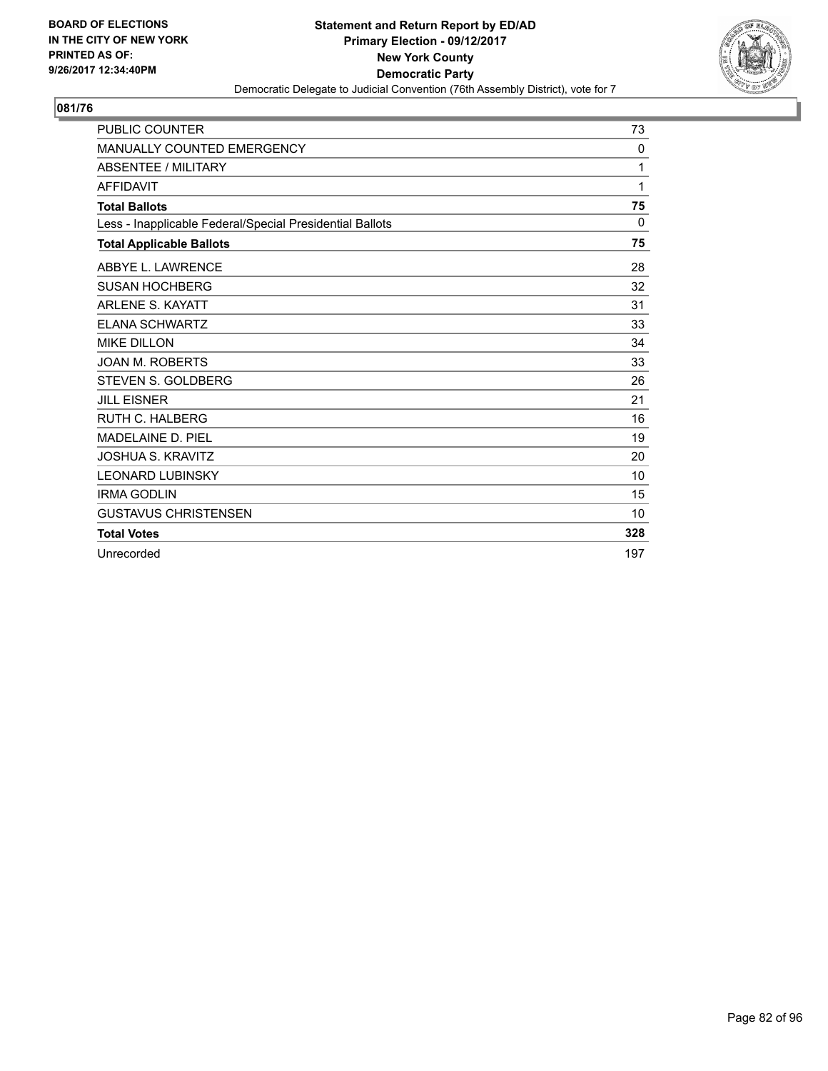BOARD OF ELECTIONS
IN THE CITY OF NEW YORK
PRINTED AS OF:
9/26/2017 12:34:40PM

**Statement and Return Report by ED/AD**
**Primary Election - 09/12/2017**
**New York County**
**Democratic Party**
Democratic Delegate to Judicial Convention (76th Assembly District), vote for 7

## 081/76

| | |
|---|---|
| PUBLIC COUNTER | 73 |
| MANUALLY COUNTED EMERGENCY | 0 |
| ABSENTEE / MILITARY | 1 |
| AFFIDAVIT | 1 |
| **Total Ballots** | **75** |
| Less - Inapplicable Federal/Special Presidential Ballots | 0 |
| **Total Applicable Ballots** | **75** |
| ABBYE L. LAWRENCE | 28 |
| SUSAN HOCHBERG | 32 |
| ARLENE S. KAYATT | 31 |
| ELANA SCHWARTZ | 33 |
| MIKE DILLON | 34 |
| JOAN M. ROBERTS | 33 |
| STEVEN S. GOLDBERG | 26 |
| JILL EISNER | 21 |
| RUTH C. HALBERG | 16 |
| MADELAINE D. PIEL | 19 |
| JOSHUA S. KRAVITZ | 20 |
| LEONARD LUBINSKY | 10 |
| IRMA GODLIN | 15 |
| GUSTAVUS CHRISTENSEN | 10 |
| **Total Votes** | **328** |
| Unrecorded | 197 |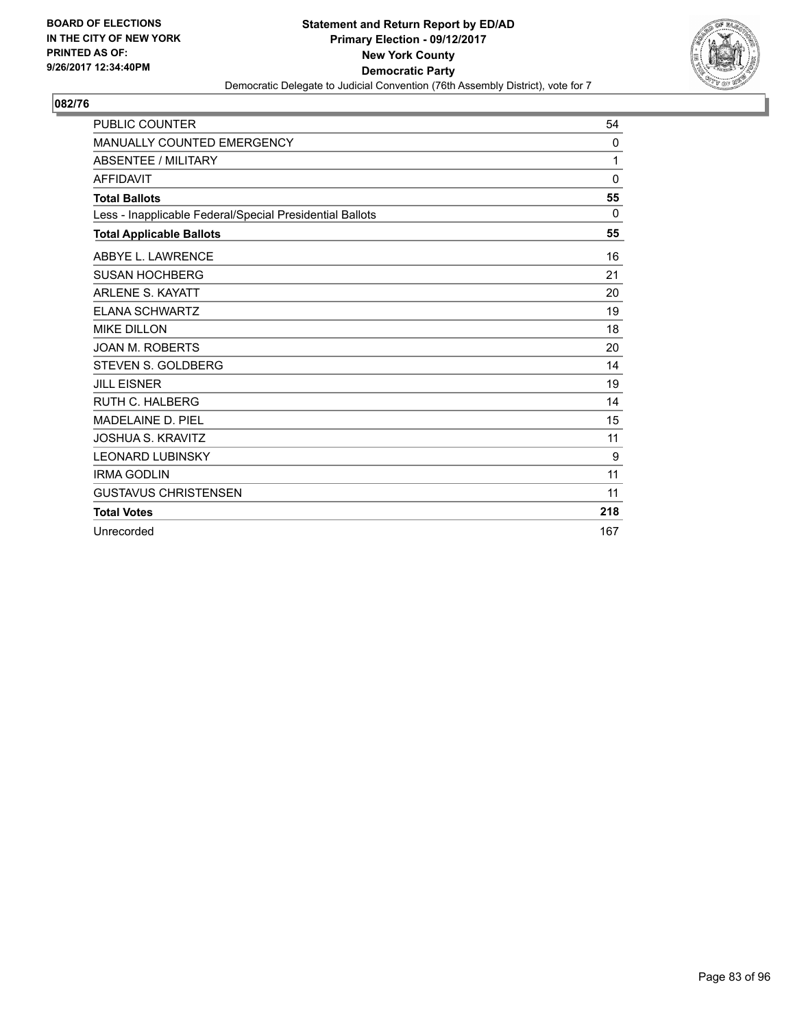BOARD OF ELECTIONS
IN THE CITY OF NEW YORK
PRINTED AS OF:
9/26/2017 12:34:40PM

**Statement and Return Report by ED/AD**
**Primary Election - 09/12/2017**
**New York County**
**Democratic Party**
Democratic Delegate to Judicial Convention (76th Assembly District), vote for 7

## 082/76

| | |
|---|---|
| PUBLIC COUNTER | 54 |
| MANUALLY COUNTED EMERGENCY | 0 |
| ABSENTEE / MILITARY | 1 |
| AFFIDAVIT | 0 |
| **Total Ballots** | **55** |
| Less - Inapplicable Federal/Special Presidential Ballots | 0 |
| **Total Applicable Ballots** | **55** |
| ABBYE L. LAWRENCE | 16 |
| SUSAN HOCHBERG | 21 |
| ARLENE S. KAYATT | 20 |
| ELANA SCHWARTZ | 19 |
| MIKE DILLON | 18 |
| JOAN M. ROBERTS | 20 |
| STEVEN S. GOLDBERG | 14 |
| JILL EISNER | 19 |
| RUTH C. HALBERG | 14 |
| MADELAINE D. PIEL | 15 |
| JOSHUA S. KRAVITZ | 11 |
| LEONARD LUBINSKY | 9 |
| IRMA GODLIN | 11 |
| GUSTAVUS CHRISTENSEN | 11 |
| **Total Votes** | **218** |
| Unrecorded | 167 |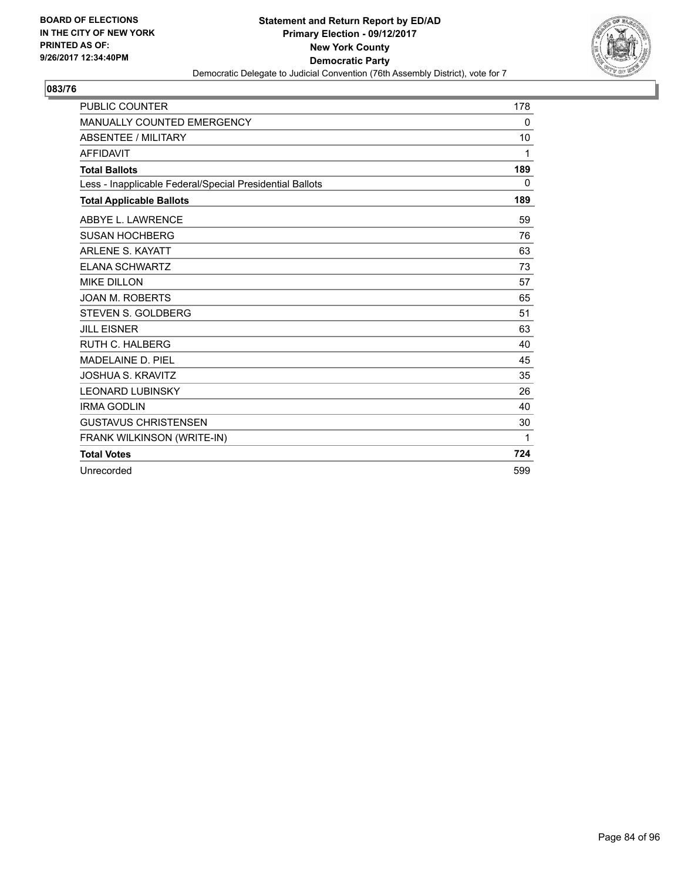BOARD OF ELECTIONS
IN THE CITY OF NEW YORK
PRINTED AS OF:
9/26/2017 12:34:40PM

**Statement and Return Report by ED/AD**
**Primary Election - 09/12/2017**
**New York County**
**Democratic Party**
Democratic Delegate to Judicial Convention (76th Assembly District), vote for 7

## 083/76

| | |
|---|---|
| PUBLIC COUNTER | 178 |
| MANUALLY COUNTED EMERGENCY | 0 |
| ABSENTEE / MILITARY | 10 |
| AFFIDAVIT | 1 |
| **Total Ballots** | **189** |
| Less - Inapplicable Federal/Special Presidential Ballots | 0 |
| **Total Applicable Ballots** | **189** |
| ABBYE L. LAWRENCE | 59 |
| SUSAN HOCHBERG | 76 |
| ARLENE S. KAYATT | 63 |
| ELANA SCHWARTZ | 73 |
| MIKE DILLON | 57 |
| JOAN M. ROBERTS | 65 |
| STEVEN S. GOLDBERG | 51 |
| JILL EISNER | 63 |
| RUTH C. HALBERG | 40 |
| MADELAINE D. PIEL | 45 |
| JOSHUA S. KRAVITZ | 35 |
| LEONARD LUBINSKY | 26 |
| IRMA GODLIN | 40 |
| GUSTAVUS CHRISTENSEN | 30 |
| FRANK WILKINSON (WRITE-IN) | 1 |
| **Total Votes** | **724** |
| Unrecorded | 599 |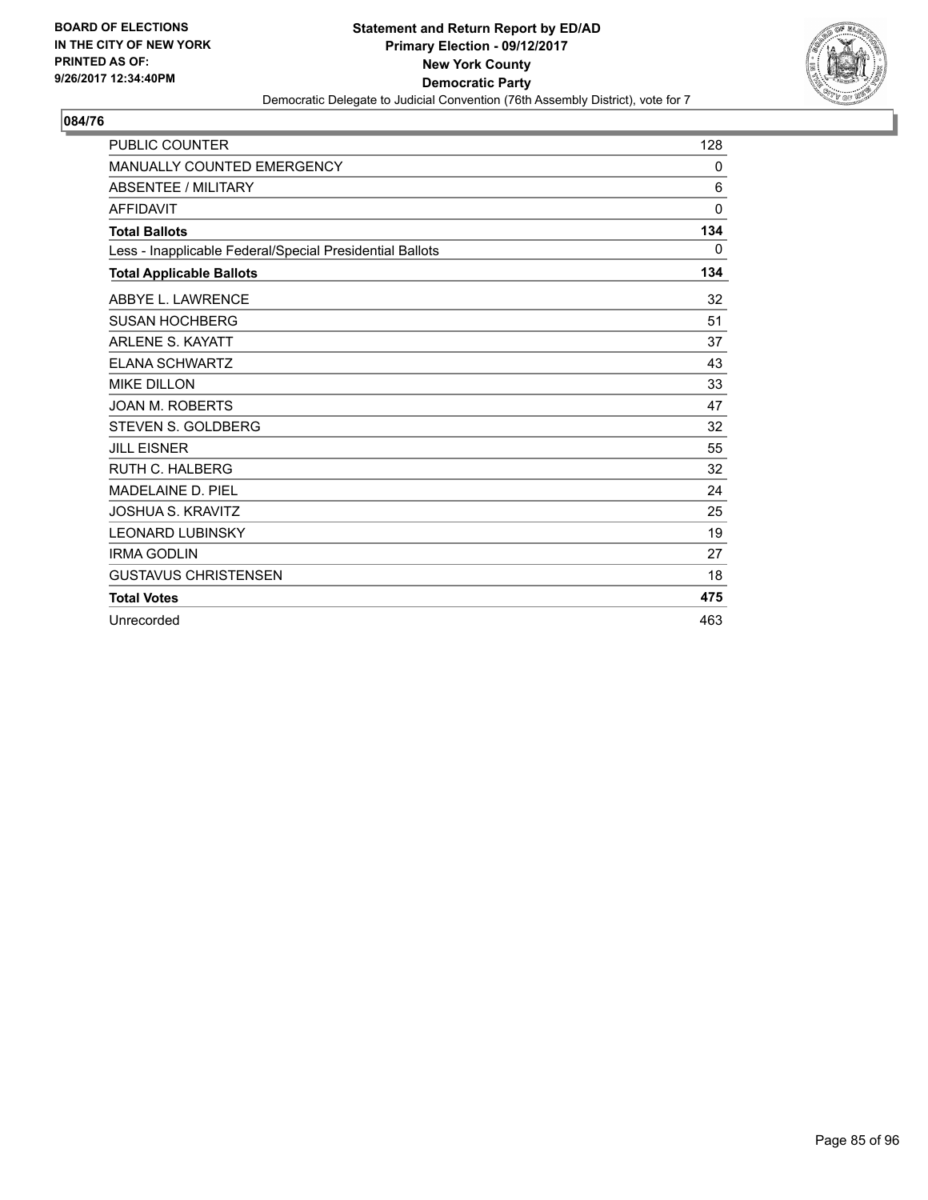BOARD OF ELECTIONS
IN THE CITY OF NEW YORK
PRINTED AS OF:
9/26/2017 12:34:40PM

**Statement and Return Report by ED/AD**
**Primary Election - 09/12/2017**
**New York County**
**Democratic Party**
Democratic Delegate to Judicial Convention (76th Assembly District), vote for 7

## 084/76

| | |
|---|---|
| PUBLIC COUNTER | 128 |
| MANUALLY COUNTED EMERGENCY | 0 |
| ABSENTEE / MILITARY | 6 |
| AFFIDAVIT | 0 |
| **Total Ballots** | **134** |
| Less - Inapplicable Federal/Special Presidential Ballots | 0 |
| **Total Applicable Ballots** | **134** |
| ABBYE L. LAWRENCE | 32 |
| SUSAN HOCHBERG | 51 |
| ARLENE S. KAYATT | 37 |
| ELANA SCHWARTZ | 43 |
| MIKE DILLON | 33 |
| JOAN M. ROBERTS | 47 |
| STEVEN S. GOLDBERG | 32 |
| JILL EISNER | 55 |
| RUTH C. HALBERG | 32 |
| MADELAINE D. PIEL | 24 |
| JOSHUA S. KRAVITZ | 25 |
| LEONARD LUBINSKY | 19 |
| IRMA GODLIN | 27 |
| GUSTAVUS CHRISTENSEN | 18 |
| **Total Votes** | **475** |
| Unrecorded | 463 |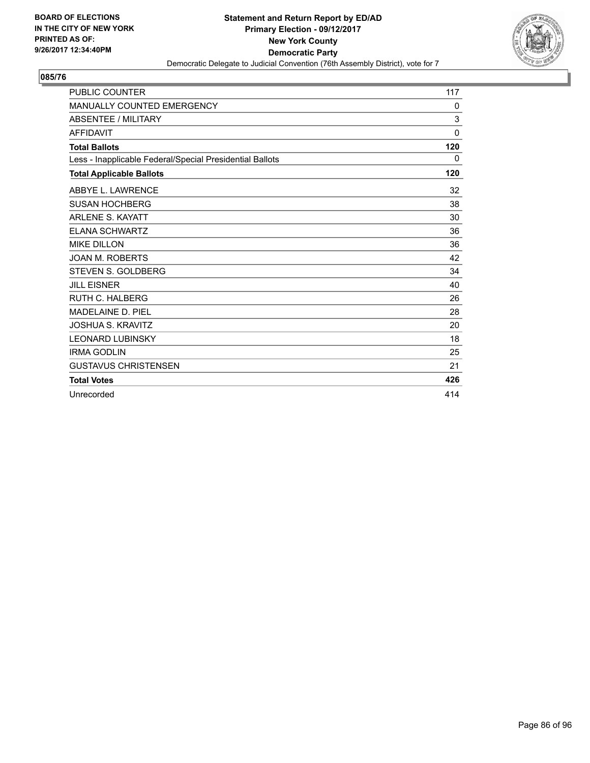**BOARD OF ELECTIONS IN THE CITY OF NEW YORK PRINTED AS OF: 9/26/2017 12:34:40PM**

**Statement and Return Report by ED/AD**
**Primary Election - 09/12/2017**
**New York County**
**Democratic Party**
Democratic Delegate to Judicial Convention (76th Assembly District), vote for 7

## 085/76

| | |
|---|---|
| PUBLIC COUNTER | 117 |
| MANUALLY COUNTED EMERGENCY | 0 |
| ABSENTEE / MILITARY | 3 |
| AFFIDAVIT | 0 |
| **Total Ballots** | **120** |
| Less - Inapplicable Federal/Special Presidential Ballots | 0 |
| **Total Applicable Ballots** | **120** |
| ABBYE L. LAWRENCE | 32 |
| SUSAN HOCHBERG | 38 |
| ARLENE S. KAYATT | 30 |
| ELANA SCHWARTZ | 36 |
| MIKE DILLON | 36 |
| JOAN M. ROBERTS | 42 |
| STEVEN S. GOLDBERG | 34 |
| JILL EISNER | 40 |
| RUTH C. HALBERG | 26 |
| MADELAINE D. PIEL | 28 |
| JOSHUA S. KRAVITZ | 20 |
| LEONARD LUBINSKY | 18 |
| IRMA GODLIN | 25 |
| GUSTAVUS CHRISTENSEN | 21 |
| **Total Votes** | **426** |
| Unrecorded | 414 |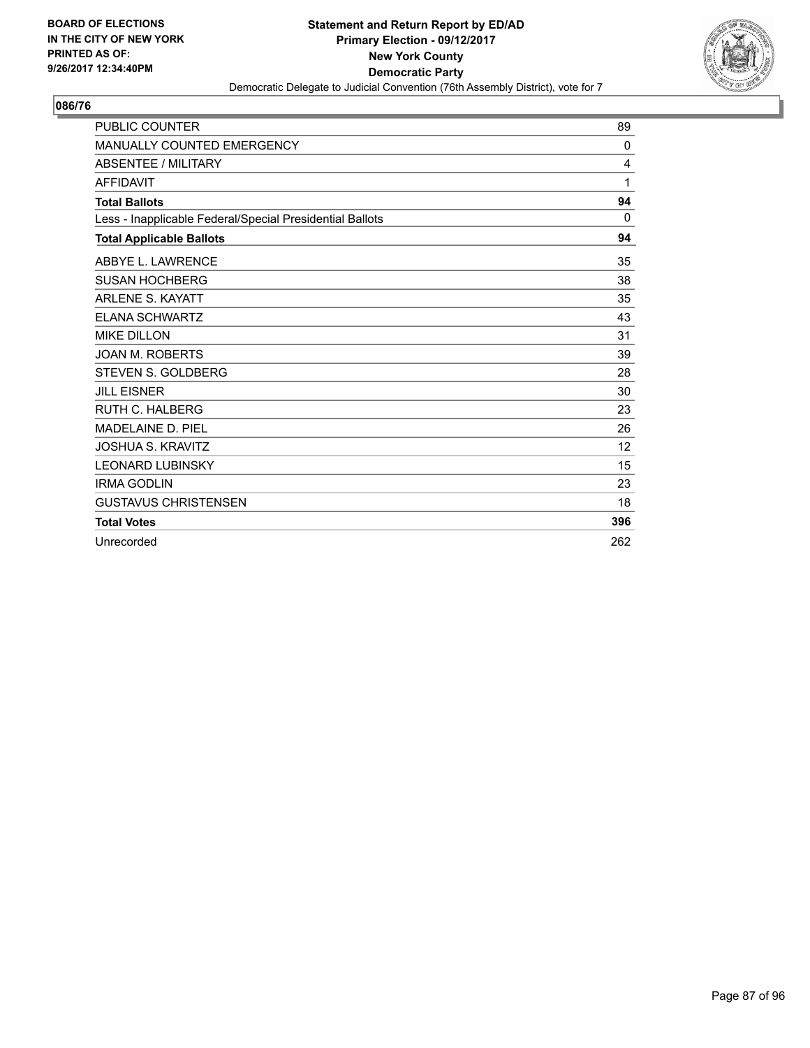BOARD OF ELECTIONS
IN THE CITY OF NEW YORK
PRINTED AS OF:
9/26/2017 12:34:40PM

**Statement and Return Report by ED/AD**
**Primary Election - 09/12/2017**
**New York County**
**Democratic Party**
Democratic Delegate to Judicial Convention (76th Assembly District), vote for 7

## 086/76

| | |
|---|---|
| PUBLIC COUNTER | 89 |
| MANUALLY COUNTED EMERGENCY | 0 |
| ABSENTEE / MILITARY | 4 |
| AFFIDAVIT | 1 |
| **Total Ballots** | **94** |
| Less - Inapplicable Federal/Special Presidential Ballots | 0 |
| **Total Applicable Ballots** | **94** |
| ABBYE L. LAWRENCE | 35 |
| SUSAN HOCHBERG | 38 |
| ARLENE S. KAYATT | 35 |
| ELANA SCHWARTZ | 43 |
| MIKE DILLON | 31 |
| JOAN M. ROBERTS | 39 |
| STEVEN S. GOLDBERG | 28 |
| JILL EISNER | 30 |
| RUTH C. HALBERG | 23 |
| MADELAINE D. PIEL | 26 |
| JOSHUA S. KRAVITZ | 12 |
| LEONARD LUBINSKY | 15 |
| IRMA GODLIN | 23 |
| GUSTAVUS CHRISTENSEN | 18 |
| **Total Votes** | **396** |
| Unrecorded | 262 |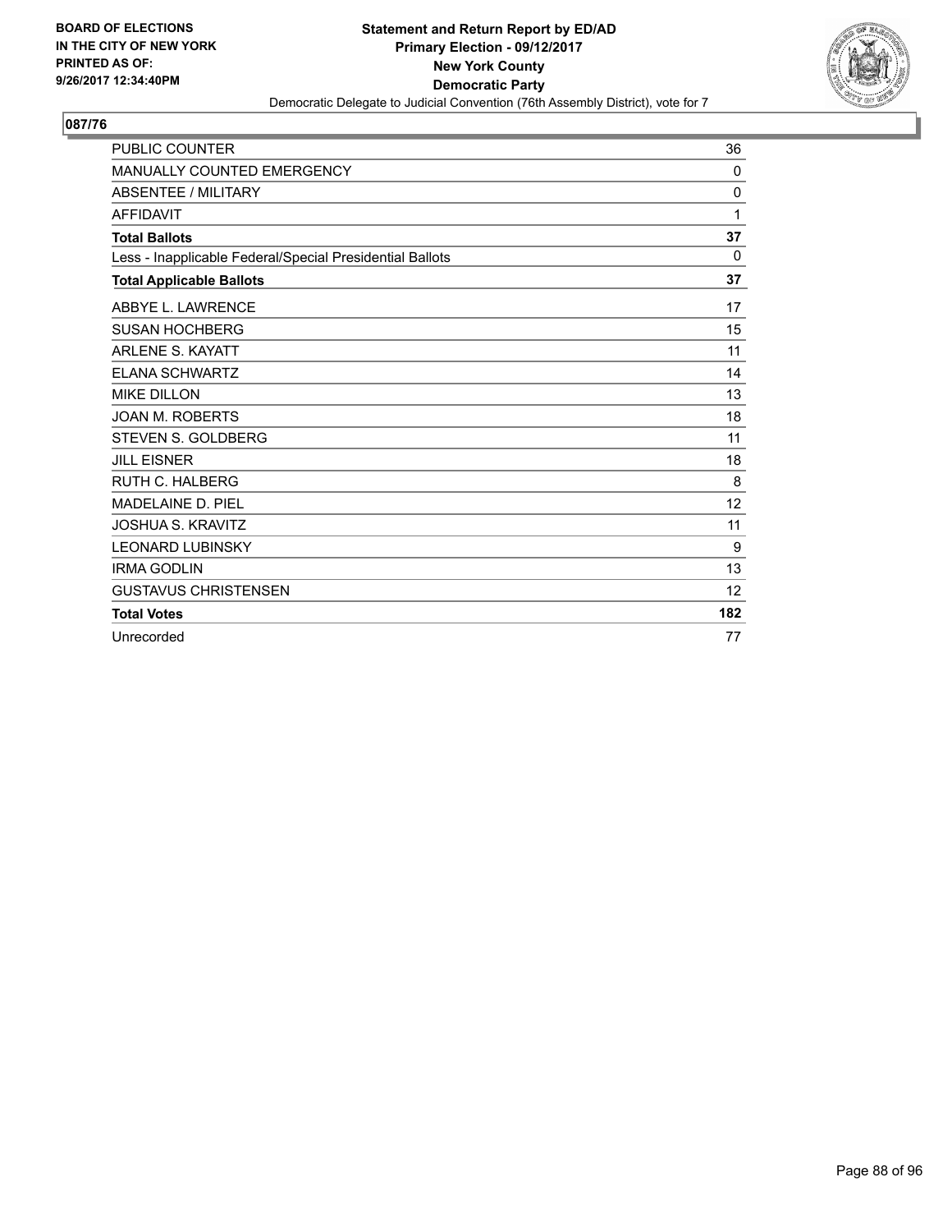BOARD OF ELECTIONS
IN THE CITY OF NEW YORK
PRINTED AS OF:
9/26/2017 12:34:40PM

**Statement and Return Report by ED/AD**
**Primary Election - 09/12/2017**
**New York County**
**Democratic Party**
Democratic Delegate to Judicial Convention (76th Assembly District), vote for 7

## 087/76

| | |
|---|---|
| PUBLIC COUNTER | 36 |
| MANUALLY COUNTED EMERGENCY | 0 |
| ABSENTEE / MILITARY | 0 |
| AFFIDAVIT | 1 |
| **Total Ballots** | **37** |
| Less - Inapplicable Federal/Special Presidential Ballots | 0 |
| **Total Applicable Ballots** | **37** |
| ABBYE L. LAWRENCE | 17 |
| SUSAN HOCHBERG | 15 |
| ARLENE S. KAYATT | 11 |
| ELANA SCHWARTZ | 14 |
| MIKE DILLON | 13 |
| JOAN M. ROBERTS | 18 |
| STEVEN S. GOLDBERG | 11 |
| JILL EISNER | 18 |
| RUTH C. HALBERG | 8 |
| MADELAINE D. PIEL | 12 |
| JOSHUA S. KRAVITZ | 11 |
| LEONARD LUBINSKY | 9 |
| IRMA GODLIN | 13 |
| GUSTAVUS CHRISTENSEN | 12 |
| **Total Votes** | **182** |
| Unrecorded | 77 |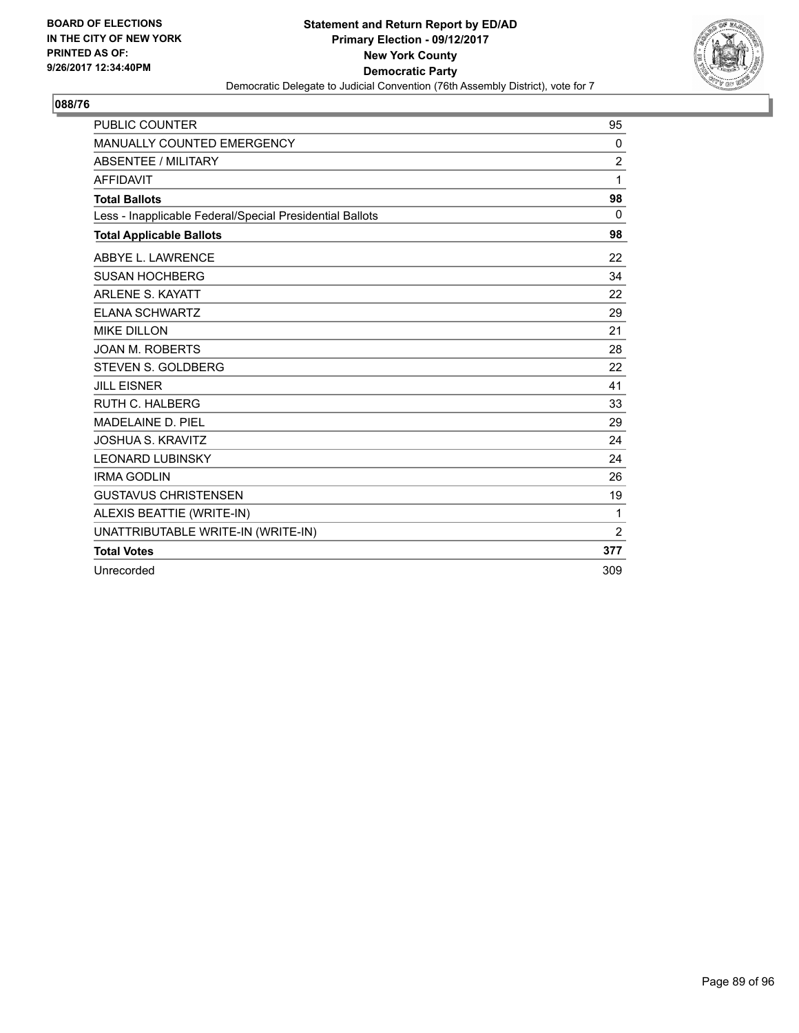BOARD OF ELECTIONS
IN THE CITY OF NEW YORK
PRINTED AS OF:
9/26/2017 12:34:40PM

**Statement and Return Report by ED/AD**
**Primary Election - 09/12/2017**
**New York County**
**Democratic Party**
Democratic Delegate to Judicial Convention (76th Assembly District), vote for 7

## 088/76

| | |
|---|---|
| PUBLIC COUNTER | 95 |
| MANUALLY COUNTED EMERGENCY | 0 |
| ABSENTEE / MILITARY | 2 |
| AFFIDAVIT | 1 |
| **Total Ballots** | **98** |
| Less - Inapplicable Federal/Special Presidential Ballots | 0 |
| **Total Applicable Ballots** | **98** |
| ABBYE L. LAWRENCE | 22 |
| SUSAN HOCHBERG | 34 |
| ARLENE S. KAYATT | 22 |
| ELANA SCHWARTZ | 29 |
| MIKE DILLON | 21 |
| JOAN M. ROBERTS | 28 |
| STEVEN S. GOLDBERG | 22 |
| JILL EISNER | 41 |
| RUTH C. HALBERG | 33 |
| MADELAINE D. PIEL | 29 |
| JOSHUA S. KRAVITZ | 24 |
| LEONARD LUBINSKY | 24 |
| IRMA GODLIN | 26 |
| GUSTAVUS CHRISTENSEN | 19 |
| ALEXIS BEATTIE (WRITE-IN) | 1 |
| UNATTRIBUTABLE WRITE-IN (WRITE-IN) | 2 |
| **Total Votes** | **377** |
| Unrecorded | 309 |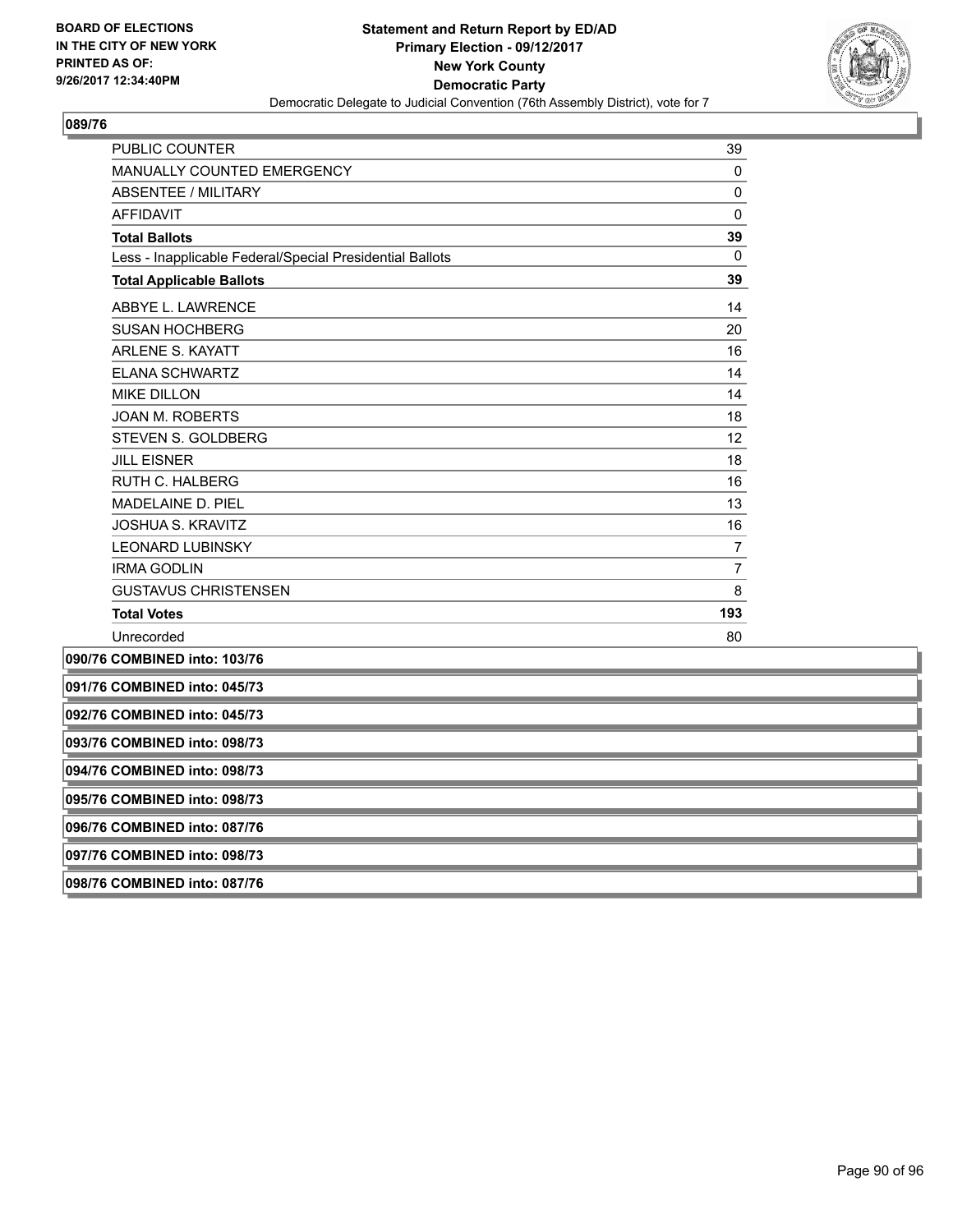## 089/76

| | |
|---|---|
| PUBLIC COUNTER | 39 |
| MANUALLY COUNTED EMERGENCY | 0 |
| ABSENTEE / MILITARY | 0 |
| AFFIDAVIT | 0 |
| **Total Ballots** | **39** |
| Less - Inapplicable Federal/Special Presidential Ballots | 0 |
| **Total Applicable Ballots** | **39** |
| ABBYE L. LAWRENCE | 14 |
| SUSAN HOCHBERG | 20 |
| ARLENE S. KAYATT | 16 |
| ELANA SCHWARTZ | 14 |
| MIKE DILLON | 14 |
| JOAN M. ROBERTS | 18 |
| STEVEN S. GOLDBERG | 12 |
| JILL EISNER | 18 |
| RUTH C. HALBERG | 16 |
| MADELAINE D. PIEL | 13 |
| JOSHUA S. KRAVITZ | 16 |
| LEONARD LUBINSKY | 7 |
| IRMA GODLIN | 7 |
| GUSTAVUS CHRISTENSEN | 8 |
| **Total Votes** | **193** |
| Unrecorded | 80 |

**090/76 COMBINED into: 103/76**

**091/76 COMBINED into: 045/73**

**092/76 COMBINED into: 045/73**

**093/76 COMBINED into: 098/73**

**094/76 COMBINED into: 098/73**

**095/76 COMBINED into: 098/73**

**096/76 COMBINED into: 087/76**

**097/76 COMBINED into: 098/73**

**098/76 COMBINED into: 087/76**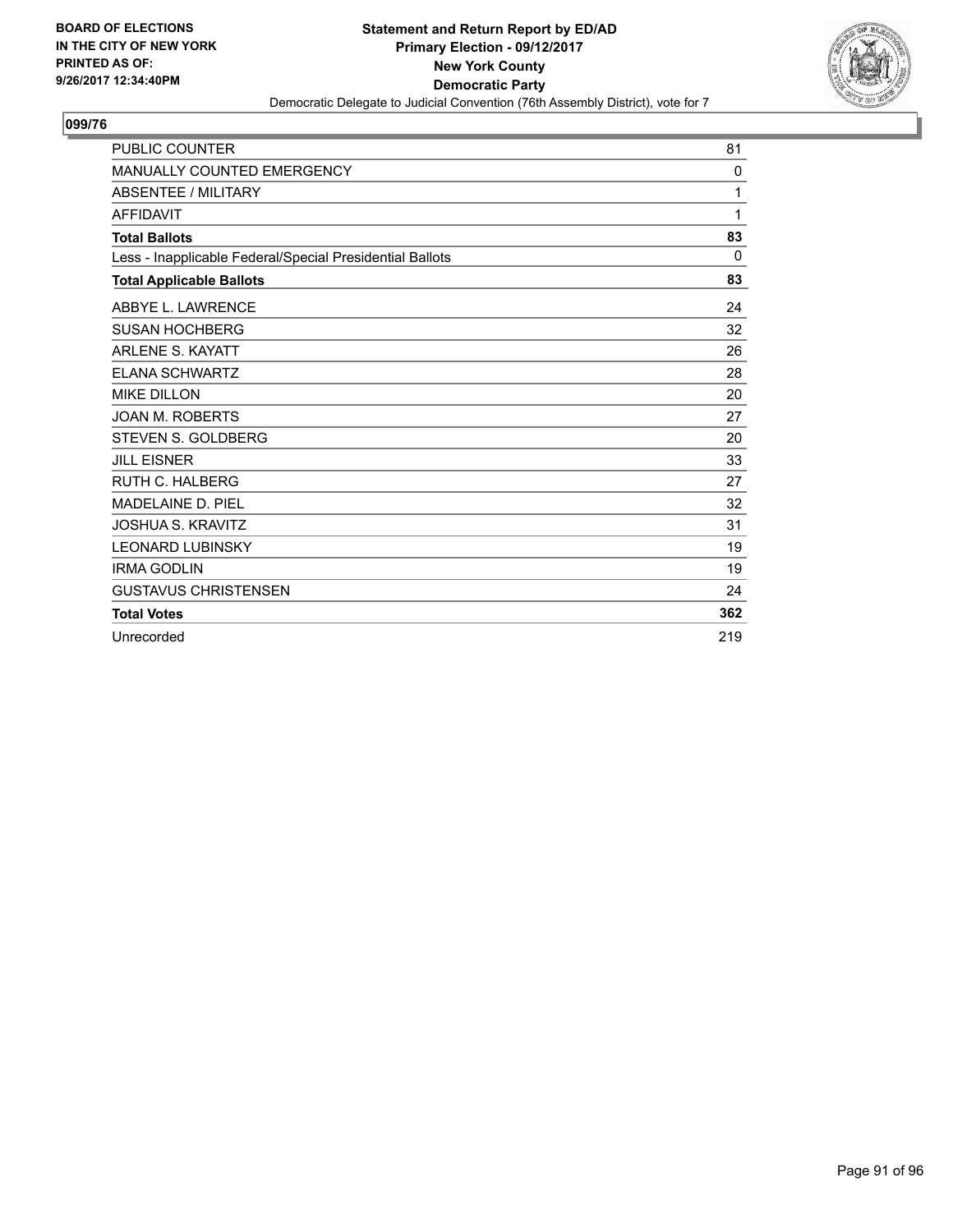**BOARD OF ELECTIONS IN THE CITY OF NEW YORK PRINTED AS OF: 9/26/2017 12:34:40PM**

**Statement and Return Report by ED/AD**
**Primary Election - 09/12/2017**
**New York County**
**Democratic Party**
Democratic Delegate to Judicial Convention (76th Assembly District), vote for 7

## 099/76

| | |
|---|---|
| PUBLIC COUNTER | 81 |
| MANUALLY COUNTED EMERGENCY | 0 |
| ABSENTEE / MILITARY | 1 |
| AFFIDAVIT | 1 |
| **Total Ballots** | **83** |
| Less - Inapplicable Federal/Special Presidential Ballots | 0 |
| **Total Applicable Ballots** | **83** |
| ABBYE L. LAWRENCE | 24 |
| SUSAN HOCHBERG | 32 |
| ARLENE S. KAYATT | 26 |
| ELANA SCHWARTZ | 28 |
| MIKE DILLON | 20 |
| JOAN M. ROBERTS | 27 |
| STEVEN S. GOLDBERG | 20 |
| JILL EISNER | 33 |
| RUTH C. HALBERG | 27 |
| MADELAINE D. PIEL | 32 |
| JOSHUA S. KRAVITZ | 31 |
| LEONARD LUBINSKY | 19 |
| IRMA GODLIN | 19 |
| GUSTAVUS CHRISTENSEN | 24 |
| **Total Votes** | **362** |
| Unrecorded | 219 |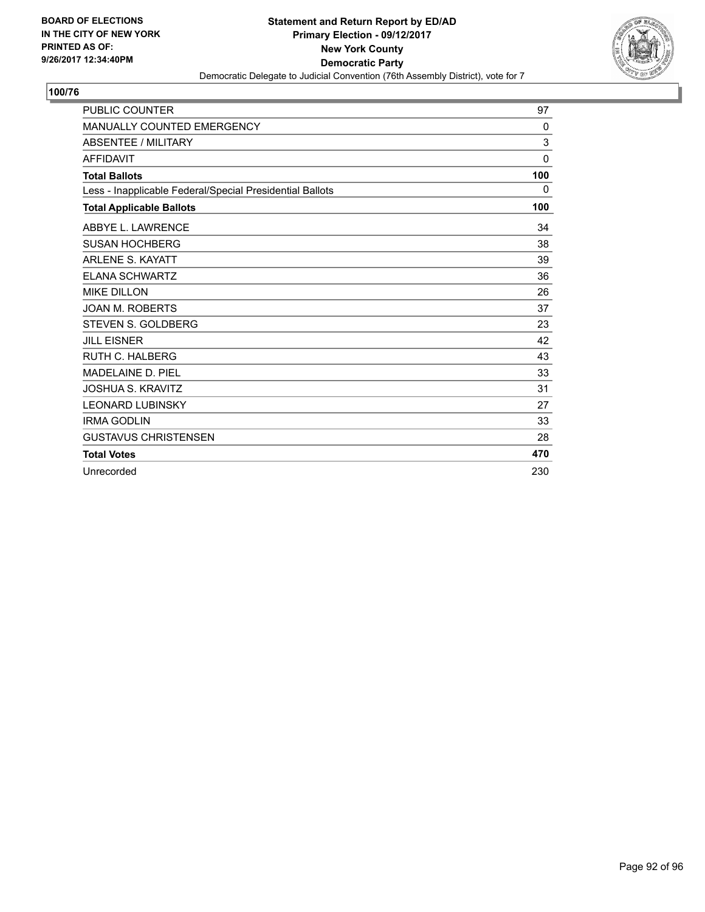**BOARD OF ELECTIONS IN THE CITY OF NEW YORK PRINTED AS OF: 9/26/2017 12:34:40PM**

**Statement and Return Report by ED/AD**
**Primary Election - 09/12/2017**
**New York County**
**Democratic Party**
Democratic Delegate to Judicial Convention (76th Assembly District), vote for 7

## 100/76

| | |
|---|---|
| PUBLIC COUNTER | 97 |
| MANUALLY COUNTED EMERGENCY | 0 |
| ABSENTEE / MILITARY | 3 |
| AFFIDAVIT | 0 |
| **Total Ballots** | **100** |
| Less - Inapplicable Federal/Special Presidential Ballots | 0 |
| **Total Applicable Ballots** | **100** |
| ABBYE L. LAWRENCE | 34 |
| SUSAN HOCHBERG | 38 |
| ARLENE S. KAYATT | 39 |
| ELANA SCHWARTZ | 36 |
| MIKE DILLON | 26 |
| JOAN M. ROBERTS | 37 |
| STEVEN S. GOLDBERG | 23 |
| JILL EISNER | 42 |
| RUTH C. HALBERG | 43 |
| MADELAINE D. PIEL | 33 |
| JOSHUA S. KRAVITZ | 31 |
| LEONARD LUBINSKY | 27 |
| IRMA GODLIN | 33 |
| GUSTAVUS CHRISTENSEN | 28 |
| **Total Votes** | **470** |
| Unrecorded | 230 |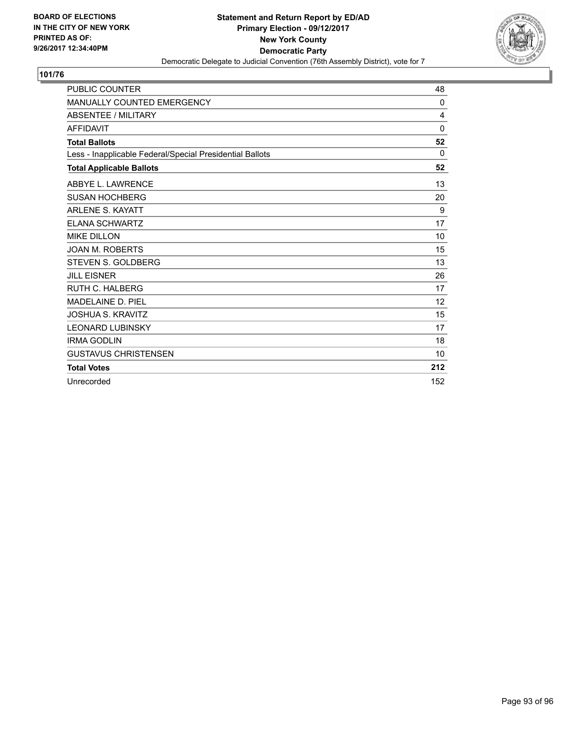BOARD OF ELECTIONS
IN THE CITY OF NEW YORK
PRINTED AS OF:
9/26/2017 12:34:40PM

**Statement and Return Report by ED/AD**
**Primary Election - 09/12/2017**
**New York County**
**Democratic Party**
Democratic Delegate to Judicial Convention (76th Assembly District), vote for 7

## 101/76

| | |
|---|---|
| PUBLIC COUNTER | 48 |
| MANUALLY COUNTED EMERGENCY | 0 |
| ABSENTEE / MILITARY | 4 |
| AFFIDAVIT | 0 |
| **Total Ballots** | **52** |
| Less - Inapplicable Federal/Special Presidential Ballots | 0 |
| **Total Applicable Ballots** | **52** |
| ABBYE L. LAWRENCE | 13 |
| SUSAN HOCHBERG | 20 |
| ARLENE S. KAYATT | 9 |
| ELANA SCHWARTZ | 17 |
| MIKE DILLON | 10 |
| JOAN M. ROBERTS | 15 |
| STEVEN S. GOLDBERG | 13 |
| JILL EISNER | 26 |
| RUTH C. HALBERG | 17 |
| MADELAINE D. PIEL | 12 |
| JOSHUA S. KRAVITZ | 15 |
| LEONARD LUBINSKY | 17 |
| IRMA GODLIN | 18 |
| GUSTAVUS CHRISTENSEN | 10 |
| **Total Votes** | **212** |
| Unrecorded | 152 |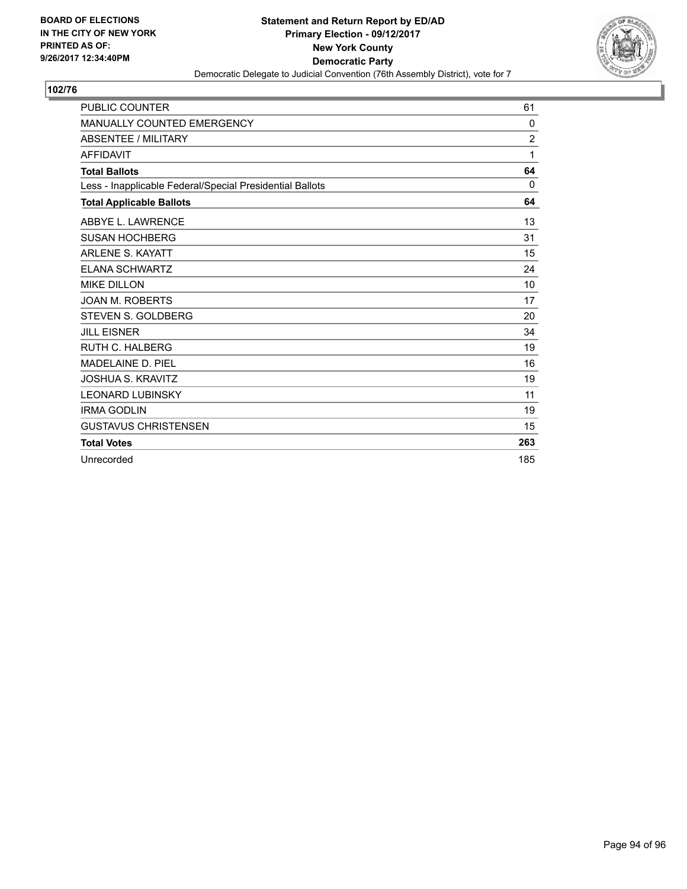**BOARD OF ELECTIONS IN THE CITY OF NEW YORK PRINTED AS OF: 9/26/2017 12:34:40PM**

**Statement and Return Report by ED/AD**
**Primary Election - 09/12/2017**
**New York County**
**Democratic Party**
Democratic Delegate to Judicial Convention (76th Assembly District), vote for 7

## 102/76

| | |
|---|---|
| PUBLIC COUNTER | 61 |
| MANUALLY COUNTED EMERGENCY | 0 |
| ABSENTEE / MILITARY | 2 |
| AFFIDAVIT | 1 |
| **Total Ballots** | **64** |
| Less - Inapplicable Federal/Special Presidential Ballots | 0 |
| **Total Applicable Ballots** | **64** |
| ABBYE L. LAWRENCE | 13 |
| SUSAN HOCHBERG | 31 |
| ARLENE S. KAYATT | 15 |
| ELANA SCHWARTZ | 24 |
| MIKE DILLON | 10 |
| JOAN M. ROBERTS | 17 |
| STEVEN S. GOLDBERG | 20 |
| JILL EISNER | 34 |
| RUTH C. HALBERG | 19 |
| MADELAINE D. PIEL | 16 |
| JOSHUA S. KRAVITZ | 19 |
| LEONARD LUBINSKY | 11 |
| IRMA GODLIN | 19 |
| GUSTAVUS CHRISTENSEN | 15 |
| **Total Votes** | **263** |
| Unrecorded | 185 |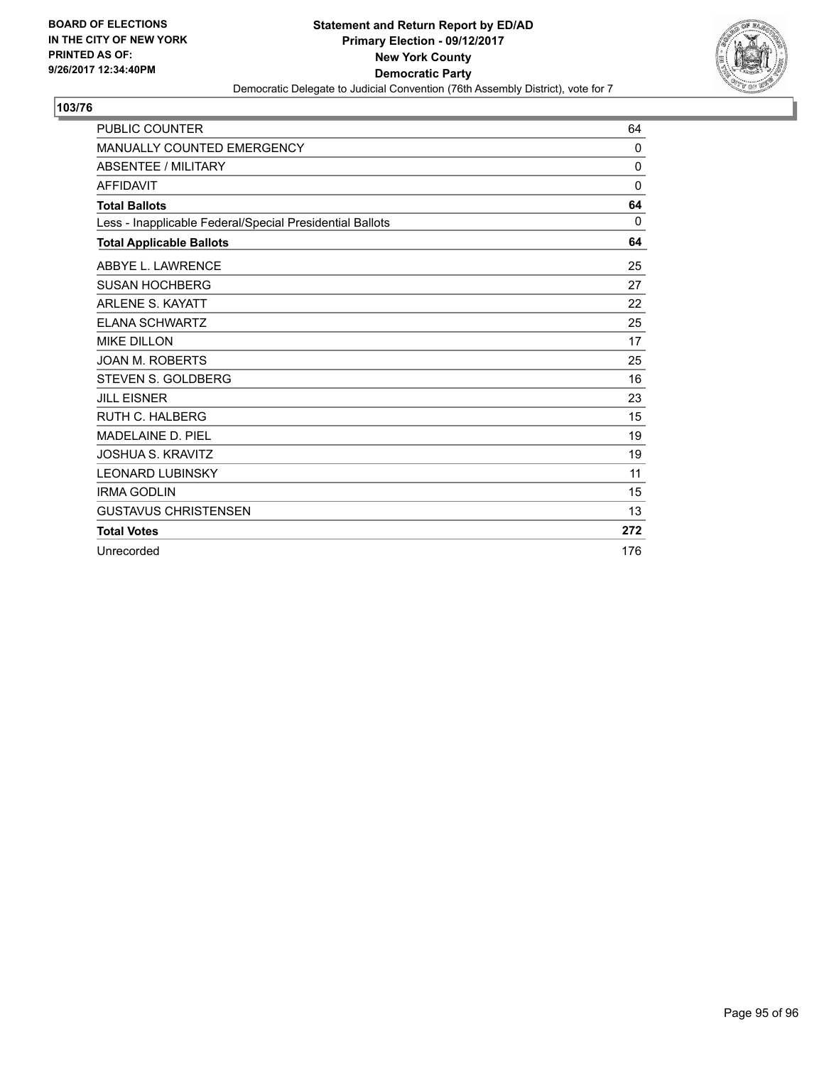BOARD OF ELECTIONS
IN THE CITY OF NEW YORK
PRINTED AS OF:
9/26/2017 12:34:40PM

**Statement and Return Report by ED/AD**
**Primary Election - 09/12/2017**
**New York County**
**Democratic Party**
Democratic Delegate to Judicial Convention (76th Assembly District), vote for 7

## 103/76

| | |
|---|---|
| PUBLIC COUNTER | 64 |
| MANUALLY COUNTED EMERGENCY | 0 |
| ABSENTEE / MILITARY | 0 |
| AFFIDAVIT | 0 |
| **Total Ballots** | **64** |
| Less - Inapplicable Federal/Special Presidential Ballots | 0 |
| **Total Applicable Ballots** | **64** |
| ABBYE L. LAWRENCE | 25 |
| SUSAN HOCHBERG | 27 |
| ARLENE S. KAYATT | 22 |
| ELANA SCHWARTZ | 25 |
| MIKE DILLON | 17 |
| JOAN M. ROBERTS | 25 |
| STEVEN S. GOLDBERG | 16 |
| JILL EISNER | 23 |
| RUTH C. HALBERG | 15 |
| MADELAINE D. PIEL | 19 |
| JOSHUA S. KRAVITZ | 19 |
| LEONARD LUBINSKY | 11 |
| IRMA GODLIN | 15 |
| GUSTAVUS CHRISTENSEN | 13 |
| **Total Votes** | **272** |
| Unrecorded | 176 |